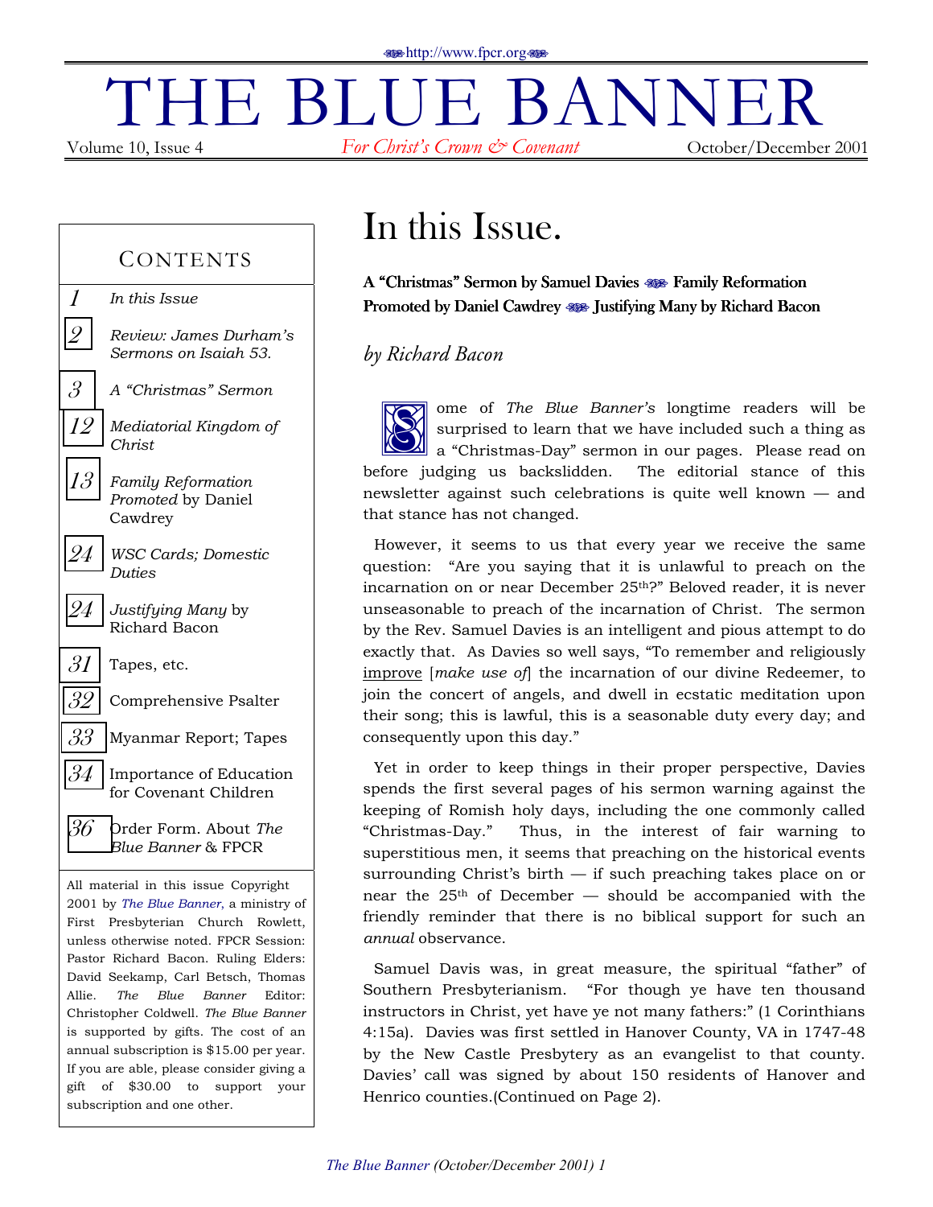http://www.fpcr.org

# THE BLUE BANNER

Volume 10, Issue 4 — *For Christ's Crown & Covenant* — October/December 2001

## CONTENTS

| | |
|---|---|
| 1 | *In this Issue* |
| 2 | *Review: James Durham's Sermons on Isaiah 53.* |
| 3 | *A "Christmas" Sermon* |
| 12 | *Mediatorial Kingdom of Christ* |
| 13 | *Family Reformation Promoted* by Daniel Cawdrey |
| 24 | *WSC Cards; Domestic Duties* |
| 24 | *Justifying Many* by Richard Bacon |
| 31 | Tapes, etc. |
| 32 | Comprehensive Psalter |
| 33 | Myanmar Report; Tapes |
| 34 | Importance of Education for Covenant Children |
| 36 | Order Form. About *The Blue Banner* & FPCR |

All material in this issue Copyright 2001 by *The Blue Banner*, a ministry of First Presbyterian Church Rowlett, unless otherwise noted. FPCR Session: Pastor Richard Bacon. Ruling Elders: David Seekamp, Carl Betsch, Thomas Allie. *The Blue Banner* Editor: Christopher Coldwell. *The Blue Banner* is supported by gifts. The cost of an annual subscription is $15.00 per year. If you are able, please consider giving a gift of $30.00 to support your subscription and one other.

# In this Issue.

**A "Christmas" Sermon by Samuel Davies — Family Reformation Promoted by Daniel Cawdrey — Justifying Many by Richard Bacon**

*by Richard Bacon*

Some of *The Blue Banner's* longtime readers will be surprised to learn that we have included such a thing as a "Christmas-Day" sermon in our pages. Please read on before judging us backslidden. The editorial stance of this newsletter against such celebrations is quite well known — and that stance has not changed.

However, it seems to us that every year we receive the same question: "Are you saying that it is unlawful to preach on the incarnation on or near December 25th?" Beloved reader, it is never unseasonable to preach of the incarnation of Christ. The sermon by the Rev. Samuel Davies is an intelligent and pious attempt to do exactly that. As Davies so well says, "To remember and religiously improve [*make use of*] the incarnation of our divine Redeemer, to join the concert of angels, and dwell in ecstatic meditation upon their song; this is lawful, this is a seasonable duty every day; and consequently upon this day."

Yet in order to keep things in their proper perspective, Davies spends the first several pages of his sermon warning against the keeping of Romish holy days, including the one commonly called "Christmas-Day." Thus, in the interest of fair warning to superstitious men, it seems that preaching on the historical events surrounding Christ's birth — if such preaching takes place on or near the 25th of December — should be accompanied with the friendly reminder that there is no biblical support for such an *annual* observance.

Samuel Davis was, in great measure, the spiritual "father" of Southern Presbyterianism. "For though ye have ten thousand instructors in Christ, yet have ye not many fathers:" (1 Corinthians 4:15a). Davies was first settled in Hanover County, VA in 1747-48 by the New Castle Presbytery as an evangelist to that county. Davies' call was signed by about 150 residents of Hanover and Henrico counties.(Continued on Page 2).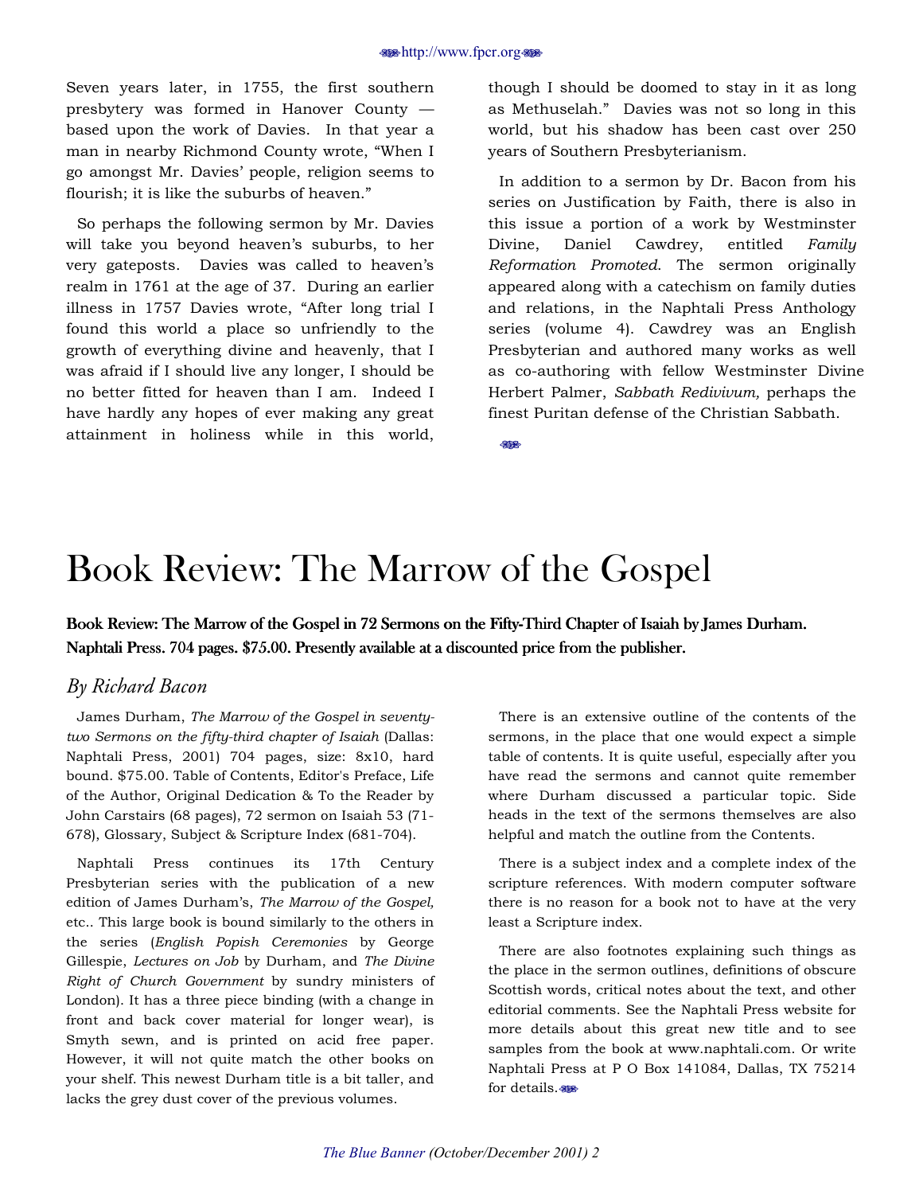Seven years later, in 1755, the first southern presbytery was formed in Hanover County — based upon the work of Davies. In that year a man in nearby Richmond County wrote, "When I go amongst Mr. Davies' people, religion seems to flourish; it is like the suburbs of heaven."

So perhaps the following sermon by Mr. Davies will take you beyond heaven's suburbs, to her very gateposts. Davies was called to heaven's realm in 1761 at the age of 37. During an earlier illness in 1757 Davies wrote, "After long trial I found this world a place so unfriendly to the growth of everything divine and heavenly, that I was afraid if I should live any longer, I should be no better fitted for heaven than I am. Indeed I have hardly any hopes of ever making any great attainment in holiness while in this world, though I should be doomed to stay in it as long as Methuselah." Davies was not so long in this world, but his shadow has been cast over 250 years of Southern Presbyterianism.

In addition to a sermon by Dr. Bacon from his series on Justification by Faith, there is also in this issue a portion of a work by Westminster Divine, Daniel Cawdrey, entitled *Family Reformation Promoted*. The sermon originally appeared along with a catechism on family duties and relations, in the Naphtali Press Anthology series (volume 4). Cawdrey was an English Presbyterian and authored many works as well as co-authoring with fellow Westminster Divine Herbert Palmer, *Sabbath Redivivum,* perhaps the finest Puritan defense of the Christian Sabbath.

# Book Review: The Marrow of the Gospel

**Book Review: The Marrow of the Gospel in 72 Sermons on the Fifty-Third Chapter of Isaiah by James Durham. Naphtali Press. 704 pages. $75.00. Presently available at a discounted price from the publisher.**

## *By Richard Bacon*

James Durham, *The Marrow of the Gospel in seventy-two Sermons on the fifty-third chapter of Isaiah* (Dallas: Naphtali Press, 2001) 704 pages, size: 8x10, hard bound. $75.00. Table of Contents, Editor's Preface, Life of the Author, Original Dedication & To the Reader by John Carstairs (68 pages), 72 sermon on Isaiah 53 (71-678), Glossary, Subject & Scripture Index (681-704).

Naphtali Press continues its 17th Century Presbyterian series with the publication of a new edition of James Durham's, *The Marrow of the Gospel,* etc.. This large book is bound similarly to the others in the series (*English Popish Ceremonies* by George Gillespie, *Lectures on Job* by Durham, and *The Divine Right of Church Government* by sundry ministers of London). It has a three piece binding (with a change in front and back cover material for longer wear), is Smyth sewn, and is printed on acid free paper. However, it will not quite match the other books on your shelf. This newest Durham title is a bit taller, and lacks the grey dust cover of the previous volumes.

There is an extensive outline of the contents of the sermons, in the place that one would expect a simple table of contents. It is quite useful, especially after you have read the sermons and cannot quite remember where Durham discussed a particular topic. Side heads in the text of the sermons themselves are also helpful and match the outline from the Contents.

There is a subject index and a complete index of the scripture references. With modern computer software there is no reason for a book not to have at the very least a Scripture index.

There are also footnotes explaining such things as the place in the sermon outlines, definitions of obscure Scottish words, critical notes about the text, and other editorial comments. See the Naphtali Press website for more details about this great new title and to see samples from the book at www.naphtali.com. Or write Naphtali Press at P O Box 141084, Dallas, TX 75214 for details.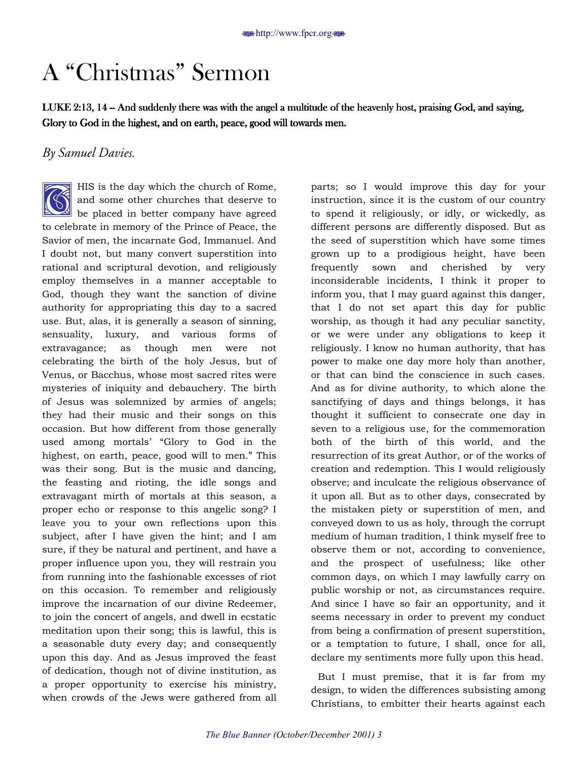# A "Christmas" Sermon

**LUKE 2:13, 14 -- And suddenly there was with the angel a multitude of the heavenly host, praising God, and saying, Glory to God in the highest, and on earth, peace, good will towards men.**

*By Samuel Davies.*

THIS is the day which the church of Rome, and some other churches that deserve to be placed in better company have agreed to celebrate in memory of the Prince of Peace, the Savior of men, the incarnate God, Immanuel. And I doubt not, but many convert superstition into rational and scriptural devotion, and religiously employ themselves in a manner acceptable to God, though they want the sanction of divine authority for appropriating this day to a sacred use. But, alas, it is generally a season of sinning, sensuality, luxury, and various forms of extravagance; as though men were not celebrating the birth of the holy Jesus, but of Venus, or Bacchus, whose most sacred rites were mysteries of iniquity and debauchery. The birth of Jesus was solemnized by armies of angels; they had their music and their songs on this occasion. But how different from those generally used among mortals' "Glory to God in the highest, on earth, peace, good will to men." This was their song. But is the music and dancing, the feasting and rioting, the idle songs and extravagant mirth of mortals at this season, a proper echo or response to this angelic song? I leave you to your own reflections upon this subject, after I have given the hint; and I am sure, if they be natural and pertinent, and have a proper influence upon you, they will restrain you from running into the fashionable excesses of riot on this occasion. To remember and religiously improve the incarnation of our divine Redeemer, to join the concert of angels, and dwell in ecstatic meditation upon their song; this is lawful, this is a seasonable duty every day; and consequently upon this day. And as Jesus improved the feast of dedication, though not of divine institution, as a proper opportunity to exercise his ministry, when crowds of the Jews were gathered from all parts; so I would improve this day for your instruction, since it is the custom of our country to spend it religiously, or idly, or wickedly, as different persons are differently disposed. But as the seed of superstition which have some times grown up to a prodigious height, have been frequently sown and cherished by very inconsiderable incidents, I think it proper to inform you, that I may guard against this danger, that I do not set apart this day for public worship, as though it had any peculiar sanctity, or we were under any obligations to keep it religiously. I know no human authority, that has power to make one day more holy than another, or that can bind the conscience in such cases. And as for divine authority, to which alone the sanctifying of days and things belongs, it has thought it sufficient to consecrate one day in seven to a religious use, for the commemoration both of the birth of this world, and the resurrection of its great Author, or of the works of creation and redemption. This I would religiously observe; and inculcate the religious observance of it upon all. But as to other days, consecrated by the mistaken piety or superstition of men, and conveyed down to us as holy, through the corrupt medium of human tradition, I think myself free to observe them or not, according to convenience, and the prospect of usefulness; like other common days, on which I may lawfully carry on public worship or not, as circumstances require. And since I have so fair an opportunity, and it seems necessary in order to prevent my conduct from being a confirmation of present superstition, or a temptation to future, I shall, once for all, declare my sentiments more fully upon this head.

But I must premise, that it is far from my design, to widen the differences subsisting among Christians, to embitter their hearts against each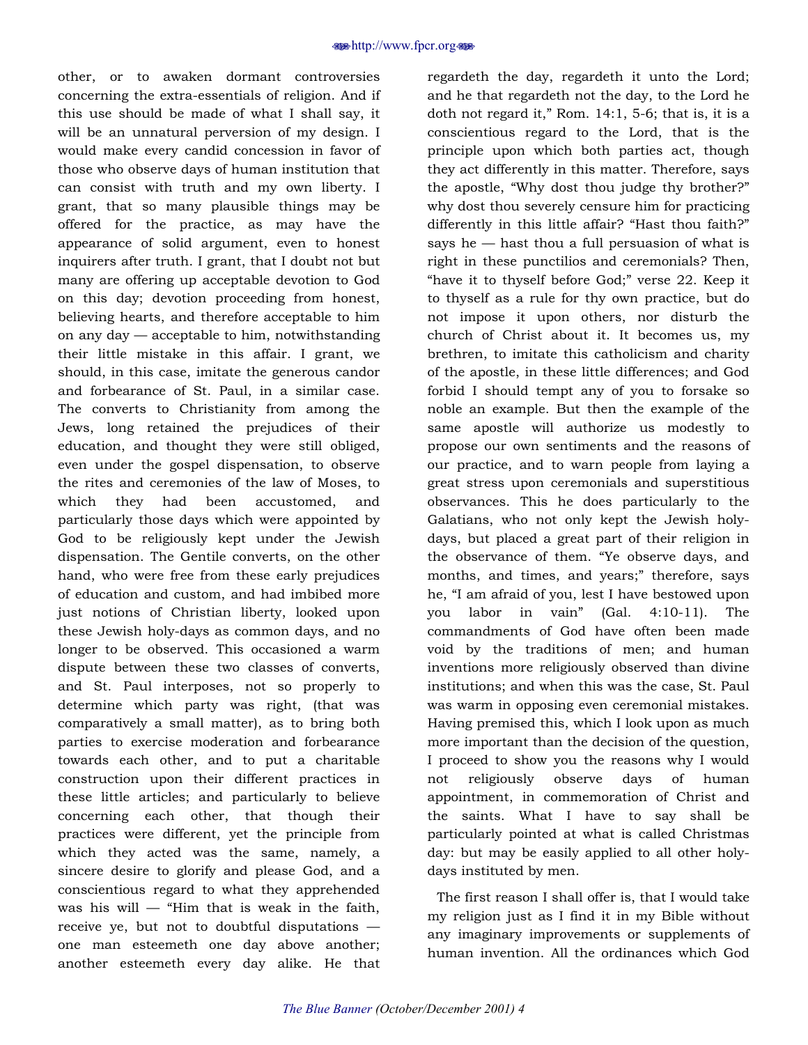other, or to awaken dormant controversies concerning the extra-essentials of religion. And if this use should be made of what I shall say, it will be an unnatural perversion of my design. I would make every candid concession in favor of those who observe days of human institution that can consist with truth and my own liberty. I grant, that so many plausible things may be offered for the practice, as may have the appearance of solid argument, even to honest inquirers after truth. I grant, that I doubt not but many are offering up acceptable devotion to God on this day; devotion proceeding from honest, believing hearts, and therefore acceptable to him on any day — acceptable to him, notwithstanding their little mistake in this affair. I grant, we should, in this case, imitate the generous candor and forbearance of St. Paul, in a similar case. The converts to Christianity from among the Jews, long retained the prejudices of their education, and thought they were still obliged, even under the gospel dispensation, to observe the rites and ceremonies of the law of Moses, to which they had been accustomed, and particularly those days which were appointed by God to be religiously kept under the Jewish dispensation. The Gentile converts, on the other hand, who were free from these early prejudices of education and custom, and had imbibed more just notions of Christian liberty, looked upon these Jewish holy-days as common days, and no longer to be observed. This occasioned a warm dispute between these two classes of converts, and St. Paul interposes, not so properly to determine which party was right, (that was comparatively a small matter), as to bring both parties to exercise moderation and forbearance towards each other, and to put a charitable construction upon their different practices in these little articles; and particularly to believe concerning each other, that though their practices were different, yet the principle from which they acted was the same, namely, a sincere desire to glorify and please God, and a conscientious regard to what they apprehended was his will — "Him that is weak in the faith, receive ye, but not to doubtful disputations — one man esteemeth one day above another; another esteemeth every day alike. He that regardeth the day, regardeth it unto the Lord; and he that regardeth not the day, to the Lord he doth not regard it," Rom. 14:1, 5-6; that is, it is a conscientious regard to the Lord, that is the principle upon which both parties act, though they act differently in this matter. Therefore, says the apostle, "Why dost thou judge thy brother?" why dost thou severely censure him for practicing differently in this little affair? "Hast thou faith?" says he — hast thou a full persuasion of what is right in these punctilios and ceremonials? Then, "have it to thyself before God;" verse 22. Keep it to thyself as a rule for thy own practice, but do not impose it upon others, nor disturb the church of Christ about it. It becomes us, my brethren, to imitate this catholicism and charity of the apostle, in these little differences; and God forbid I should tempt any of you to forsake so noble an example. But then the example of the same apostle will authorize us modestly to propose our own sentiments and the reasons of our practice, and to warn people from laying a great stress upon ceremonials and superstitious observances. This he does particularly to the Galatians, who not only kept the Jewish holy-days, but placed a great part of their religion in the observance of them. "Ye observe days, and months, and times, and years;" therefore, says he, "I am afraid of you, lest I have bestowed upon you labor in vain" (Gal. 4:10-11). The commandments of God have often been made void by the traditions of men; and human inventions more religiously observed than divine institutions; and when this was the case, St. Paul was warm in opposing even ceremonial mistakes. Having premised this, which I look upon as much more important than the decision of the question, I proceed to show you the reasons why I would not religiously observe days of human appointment, in commemoration of Christ and the saints. What I have to say shall be particularly pointed at what is called Christmas day: but may be easily applied to all other holy-days instituted by men.

The first reason I shall offer is, that I would take my religion just as I find it in my Bible without any imaginary improvements or supplements of human invention. All the ordinances which God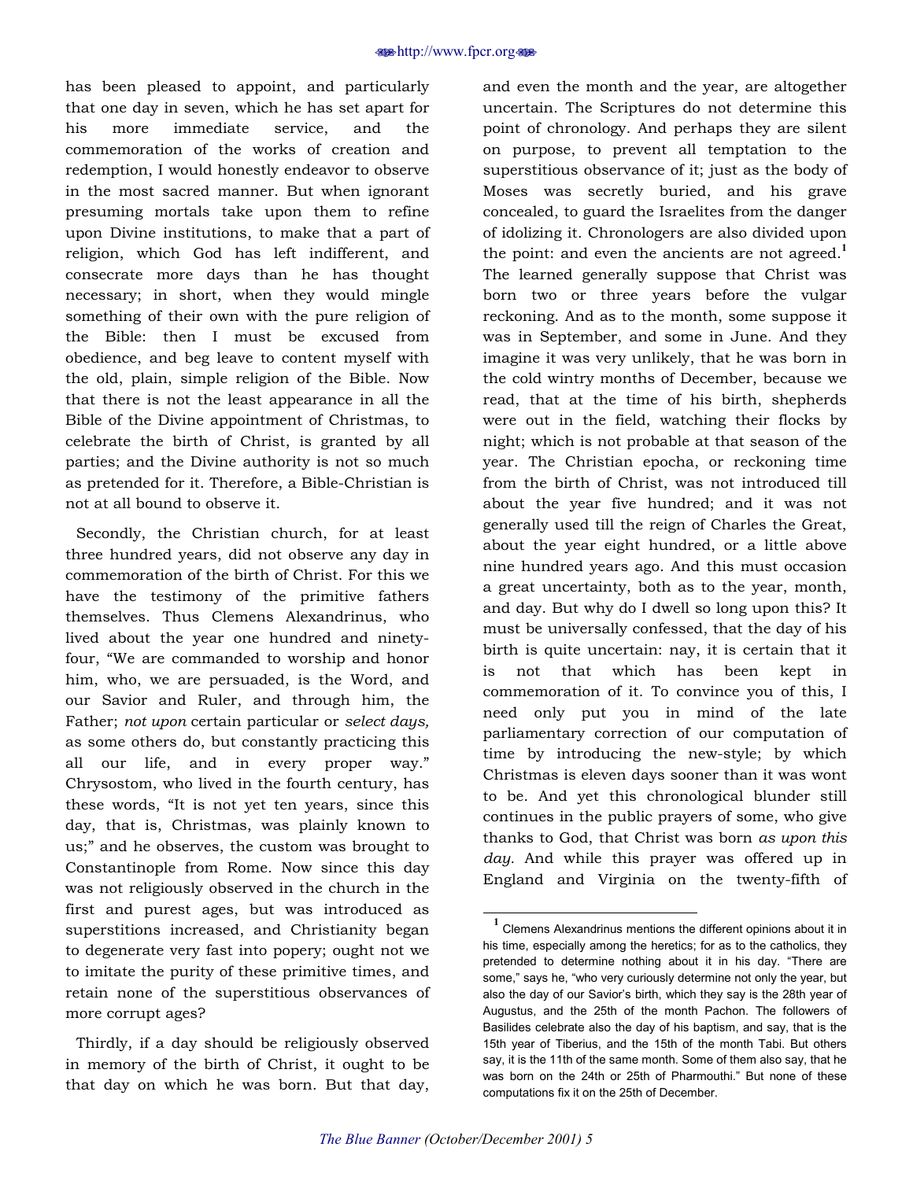has been pleased to appoint, and particularly that one day in seven, which he has set apart for his more immediate service, and the commemoration of the works of creation and redemption, I would honestly endeavor to observe in the most sacred manner. But when ignorant presuming mortals take upon them to refine upon Divine institutions, to make that a part of religion, which God has left indifferent, and consecrate more days than he has thought necessary; in short, when they would mingle something of their own with the pure religion of the Bible: then I must be excused from obedience, and beg leave to content myself with the old, plain, simple religion of the Bible. Now that there is not the least appearance in all the Bible of the Divine appointment of Christmas, to celebrate the birth of Christ, is granted by all parties; and the Divine authority is not so much as pretended for it. Therefore, a Bible-Christian is not at all bound to observe it.

Secondly, the Christian church, for at least three hundred years, did not observe any day in commemoration of the birth of Christ. For this we have the testimony of the primitive fathers themselves. Thus Clemens Alexandrinus, who lived about the year one hundred and ninety-four, "We are commanded to worship and honor him, who, we are persuaded, is the Word, and our Savior and Ruler, and through him, the Father; *not upon* certain particular or *select days,* as some others do, but constantly practicing this all our life, and in every proper way." Chrysostom, who lived in the fourth century, has these words, "It is not yet ten years, since this day, that is, Christmas, was plainly known to us;" and he observes, the custom was brought to Constantinople from Rome. Now since this day was not religiously observed in the church in the first and purest ages, but was introduced as superstitions increased, and Christianity began to degenerate very fast into popery; ought not we to imitate the purity of these primitive times, and retain none of the superstitious observances of more corrupt ages?

Thirdly, if a day should be religiously observed in memory of the birth of Christ, it ought to be that day on which he was born. But that day, and even the month and the year, are altogether uncertain. The Scriptures do not determine this point of chronology. And perhaps they are silent on purpose, to prevent all temptation to the superstitious observance of it; just as the body of Moses was secretly buried, and his grave concealed, to guard the Israelites from the danger of idolizing it. Chronologers are also divided upon the point: and even the ancients are not agreed.[1] The learned generally suppose that Christ was born two or three years before the vulgar reckoning. And as to the month, some suppose it was in September, and some in June. And they imagine it was very unlikely, that he was born in the cold wintry months of December, because we read, that at the time of his birth, shepherds were out in the field, watching their flocks by night; which is not probable at that season of the year. The Christian epocha, or reckoning time from the birth of Christ, was not introduced till about the year five hundred; and it was not generally used till the reign of Charles the Great, about the year eight hundred, or a little above nine hundred years ago. And this must occasion a great uncertainty, both as to the year, month, and day. But why do I dwell so long upon this? It must be universally confessed, that the day of his birth is quite uncertain: nay, it is certain that it is not that which has been kept in commemoration of it. To convince you of this, I need only put you in mind of the late parliamentary correction of our computation of time by introducing the new-style; by which Christmas is eleven days sooner than it was wont to be. And yet this chronological blunder still continues in the public prayers of some, who give thanks to God, that Christ was born *as upon this day.* And while this prayer was offered up in England and Virginia on the twenty-fifth of

---

[1] Clemens Alexandrinus mentions the different opinions about it in his time, especially among the heretics; for as to the catholics, they pretended to determine nothing about it in his day. "There are some," says he, "who very curiously determine not only the year, but also the day of our Savior's birth, which they say is the 28th year of Augustus, and the 25th of the month Pachon. The followers of Basilides celebrate also the day of his baptism, and say, that is the 15th year of Tiberius, and the 15th of the month Tabi. But others say, it is the 11th of the same month. Some of them also say, that he was born on the 24th or 25th of Pharmouthi." But none of these computations fix it on the 25th of December.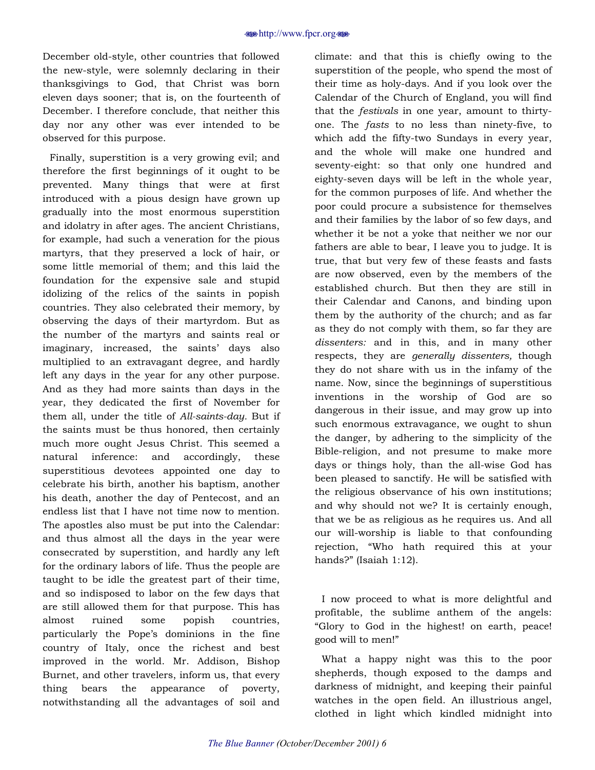December old-style, other countries that followed the new-style, were solemnly declaring in their thanksgivings to God, that Christ was born eleven days sooner; that is, on the fourteenth of December. I therefore conclude, that neither this day nor any other was ever intended to be observed for this purpose.

Finally, superstition is a very growing evil; and therefore the first beginnings of it ought to be prevented. Many things that were at first introduced with a pious design have grown up gradually into the most enormous superstition and idolatry in after ages. The ancient Christians, for example, had such a veneration for the pious martyrs, that they preserved a lock of hair, or some little memorial of them; and this laid the foundation for the expensive sale and stupid idolizing of the relics of the saints in popish countries. They also celebrated their memory, by observing the days of their martyrdom. But as the number of the martyrs and saints real or imaginary, increased, the saints' days also multiplied to an extravagant degree, and hardly left any days in the year for any other purpose. And as they had more saints than days in the year, they dedicated the first of November for them all, under the title of *All-saints-day.* But if the saints must be thus honored, then certainly much more ought Jesus Christ. This seemed a natural inference: and accordingly, these superstitious devotees appointed one day to celebrate his birth, another his baptism, another his death, another the day of Pentecost, and an endless list that I have not time now to mention. The apostles also must be put into the Calendar: and thus almost all the days in the year were consecrated by superstition, and hardly any left for the ordinary labors of life. Thus the people are taught to be idle the greatest part of their time, and so indisposed to labor on the few days that are still allowed them for that purpose. This has almost ruined some popish countries, particularly the Pope's dominions in the fine country of Italy, once the richest and best improved in the world. Mr. Addison, Bishop Burnet, and other travelers, inform us, that every thing bears the appearance of poverty, notwithstanding all the advantages of soil and climate: and that this is chiefly owing to the superstition of the people, who spend the most of their time as holy-days. And if you look over the Calendar of the Church of England, you will find that the *festivals* in one year, amount to thirty-one. The *fasts* to no less than ninety-five, to which add the fifty-two Sundays in every year, and the whole will make one hundred and seventy-eight: so that only one hundred and eighty-seven days will be left in the whole year, for the common purposes of life. And whether the poor could procure a subsistence for themselves and their families by the labor of so few days, and whether it be not a yoke that neither we nor our fathers are able to bear, I leave you to judge. It is true, that but very few of these feasts and fasts are now observed, even by the members of the established church. But then they are still in their Calendar and Canons, and binding upon them by the authority of the church; and as far as they do not comply with them, so far they are *dissenters:* and in this, and in many other respects, they are *generally dissenters,* though they do not share with us in the infamy of the name. Now, since the beginnings of superstitious inventions in the worship of God are so dangerous in their issue, and may grow up into such enormous extravagance, we ought to shun the danger, by adhering to the simplicity of the Bible-religion, and not presume to make more days or things holy, than the all-wise God has been pleased to sanctify. He will be satisfied with the religious observance of his own institutions; and why should not we? It is certainly enough, that we be as religious as he requires us. And all our will-worship is liable to that confounding rejection, "Who hath required this at your hands?" (Isaiah 1:12).

I now proceed to what is more delightful and profitable, the sublime anthem of the angels: "Glory to God in the highest! on earth, peace! good will to men!"

What a happy night was this to the poor shepherds, though exposed to the damps and darkness of midnight, and keeping their painful watches in the open field. An illustrious angel, clothed in light which kindled midnight into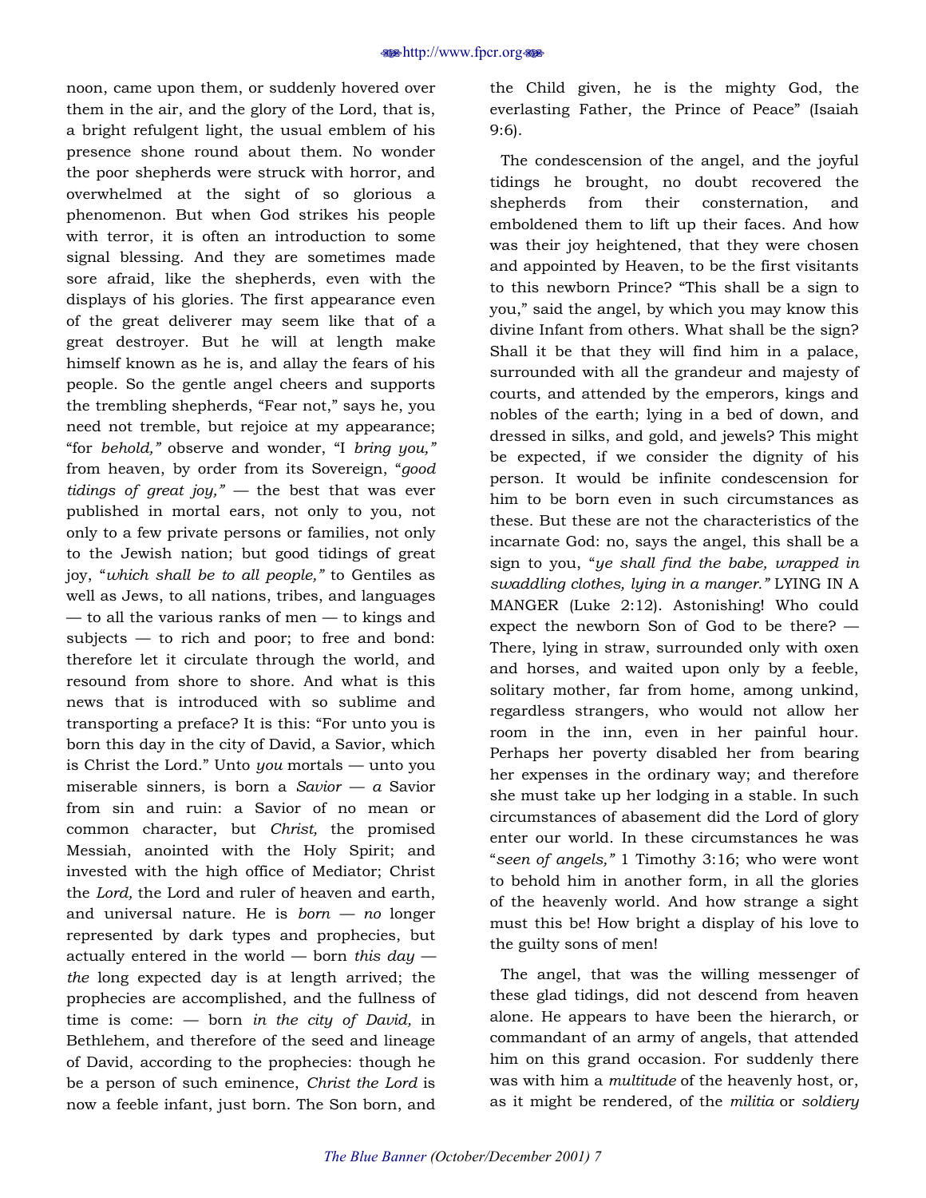noon, came upon them, or suddenly hovered over them in the air, and the glory of the Lord, that is, a bright refulgent light, the usual emblem of his presence shone round about them. No wonder the poor shepherds were struck with horror, and overwhelmed at the sight of so glorious a phenomenon. But when God strikes his people with terror, it is often an introduction to some signal blessing. And they are sometimes made sore afraid, like the shepherds, even with the displays of his glories. The first appearance even of the great deliverer may seem like that of a great destroyer. But he will at length make himself known as he is, and allay the fears of his people. So the gentle angel cheers and supports the trembling shepherds, "Fear not," says he, you need not tremble, but rejoice at my appearance; "for *behold,"* observe and wonder, "I *bring you,"* from heaven, by order from its Sovereign, "*good tidings of great joy,"* — the best that was ever published in mortal ears, not only to you, not only to a few private persons or families, not only to the Jewish nation; but good tidings of great joy, "*which shall be to all people,"* to Gentiles as well as Jews, to all nations, tribes, and languages — to all the various ranks of men — to kings and subjects — to rich and poor; to free and bond: therefore let it circulate through the world, and resound from shore to shore. And what is this news that is introduced with so sublime and transporting a preface? It is this: "For unto you is born this day in the city of David, a Savior, which is Christ the Lord." Unto *you* mortals — unto you miserable sinners, is born a *Savior* — *a* Savior from sin and ruin: a Savior of no mean or common character, but *Christ,* the promised Messiah, anointed with the Holy Spirit; and invested with the high office of Mediator; Christ the *Lord,* the Lord and ruler of heaven and earth, and universal nature. He is *born* — *no* longer represented by dark types and prophecies, but actually entered in the world — born *this day* — *the* long expected day is at length arrived; the prophecies are accomplished, and the fullness of time is come: — born *in the city of David,* in Bethlehem, and therefore of the seed and lineage of David, according to the prophecies: though he be a person of such eminence, *Christ the Lord* is now a feeble infant, just born. The Son born, and the Child given, he is the mighty God, the everlasting Father, the Prince of Peace" (Isaiah 9:6).

The condescension of the angel, and the joyful tidings he brought, no doubt recovered the shepherds from their consternation, and emboldened them to lift up their faces. And how was their joy heightened, that they were chosen and appointed by Heaven, to be the first visitants to this newborn Prince? "This shall be a sign to you," said the angel, by which you may know this divine Infant from others. What shall be the sign? Shall it be that they will find him in a palace, surrounded with all the grandeur and majesty of courts, and attended by the emperors, kings and nobles of the earth; lying in a bed of down, and dressed in silks, and gold, and jewels? This might be expected, if we consider the dignity of his person. It would be infinite condescension for him to be born even in such circumstances as these. But these are not the characteristics of the incarnate God: no, says the angel, this shall be a sign to you, "*ye shall find the babe, wrapped in swaddling clothes, lying in a manger."* LYING IN A MANGER (Luke 2:12). Astonishing! Who could expect the newborn Son of God to be there? — There, lying in straw, surrounded only with oxen and horses, and waited upon only by a feeble, solitary mother, far from home, among unkind, regardless strangers, who would not allow her room in the inn, even in her painful hour. Perhaps her poverty disabled her from bearing her expenses in the ordinary way; and therefore she must take up her lodging in a stable. In such circumstances of abasement did the Lord of glory enter our world. In these circumstances he was "*seen of angels,"* 1 Timothy 3:16; who were wont to behold him in another form, in all the glories of the heavenly world. And how strange a sight must this be! How bright a display of his love to the guilty sons of men!

The angel, that was the willing messenger of these glad tidings, did not descend from heaven alone. He appears to have been the hierarch, or commandant of an army of angels, that attended him on this grand occasion. For suddenly there was with him a *multitude* of the heavenly host, or, as it might be rendered, of the *militia* or *soldiery*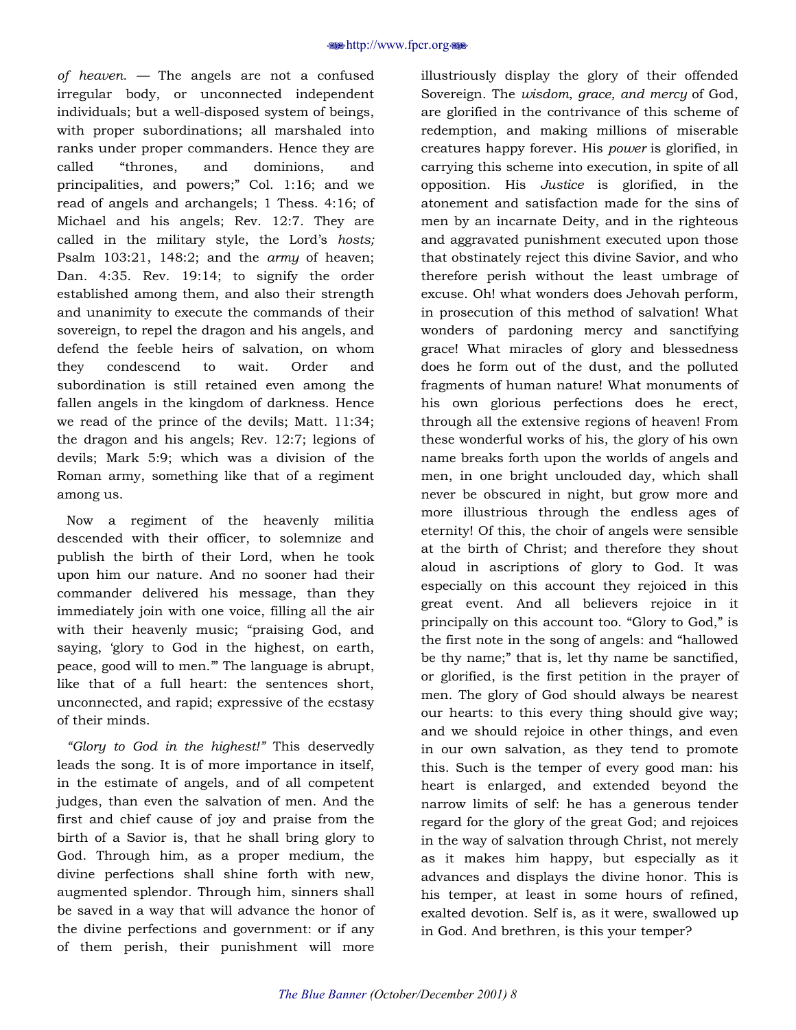*of heaven.* — The angels are not a confused irregular body, or unconnected independent individuals; but a well-disposed system of beings, with proper subordinations; all marshaled into ranks under proper commanders. Hence they are called "thrones, and dominions, and principalities, and powers;" Col. 1:16; and we read of angels and archangels; 1 Thess. 4:16; of Michael and his angels; Rev. 12:7. They are called in the military style, the Lord's *hosts;* Psalm 103:21, 148:2; and the *army* of heaven; Dan. 4:35. Rev. 19:14; to signify the order established among them, and also their strength and unanimity to execute the commands of their sovereign, to repel the dragon and his angels, and defend the feeble heirs of salvation, on whom they condescend to wait. Order and subordination is still retained even among the fallen angels in the kingdom of darkness. Hence we read of the prince of the devils; Matt. 11:34; the dragon and his angels; Rev. 12:7; legions of devils; Mark 5:9; which was a division of the Roman army, something like that of a regiment among us.

Now a regiment of the heavenly militia descended with their officer, to solemnize and publish the birth of their Lord, when he took upon him our nature. And no sooner had their commander delivered his message, than they immediately join with one voice, filling all the air with their heavenly music; "praising God, and saying, 'glory to God in the highest, on earth, peace, good will to men.'" The language is abrupt, like that of a full heart: the sentences short, unconnected, and rapid; expressive of the ecstasy of their minds.

*"Glory to God in the highest!"* This deservedly leads the song. It is of more importance in itself, in the estimate of angels, and of all competent judges, than even the salvation of men. And the first and chief cause of joy and praise from the birth of a Savior is, that he shall bring glory to God. Through him, as a proper medium, the divine perfections shall shine forth with new, augmented splendor. Through him, sinners shall be saved in a way that will advance the honor of the divine perfections and government: or if any of them perish, their punishment will more illustriously display the glory of their offended Sovereign. The *wisdom, grace, and mercy* of God, are glorified in the contrivance of this scheme of redemption, and making millions of miserable creatures happy forever. His *power* is glorified, in carrying this scheme into execution, in spite of all opposition. His *Justice* is glorified, in the atonement and satisfaction made for the sins of men by an incarnate Deity, and in the righteous and aggravated punishment executed upon those that obstinately reject this divine Savior, and who therefore perish without the least umbrage of excuse. Oh! what wonders does Jehovah perform, in prosecution of this method of salvation! What wonders of pardoning mercy and sanctifying grace! What miracles of glory and blessedness does he form out of the dust, and the polluted fragments of human nature! What monuments of his own glorious perfections does he erect, through all the extensive regions of heaven! From these wonderful works of his, the glory of his own name breaks forth upon the worlds of angels and men, in one bright unclouded day, which shall never be obscured in night, but grow more and more illustrious through the endless ages of eternity! Of this, the choir of angels were sensible at the birth of Christ; and therefore they shout aloud in ascriptions of glory to God. It was especially on this account they rejoiced in this great event. And all believers rejoice in it principally on this account too. "Glory to God," is the first note in the song of angels: and "hallowed be thy name;" that is, let thy name be sanctified, or glorified, is the first petition in the prayer of men. The glory of God should always be nearest our hearts: to this every thing should give way; and we should rejoice in other things, and even in our own salvation, as they tend to promote this. Such is the temper of every good man: his heart is enlarged, and extended beyond the narrow limits of self: he has a generous tender regard for the glory of the great God; and rejoices in the way of salvation through Christ, not merely as it makes him happy, but especially as it advances and displays the divine honor. This is his temper, at least in some hours of refined, exalted devotion. Self is, as it were, swallowed up in God. And brethren, is this your temper?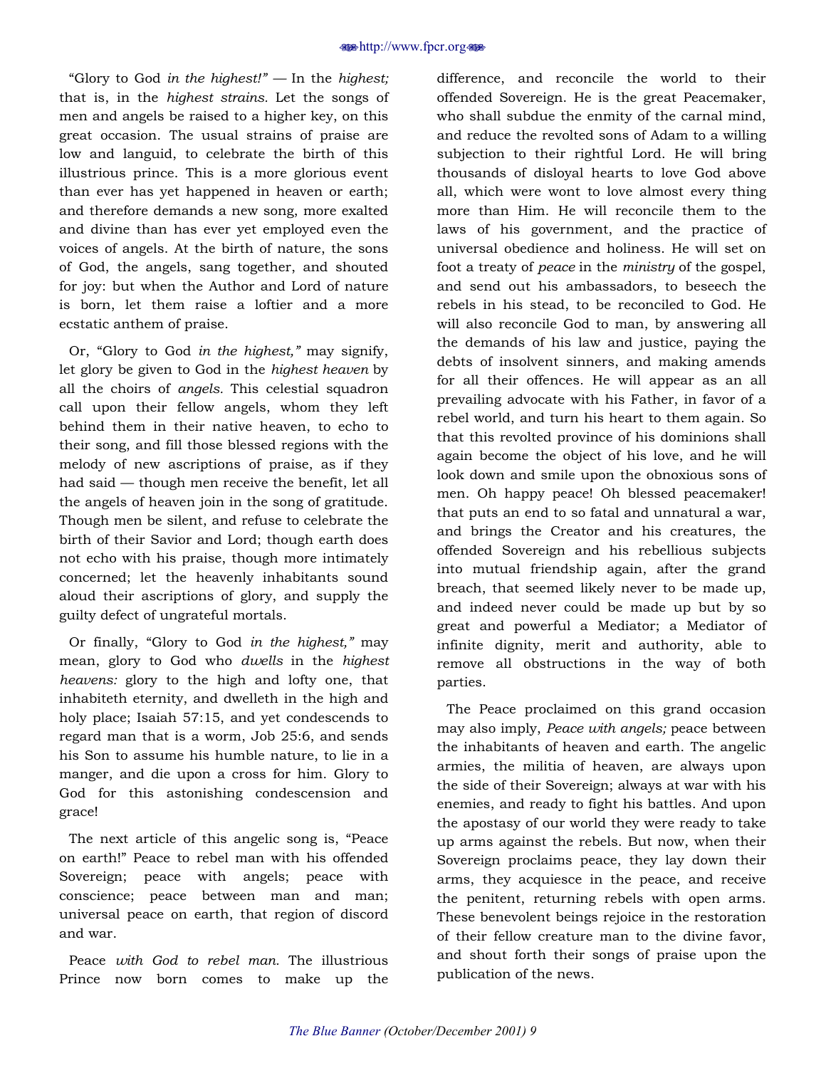"Glory to God *in the highest!"* — In the *highest;* that is, in the *highest strains.* Let the songs of men and angels be raised to a higher key, on this great occasion. The usual strains of praise are low and languid, to celebrate the birth of this illustrious prince. This is a more glorious event than ever has yet happened in heaven or earth; and therefore demands a new song, more exalted and divine than has ever yet employed even the voices of angels. At the birth of nature, the sons of God, the angels, sang together, and shouted for joy: but when the Author and Lord of nature is born, let them raise a loftier and a more ecstatic anthem of praise.

Or, "Glory to God *in the highest,"* may signify, let glory be given to God in the *highest heaven* by all the choirs of *angels.* This celestial squadron call upon their fellow angels, whom they left behind them in their native heaven, to echo to their song, and fill those blessed regions with the melody of new ascriptions of praise, as if they had said — though men receive the benefit, let all the angels of heaven join in the song of gratitude. Though men be silent, and refuse to celebrate the birth of their Savior and Lord; though earth does not echo with his praise, though more intimately concerned; let the heavenly inhabitants sound aloud their ascriptions of glory, and supply the guilty defect of ungrateful mortals.

Or finally, "Glory to God *in the highest,"* may mean, glory to God who *dwells* in the *highest heavens:* glory to the high and lofty one, that inhabiteth eternity, and dwelleth in the high and holy place; Isaiah 57:15, and yet condescends to regard man that is a worm, Job 25:6, and sends his Son to assume his humble nature, to lie in a manger, and die upon a cross for him. Glory to God for this astonishing condescension and grace!

The next article of this angelic song is, "Peace on earth!" Peace to rebel man with his offended Sovereign; peace with angels; peace with conscience; peace between man and man; universal peace on earth, that region of discord and war.

Peace *with God to rebel man.* The illustrious Prince now born comes to make up the difference, and reconcile the world to their offended Sovereign. He is the great Peacemaker, who shall subdue the enmity of the carnal mind, and reduce the revolted sons of Adam to a willing subjection to their rightful Lord. He will bring thousands of disloyal hearts to love God above all, which were wont to love almost every thing more than Him. He will reconcile them to the laws of his government, and the practice of universal obedience and holiness. He will set on foot a treaty of *peace* in the *ministry* of the gospel, and send out his ambassadors, to beseech the rebels in his stead, to be reconciled to God. He will also reconcile God to man, by answering all the demands of his law and justice, paying the debts of insolvent sinners, and making amends for all their offences. He will appear as an all prevailing advocate with his Father, in favor of a rebel world, and turn his heart to them again. So that this revolted province of his dominions shall again become the object of his love, and he will look down and smile upon the obnoxious sons of men. Oh happy peace! Oh blessed peacemaker! that puts an end to so fatal and unnatural a war, and brings the Creator and his creatures, the offended Sovereign and his rebellious subjects into mutual friendship again, after the grand breach, that seemed likely never to be made up, and indeed never could be made up but by so great and powerful a Mediator; a Mediator of infinite dignity, merit and authority, able to remove all obstructions in the way of both parties.

The Peace proclaimed on this grand occasion may also imply, *Peace with angels;* peace between the inhabitants of heaven and earth. The angelic armies, the militia of heaven, are always upon the side of their Sovereign; always at war with his enemies, and ready to fight his battles. And upon the apostasy of our world they were ready to take up arms against the rebels. But now, when their Sovereign proclaims peace, they lay down their arms, they acquiesce in the peace, and receive the penitent, returning rebels with open arms. These benevolent beings rejoice in the restoration of their fellow creature man to the divine favor, and shout forth their songs of praise upon the publication of the news.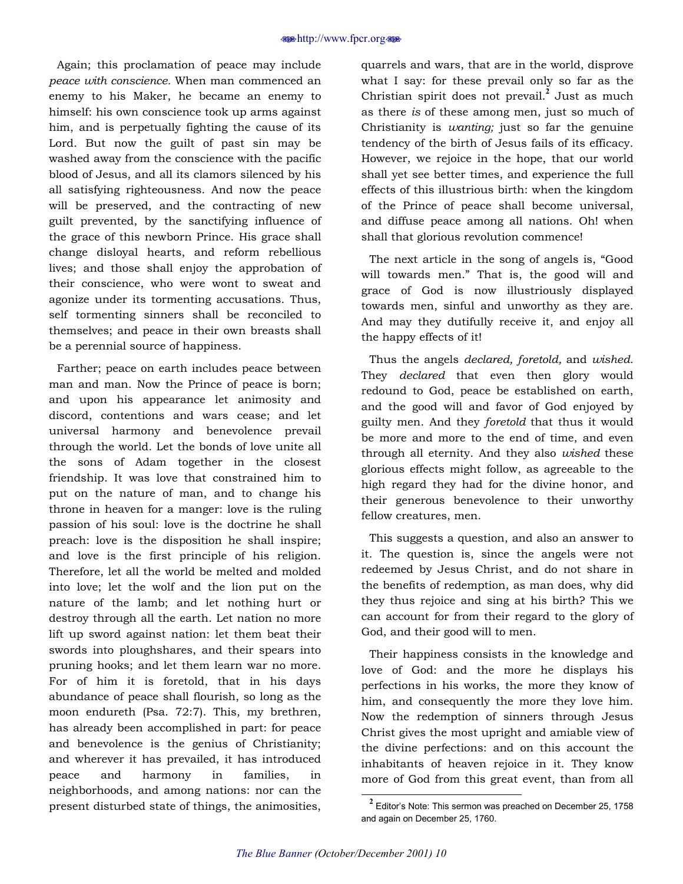Again; this proclamation of peace may include *peace with conscience.* When man commenced an enemy to his Maker, he became an enemy to himself: his own conscience took up arms against him, and is perpetually fighting the cause of its Lord. But now the guilt of past sin may be washed away from the conscience with the pacific blood of Jesus, and all its clamors silenced by his all satisfying righteousness. And now the peace will be preserved, and the contracting of new guilt prevented, by the sanctifying influence of the grace of this newborn Prince. His grace shall change disloyal hearts, and reform rebellious lives; and those shall enjoy the approbation of their conscience, who were wont to sweat and agonize under its tormenting accusations. Thus, self tormenting sinners shall be reconciled to themselves; and peace in their own breasts shall be a perennial source of happiness.

Farther; peace on earth includes peace between man and man. Now the Prince of peace is born; and upon his appearance let animosity and discord, contentions and wars cease; and let universal harmony and benevolence prevail through the world. Let the bonds of love unite all the sons of Adam together in the closest friendship. It was love that constrained him to put on the nature of man, and to change his throne in heaven for a manger: love is the ruling passion of his soul: love is the doctrine he shall preach: love is the disposition he shall inspire; and love is the first principle of his religion. Therefore, let all the world be melted and molded into love; let the wolf and the lion put on the nature of the lamb; and let nothing hurt or destroy through all the earth. Let nation no more lift up sword against nation: let them beat their swords into ploughshares, and their spears into pruning hooks; and let them learn war no more. For of him it is foretold, that in his days abundance of peace shall flourish, so long as the moon endureth (Psa. 72:7). This, my brethren, has already been accomplished in part: for peace and benevolence is the genius of Christianity; and wherever it has prevailed, it has introduced peace and harmony in families, in neighborhoods, and among nations: nor can the present disturbed state of things, the animosities, quarrels and wars, that are in the world, disprove what I say: for these prevail only so far as the Christian spirit does not prevail.[2] Just as much as there *is* of these among men, just so much of Christianity is *wanting;* just so far the genuine tendency of the birth of Jesus fails of its efficacy. However, we rejoice in the hope, that our world shall yet see better times, and experience the full effects of this illustrious birth: when the kingdom of the Prince of peace shall become universal, and diffuse peace among all nations. Oh! when shall that glorious revolution commence!

The next article in the song of angels is, "Good will towards men." That is, the good will and grace of God is now illustriously displayed towards men, sinful and unworthy as they are. And may they dutifully receive it, and enjoy all the happy effects of it!

Thus the angels *declared, foretold,* and *wished.* They *declared* that even then glory would redound to God, peace be established on earth, and the good will and favor of God enjoyed by guilty men. And they *foretold* that thus it would be more and more to the end of time, and even through all eternity. And they also *wished* these glorious effects might follow, as agreeable to the high regard they had for the divine honor, and their generous benevolence to their unworthy fellow creatures, men.

This suggests a question, and also an answer to it. The question is, since the angels were not redeemed by Jesus Christ, and do not share in the benefits of redemption, as man does, why did they thus rejoice and sing at his birth? This we can account for from their regard to the glory of God, and their good will to men.

Their happiness consists in the knowledge and love of God: and the more he displays his perfections in his works, the more they know of him, and consequently the more they love him. Now the redemption of sinners through Jesus Christ gives the most upright and amiable view of the divine perfections: and on this account the inhabitants of heaven rejoice in it. They know more of God from this great event, than from all

[2] Editor's Note: This sermon was preached on December 25, 1758 and again on December 25, 1760.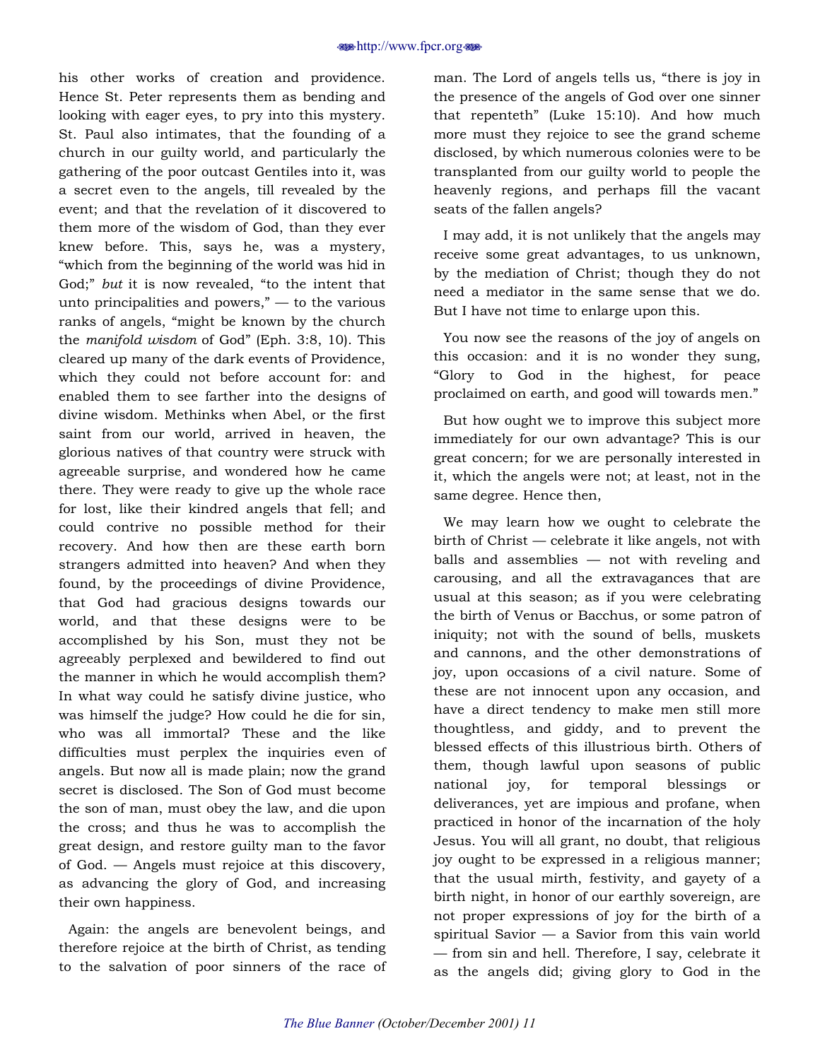his other works of creation and providence. Hence St. Peter represents them as bending and looking with eager eyes, to pry into this mystery. St. Paul also intimates, that the founding of a church in our guilty world, and particularly the gathering of the poor outcast Gentiles into it, was a secret even to the angels, till revealed by the event; and that the revelation of it discovered to them more of the wisdom of God, than they ever knew before. This, says he, was a mystery, "which from the beginning of the world was hid in God;" *but* it is now revealed, "to the intent that unto principalities and powers," — to the various ranks of angels, "might be known by the church the *manifold wisdom* of God" (Eph. 3:8, 10). This cleared up many of the dark events of Providence, which they could not before account for: and enabled them to see farther into the designs of divine wisdom. Methinks when Abel, or the first saint from our world, arrived in heaven, the glorious natives of that country were struck with agreeable surprise, and wondered how he came there. They were ready to give up the whole race for lost, like their kindred angels that fell; and could contrive no possible method for their recovery. And how then are these earth born strangers admitted into heaven? And when they found, by the proceedings of divine Providence, that God had gracious designs towards our world, and that these designs were to be accomplished by his Son, must they not be agreeably perplexed and bewildered to find out the manner in which he would accomplish them? In what way could he satisfy divine justice, who was himself the judge? How could he die for sin, who was all immortal? These and the like difficulties must perplex the inquiries even of angels. But now all is made plain; now the grand secret is disclosed. The Son of God must become the son of man, must obey the law, and die upon the cross; and thus he was to accomplish the great design, and restore guilty man to the favor of God. — Angels must rejoice at this discovery, as advancing the glory of God, and increasing their own happiness.

Again: the angels are benevolent beings, and therefore rejoice at the birth of Christ, as tending to the salvation of poor sinners of the race of man. The Lord of angels tells us, "there is joy in the presence of the angels of God over one sinner that repenteth" (Luke 15:10). And how much more must they rejoice to see the grand scheme disclosed, by which numerous colonies were to be transplanted from our guilty world to people the heavenly regions, and perhaps fill the vacant seats of the fallen angels?

I may add, it is not unlikely that the angels may receive some great advantages, to us unknown, by the mediation of Christ; though they do not need a mediator in the same sense that we do. But I have not time to enlarge upon this.

You now see the reasons of the joy of angels on this occasion: and it is no wonder they sung, "Glory to God in the highest, for peace proclaimed on earth, and good will towards men."

But how ought we to improve this subject more immediately for our own advantage? This is our great concern; for we are personally interested in it, which the angels were not; at least, not in the same degree. Hence then,

We may learn how we ought to celebrate the birth of Christ — celebrate it like angels, not with balls and assemblies — not with reveling and carousing, and all the extravagances that are usual at this season; as if you were celebrating the birth of Venus or Bacchus, or some patron of iniquity; not with the sound of bells, muskets and cannons, and the other demonstrations of joy, upon occasions of a civil nature. Some of these are not innocent upon any occasion, and have a direct tendency to make men still more thoughtless, and giddy, and to prevent the blessed effects of this illustrious birth. Others of them, though lawful upon seasons of public national joy, for temporal blessings or deliverances, yet are impious and profane, when practiced in honor of the incarnation of the holy Jesus. You will all grant, no doubt, that religious joy ought to be expressed in a religious manner; that the usual mirth, festivity, and gayety of a birth night, in honor of our earthly sovereign, are not proper expressions of joy for the birth of a spiritual Savior — a Savior from this vain world — from sin and hell. Therefore, I say, celebrate it as the angels did; giving glory to God in the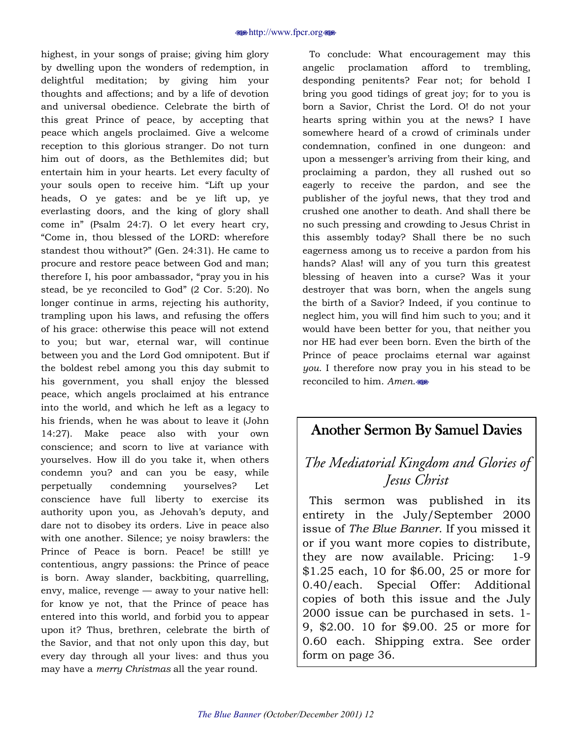highest, in your songs of praise; giving him glory by dwelling upon the wonders of redemption, in delightful meditation; by giving him your thoughts and affections; and by a life of devotion and universal obedience. Celebrate the birth of this great Prince of peace, by accepting that peace which angels proclaimed. Give a welcome reception to this glorious stranger. Do not turn him out of doors, as the Bethlemites did; but entertain him in your hearts. Let every faculty of your souls open to receive him. "Lift up your heads, O ye gates: and be ye lift up, ye everlasting doors, and the king of glory shall come in" (Psalm 24:7). O let every heart cry, "Come in, thou blessed of the LORD: wherefore standest thou without?" (Gen. 24:31). He came to procure and restore peace between God and man; therefore I, his poor ambassador, "pray you in his stead, be ye reconciled to God" (2 Cor. 5:20). No longer continue in arms, rejecting his authority, trampling upon his laws, and refusing the offers of his grace: otherwise this peace will not extend to you; but war, eternal war, will continue between you and the Lord God omnipotent. But if the boldest rebel among you this day submit to his government, you shall enjoy the blessed peace, which angels proclaimed at his entrance into the world, and which he left as a legacy to his friends, when he was about to leave it (John 14:27). Make peace also with your own conscience; and scorn to live at variance with yourselves. How ill do you take it, when others condemn you? and can you be easy, while perpetually condemning yourselves? Let conscience have full liberty to exercise its authority upon you, as Jehovah's deputy, and dare not to disobey its orders. Live in peace also with one another. Silence; ye noisy brawlers: the Prince of Peace is born. Peace! be still! ye contentious, angry passions: the Prince of peace is born. Away slander, backbiting, quarrelling, envy, malice, revenge — away to your native hell: for know ye not, that the Prince of peace has entered into this world, and forbid you to appear upon it? Thus, brethren, celebrate the birth of the Savior, and that not only upon this day, but every day through all your lives: and thus you may have a *merry Christmas* all the year round.

To conclude: What encouragement may this angelic proclamation afford to trembling, desponding penitents? Fear not; for behold I bring you good tidings of great joy; for to you is born a Savior, Christ the Lord. O! do not your hearts spring within you at the news? I have somewhere heard of a crowd of criminals under condemnation, confined in one dungeon: and upon a messenger's arriving from their king, and proclaiming a pardon, they all rushed out so eagerly to receive the pardon, and see the publisher of the joyful news, that they trod and crushed one another to death. And shall there be no such pressing and crowding to Jesus Christ in this assembly today? Shall there be no such eagerness among us to receive a pardon from his hands? Alas! will any of you turn this greatest blessing of heaven into a curse? Was it your destroyer that was born, when the angels sung the birth of a Savior? Indeed, if you continue to neglect him, you will find him such to you; and it would have been better for you, that neither you nor HE had ever been born. Even the birth of the Prince of peace proclaims eternal war against *you*. I therefore now pray you in his stead to be reconciled to him. *Amen.*

## Another Sermon By Samuel Davies

### *The Mediatorial Kingdom and Glories of Jesus Christ*

This sermon was published in its entirety in the July/September 2000 issue of *The Blue Banner*. If you missed it or if you want more copies to distribute, they are now available. Pricing: 1-9 $1.25 each, 10 for $6.00, 25 or more for 0.40/each. Special Offer: Additional copies of both this issue and the July 2000 issue can be purchased in sets. 1-9, $2.00. 10 for $9.00. 25 or more for 0.60 each. Shipping extra. See order form on page 36.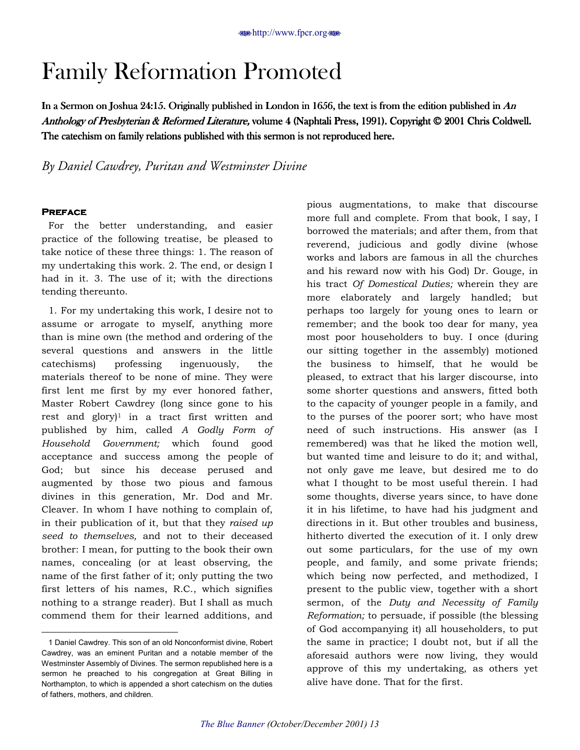# Family Reformation Promoted

**In a Sermon on Joshua 24:15. Originally published in London in 1656, the text is from the edition published in *An Anthology of Presbyterian & Reformed Literature,* volume 4 (Naphtali Press, 1991). Copyright © 2001 Chris Coldwell. The catechism on family relations published with this sermon is not reproduced here.**

*By Daniel Cawdrey, Puritan and Westminster Divine*

### Preface

For the better understanding, and easier practice of the following treatise, be pleased to take notice of these three things: 1. The reason of my undertaking this work. 2. The end, or design I had in it. 3. The use of it; with the directions tending thereunto.

1. For my undertaking this work, I desire not to assume or arrogate to myself, anything more than is mine own (the method and ordering of the several questions and answers in the little catechisms) professing ingenuously, the materials thereof to be none of mine. They were first lent me first by my ever honored father, Master Robert Cawdrey (long since gone to his rest and glory)[1] in a tract first written and published by him, called *A Godly Form of Household Government;* which found good acceptance and success among the people of God; but since his decease perused and augmented by those two pious and famous divines in this generation, Mr. Dod and Mr. Cleaver. In whom I have nothing to complain of, in their publication of it, but that they *raised up seed to themselves,* and not to their deceased brother: I mean, for putting to the book their own names, concealing (or at least observing, the name of the first father of it; only putting the two first letters of his names, R.C., which signifies nothing to a strange reader). But I shall as much commend them for their learned additions, and pious augmentations, to make that discourse more full and complete. From that book, I say, I borrowed the materials; and after them, from that reverend, judicious and godly divine (whose works and labors are famous in all the churches and his reward now with his God) Dr. Gouge, in his tract *Of Domestical Duties;* wherein they are more elaborately and largely handled; but perhaps too largely for young ones to learn or remember; and the book too dear for many, yea most poor householders to buy. I once (during our sitting together in the assembly) motioned the business to himself, that he would be pleased, to extract that his larger discourse, into some shorter questions and answers, fitted both to the capacity of younger people in a family, and to the purses of the poorer sort; who have most need of such instructions. His answer (as I remembered) was that he liked the motion well, but wanted time and leisure to do it; and withal, not only gave me leave, but desired me to do what I thought to be most useful therein. I had some thoughts, diverse years since, to have done it in his lifetime, to have had his judgment and directions in it. But other troubles and business, hitherto diverted the execution of it. I only drew out some particulars, for the use of my own people, and family, and some private friends; which being now perfected, and methodized, I present to the public view, together with a short sermon, of the *Duty and Necessity of Family Reformation;* to persuade, if possible (the blessing of God accompanying it) all householders, to put the same in practice; I doubt not, but if all the aforesaid authors were now living, they would approve of this my undertaking, as others yet alive have done. That for the first.

---

1 Daniel Cawdrey. This son of an old Nonconformist divine, Robert Cawdrey, was an eminent Puritan and a notable member of the Westminster Assembly of Divines. The sermon republished here is a sermon he preached to his congregation at Great Billing in Northampton, to which is appended a short catechism on the duties of fathers, mothers, and children.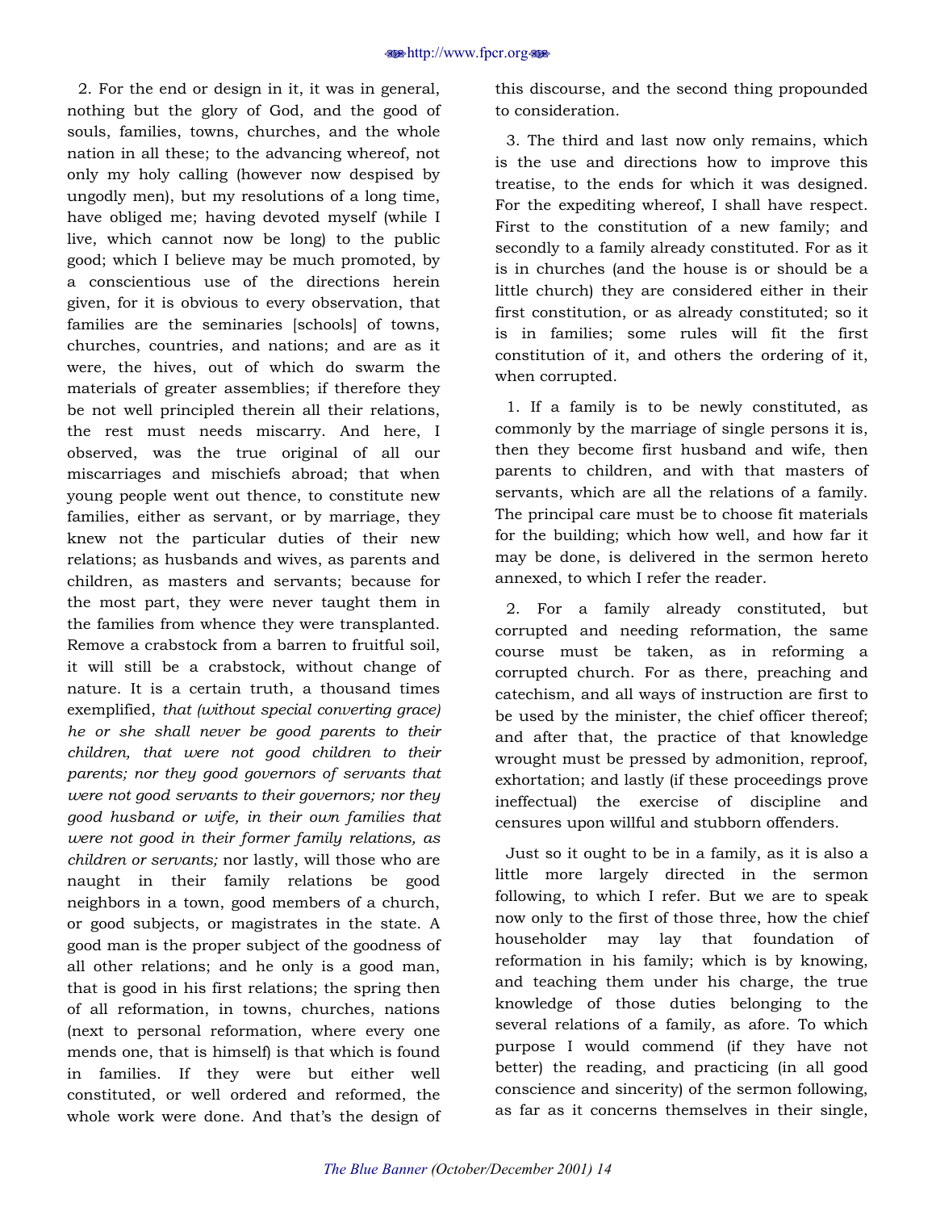2. For the end or design in it, it was in general, nothing but the glory of God, and the good of souls, families, towns, churches, and the whole nation in all these; to the advancing whereof, not only my holy calling (however now despised by ungodly men), but my resolutions of a long time, have obliged me; having devoted myself (while I live, which cannot now be long) to the public good; which I believe may be much promoted, by a conscientious use of the directions herein given, for it is obvious to every observation, that families are the seminaries [schools] of towns, churches, countries, and nations; and are as it were, the hives, out of which do swarm the materials of greater assemblies; if therefore they be not well principled therein all their relations, the rest must needs miscarry. And here, I observed, was the true original of all our miscarriages and mischiefs abroad; that when young people went out thence, to constitute new families, either as servant, or by marriage, they knew not the particular duties of their new relations; as husbands and wives, as parents and children, as masters and servants; because for the most part, they were never taught them in the families from whence they were transplanted. Remove a crabstock from a barren to fruitful soil, it will still be a crabstock, without change of nature. It is a certain truth, a thousand times exemplified, *that (without special converting grace) he or she shall never be good parents to their children, that were not good children to their parents; nor they good governors of servants that were not good servants to their governors; nor they good husband or wife, in their own families that were not good in their former family relations, as children or servants;* nor lastly, will those who are naught in their family relations be good neighbors in a town, good members of a church, or good subjects, or magistrates in the state. A good man is the proper subject of the goodness of all other relations; and he only is a good man, that is good in his first relations; the spring then of all reformation, in towns, churches, nations (next to personal reformation, where every one mends one, that is himself) is that which is found in families. If they were but either well constituted, or well ordered and reformed, the whole work were done. And that's the design of this discourse, and the second thing propounded to consideration.

3. The third and last now only remains, which is the use and directions how to improve this treatise, to the ends for which it was designed. For the expediting whereof, I shall have respect. First to the constitution of a new family; and secondly to a family already constituted. For as it is in churches (and the house is or should be a little church) they are considered either in their first constitution, or as already constituted; so it is in families; some rules will fit the first constitution of it, and others the ordering of it, when corrupted.

1. If a family is to be newly constituted, as commonly by the marriage of single persons it is, then they become first husband and wife, then parents to children, and with that masters of servants, which are all the relations of a family. The principal care must be to choose fit materials for the building; which how well, and how far it may be done, is delivered in the sermon hereto annexed, to which I refer the reader.

2. For a family already constituted, but corrupted and needing reformation, the same course must be taken, as in reforming a corrupted church. For as there, preaching and catechism, and all ways of instruction are first to be used by the minister, the chief officer thereof; and after that, the practice of that knowledge wrought must be pressed by admonition, reproof, exhortation; and lastly (if these proceedings prove ineffectual) the exercise of discipline and censures upon willful and stubborn offenders.

Just so it ought to be in a family, as it is also a little more largely directed in the sermon following, to which I refer. But we are to speak now only to the first of those three, how the chief householder may lay that foundation of reformation in his family; which is by knowing, and teaching them under his charge, the true knowledge of those duties belonging to the several relations of a family, as afore. To which purpose I would commend (if they have not better) the reading, and practicing (in all good conscience and sincerity) of the sermon following, as far as it concerns themselves in their single,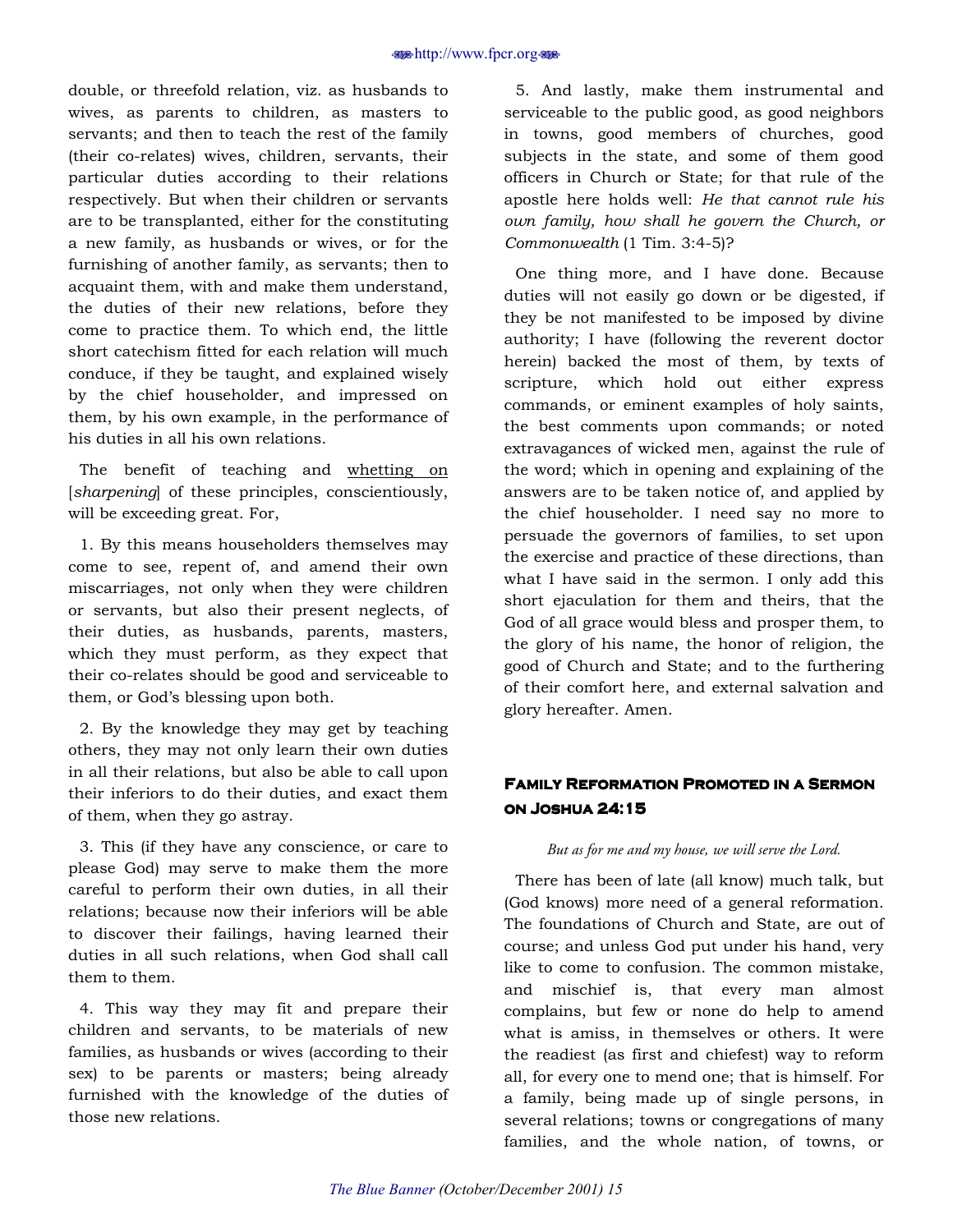double, or threefold relation, viz. as husbands to wives, as parents to children, as masters to servants; and then to teach the rest of the family (their co-relates) wives, children, servants, their particular duties according to their relations respectively. But when their children or servants are to be transplanted, either for the constituting a new family, as husbands or wives, or for the furnishing of another family, as servants; then to acquaint them, with and make them understand, the duties of their new relations, before they come to practice them. To which end, the little short catechism fitted for each relation will much conduce, if they be taught, and explained wisely by the chief householder, and impressed on them, by his own example, in the performance of his duties in all his own relations.

The benefit of teaching and whetting on [*sharpening*] of these principles, conscientiously, will be exceeding great. For,

1. By this means householders themselves may come to see, repent of, and amend their own miscarriages, not only when they were children or servants, but also their present neglects, of their duties, as husbands, parents, masters, which they must perform, as they expect that their co-relates should be good and serviceable to them, or God's blessing upon both.

2. By the knowledge they may get by teaching others, they may not only learn their own duties in all their relations, but also be able to call upon their inferiors to do their duties, and exact them of them, when they go astray.

3. This (if they have any conscience, or care to please God) may serve to make them the more careful to perform their own duties, in all their relations; because now their inferiors will be able to discover their failings, having learned their duties in all such relations, when God shall call them to them.

4. This way they may fit and prepare their children and servants, to be materials of new families, as husbands or wives (according to their sex) to be parents or masters; being already furnished with the knowledge of the duties of those new relations.

5. And lastly, make them instrumental and serviceable to the public good, as good neighbors in towns, good members of churches, good subjects in the state, and some of them good officers in Church or State; for that rule of the apostle here holds well: *He that cannot rule his own family, how shall he govern the Church, or Commonwealth* (1 Tim. 3:4-5)?

One thing more, and I have done. Because duties will not easily go down or be digested, if they be not manifested to be imposed by divine authority; I have (following the reverent doctor herein) backed the most of them, by texts of scripture, which hold out either express commands, or eminent examples of holy saints, the best comments upon commands; or noted extravagances of wicked men, against the rule of the word; which in opening and explaining of the answers are to be taken notice of, and applied by the chief householder. I need say no more to persuade the governors of families, to set upon the exercise and practice of these directions, than what I have said in the sermon. I only add this short ejaculation for them and theirs, that the God of all grace would bless and prosper them, to the glory of his name, the honor of religion, the good of Church and State; and to the furthering of their comfort here, and external salvation and glory hereafter. Amen.

## Family Reformation Promoted in a Sermon on Joshua 24:15

*But as for me and my house, we will serve the Lord.*

There has been of late (all know) much talk, but (God knows) more need of a general reformation. The foundations of Church and State, are out of course; and unless God put under his hand, very like to come to confusion. The common mistake, and mischief is, that every man almost complains, but few or none do help to amend what is amiss, in themselves or others. It were the readiest (as first and chiefest) way to reform all, for every one to mend one; that is himself. For a family, being made up of single persons, in several relations; towns or congregations of many families, and the whole nation, of towns, or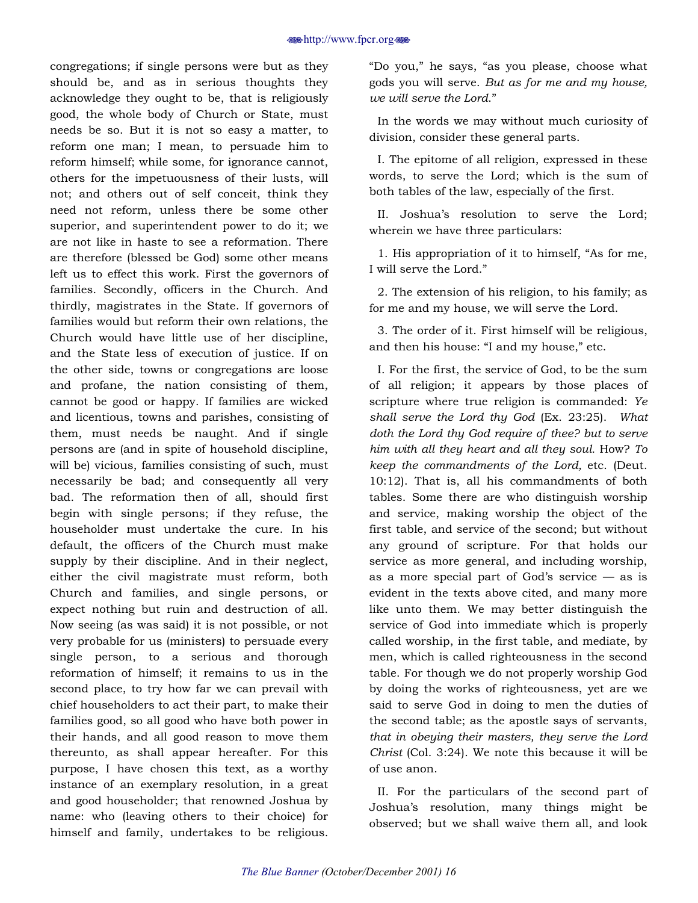congregations; if single persons were but as they should be, and as in serious thoughts they acknowledge they ought to be, that is religiously good, the whole body of Church or State, must needs be so. But it is not so easy a matter, to reform one man; I mean, to persuade him to reform himself; while some, for ignorance cannot, others for the impetuousness of their lusts, will not; and others out of self conceit, think they need not reform, unless there be some other superior, and superintendent power to do it; we are not like in haste to see a reformation. There are therefore (blessed be God) some other means left us to effect this work. First the governors of families. Secondly, officers in the Church. And thirdly, magistrates in the State. If governors of families would but reform their own relations, the Church would have little use of her discipline, and the State less of execution of justice. If on the other side, towns or congregations are loose and profane, the nation consisting of them, cannot be good or happy. If families are wicked and licentious, towns and parishes, consisting of them, must needs be naught. And if single persons are (and in spite of household discipline, will be) vicious, families consisting of such, must necessarily be bad; and consequently all very bad. The reformation then of all, should first begin with single persons; if they refuse, the householder must undertake the cure. In his default, the officers of the Church must make supply by their discipline. And in their neglect, either the civil magistrate must reform, both Church and families, and single persons, or expect nothing but ruin and destruction of all. Now seeing (as was said) it is not possible, or not very probable for us (ministers) to persuade every single person, to a serious and thorough reformation of himself; it remains to us in the second place, to try how far we can prevail with chief householders to act their part, to make their families good, so all good who have both power in their hands, and all good reason to move them thereunto, as shall appear hereafter. For this purpose, I have chosen this text, as a worthy instance of an exemplary resolution, in a great and good householder; that renowned Joshua by name: who (leaving others to their choice) for himself and family, undertakes to be religious. "Do you," he says, "as you please, choose what gods you will serve. *But as for me and my house, we will serve the Lord.*"

In the words we may without much curiosity of division, consider these general parts.

I. The epitome of all religion, expressed in these words, to serve the Lord; which is the sum of both tables of the law, especially of the first.

II. Joshua's resolution to serve the Lord; wherein we have three particulars:

1. His appropriation of it to himself, "As for me, I will serve the Lord."

2. The extension of his religion, to his family; as for me and my house, we will serve the Lord.

3. The order of it. First himself will be religious, and then his house: "I and my house," etc.

I. For the first, the service of God, to be the sum of all religion; it appears by those places of scripture where true religion is commanded: *Ye shall serve the Lord thy God* (Ex. 23:25). *What doth the Lord thy God require of thee? but to serve him with all they heart and all they soul.* How? *To keep the commandments of the Lord,* etc. (Deut. 10:12). That is, all his commandments of both tables. Some there are who distinguish worship and service, making worship the object of the first table, and service of the second; but without any ground of scripture. For that holds our service as more general, and including worship, as a more special part of God's service — as is evident in the texts above cited, and many more like unto them. We may better distinguish the service of God into immediate which is properly called worship, in the first table, and mediate, by men, which is called righteousness in the second table. For though we do not properly worship God by doing the works of righteousness, yet are we said to serve God in doing to men the duties of the second table; as the apostle says of servants, *that in obeying their masters, they serve the Lord Christ* (Col. 3:24). We note this because it will be of use anon.

II. For the particulars of the second part of Joshua's resolution, many things might be observed; but we shall waive them all, and look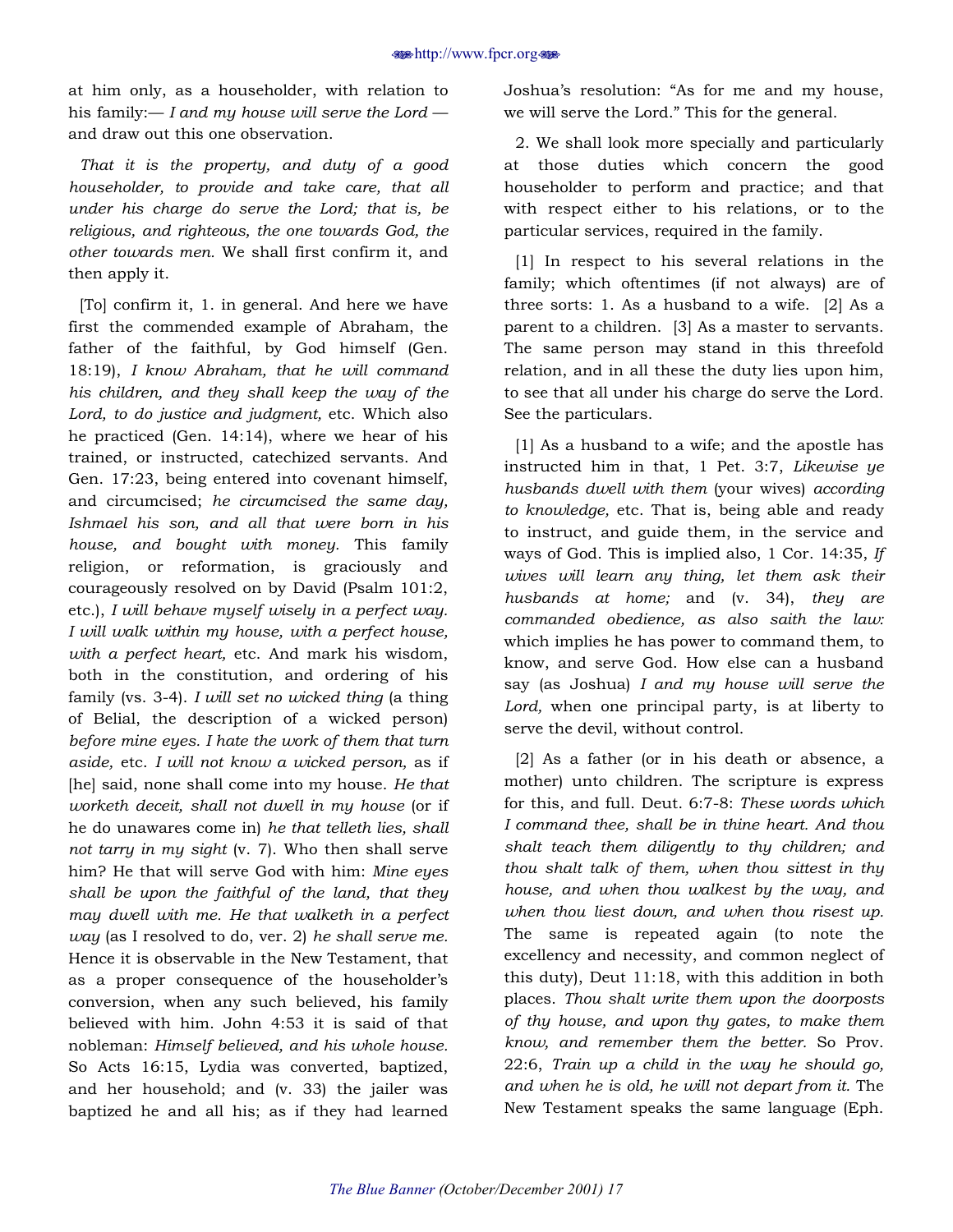at him only, as a householder, with relation to his family:— *I and my house will serve the Lord* — and draw out this one observation.

*That it is the property, and duty of a good householder, to provide and take care, that all under his charge do serve the Lord; that is, be religious, and righteous, the one towards God, the other towards men.* We shall first confirm it, and then apply it.

[To] confirm it, 1. in general. And here we have first the commended example of Abraham, the father of the faithful, by God himself (Gen. 18:19), *I know Abraham, that he will command his children, and they shall keep the way of the Lord, to do justice and judgment,* etc. Which also he practiced (Gen. 14:14), where we hear of his trained, or instructed, catechized servants. And Gen. 17:23, being entered into covenant himself, and circumcised; *he circumcised the same day, Ishmael his son, and all that were born in his house, and bought with money.* This family religion, or reformation, is graciously and courageously resolved on by David (Psalm 101:2, etc.), *I will behave myself wisely in a perfect way. I will walk within my house, with a perfect house, with a perfect heart,* etc. And mark his wisdom, both in the constitution, and ordering of his family (vs. 3-4). *I will set no wicked thing* (a thing of Belial, the description of a wicked person) *before mine eyes. I hate the work of them that turn aside,* etc. *I will not know a wicked person,* as if [he] said, none shall come into my house. *He that worketh deceit, shall not dwell in my house* (or if he do unawares come in) *he that telleth lies, shall not tarry in my sight* (v. 7). Who then shall serve him? He that will serve God with him: *Mine eyes shall be upon the faithful of the land, that they may dwell with me. He that walketh in a perfect way* (as I resolved to do, ver. 2) *he shall serve me.* Hence it is observable in the New Testament, that as a proper consequence of the householder's conversion, when any such believed, his family believed with him. John 4:53 it is said of that nobleman: *Himself believed, and his whole house.* So Acts 16:15, Lydia was converted, baptized, and her household; and (v. 33) the jailer was baptized he and all his; as if they had learned Joshua's resolution: "As for me and my house, we will serve the Lord." This for the general.

2. We shall look more specially and particularly at those duties which concern the good householder to perform and practice; and that with respect either to his relations, or to the particular services, required in the family.

[1] In respect to his several relations in the family; which oftentimes (if not always) are of three sorts: 1. As a husband to a wife. [2] As a parent to a children. [3] As a master to servants. The same person may stand in this threefold relation, and in all these the duty lies upon him, to see that all under his charge do serve the Lord. See the particulars.

[1] As a husband to a wife; and the apostle has instructed him in that, 1 Pet. 3:7, *Likewise ye husbands dwell with them* (your wives) *according to knowledge,* etc. That is, being able and ready to instruct, and guide them, in the service and ways of God. This is implied also, 1 Cor. 14:35, *If wives will learn any thing, let them ask their husbands at home;* and (v. 34), *they are commanded obedience, as also saith the law:* which implies he has power to command them, to know, and serve God. How else can a husband say (as Joshua) *I and my house will serve the Lord,* when one principal party, is at liberty to serve the devil, without control.

[2] As a father (or in his death or absence, a mother) unto children. The scripture is express for this, and full. Deut. 6:7-8: *These words which I command thee, shall be in thine heart. And thou shalt teach them diligently to thy children; and thou shalt talk of them, when thou sittest in thy house, and when thou walkest by the way, and when thou liest down, and when thou risest up.* The same is repeated again (to note the excellency and necessity, and common neglect of this duty), Deut 11:18, with this addition in both places. *Thou shalt write them upon the doorposts of thy house, and upon thy gates, to make them know, and remember them the better.* So Prov. 22:6, *Train up a child in the way he should go, and when he is old, he will not depart from it.* The New Testament speaks the same language (Eph.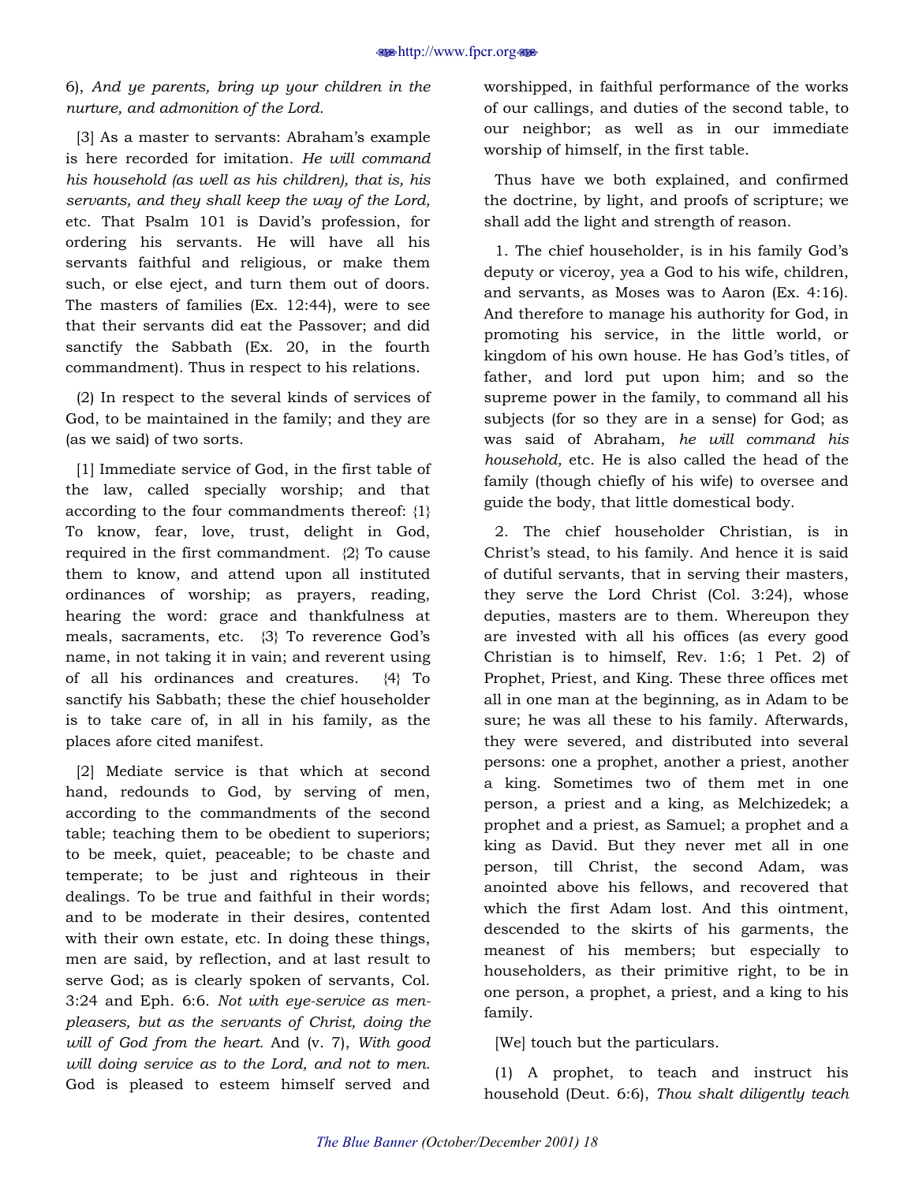6), *And ye parents, bring up your children in the nurture, and admonition of the Lord.*

[3] As a master to servants: Abraham's example is here recorded for imitation. *He will command his household (as well as his children), that is, his servants, and they shall keep the way of the Lord,* etc. That Psalm 101 is David's profession, for ordering his servants. He will have all his servants faithful and religious, or make them such, or else eject, and turn them out of doors. The masters of families (Ex. 12:44), were to see that their servants did eat the Passover; and did sanctify the Sabbath (Ex. 20, in the fourth commandment). Thus in respect to his relations.

(2) In respect to the several kinds of services of God, to be maintained in the family; and they are (as we said) of two sorts.

[1] Immediate service of God, in the first table of the law, called specially worship; and that according to the four commandments thereof: {1} To know, fear, love, trust, delight in God, required in the first commandment. {2} To cause them to know, and attend upon all instituted ordinances of worship; as prayers, reading, hearing the word: grace and thankfulness at meals, sacraments, etc. {3} To reverence God's name, in not taking it in vain; and reverent using of all his ordinances and creatures. {4} To sanctify his Sabbath; these the chief householder is to take care of, in all in his family, as the places afore cited manifest.

[2] Mediate service is that which at second hand, redounds to God, by serving of men, according to the commandments of the second table; teaching them to be obedient to superiors; to be meek, quiet, peaceable; to be chaste and temperate; to be just and righteous in their dealings. To be true and faithful in their words; and to be moderate in their desires, contented with their own estate, etc. In doing these things, men are said, by reflection, and at last result to serve God; as is clearly spoken of servants, Col. 3:24 and Eph. 6:6. *Not with eye-service as men-pleasers, but as the servants of Christ, doing the will of God from the heart.* And (v. 7), *With good will doing service as to the Lord, and not to men.* God is pleased to esteem himself served and worshipped, in faithful performance of the works of our callings, and duties of the second table, to our neighbor; as well as in our immediate worship of himself, in the first table.

Thus have we both explained, and confirmed the doctrine, by light, and proofs of scripture; we shall add the light and strength of reason.

1. The chief householder, is in his family God's deputy or viceroy, yea a God to his wife, children, and servants, as Moses was to Aaron (Ex. 4:16). And therefore to manage his authority for God, in promoting his service, in the little world, or kingdom of his own house. He has God's titles, of father, and lord put upon him; and so the supreme power in the family, to command all his subjects (for so they are in a sense) for God; as was said of Abraham, *he will command his household,* etc. He is also called the head of the family (though chiefly of his wife) to oversee and guide the body, that little domestical body.

2. The chief householder Christian, is in Christ's stead, to his family. And hence it is said of dutiful servants, that in serving their masters, they serve the Lord Christ (Col. 3:24), whose deputies, masters are to them. Whereupon they are invested with all his offices (as every good Christian is to himself, Rev. 1:6; 1 Pet. 2) of Prophet, Priest, and King. These three offices met all in one man at the beginning, as in Adam to be sure; he was all these to his family. Afterwards, they were severed, and distributed into several persons: one a prophet, another a priest, another a king. Sometimes two of them met in one person, a priest and a king, as Melchizedek; a prophet and a priest, as Samuel; a prophet and a king as David. But they never met all in one person, till Christ, the second Adam, was anointed above his fellows, and recovered that which the first Adam lost. And this ointment, descended to the skirts of his garments, the meanest of his members; but especially to householders, as their primitive right, to be in one person, a prophet, a priest, and a king to his family.

[We] touch but the particulars.

(1) A prophet, to teach and instruct his household (Deut. 6:6), *Thou shalt diligently teach*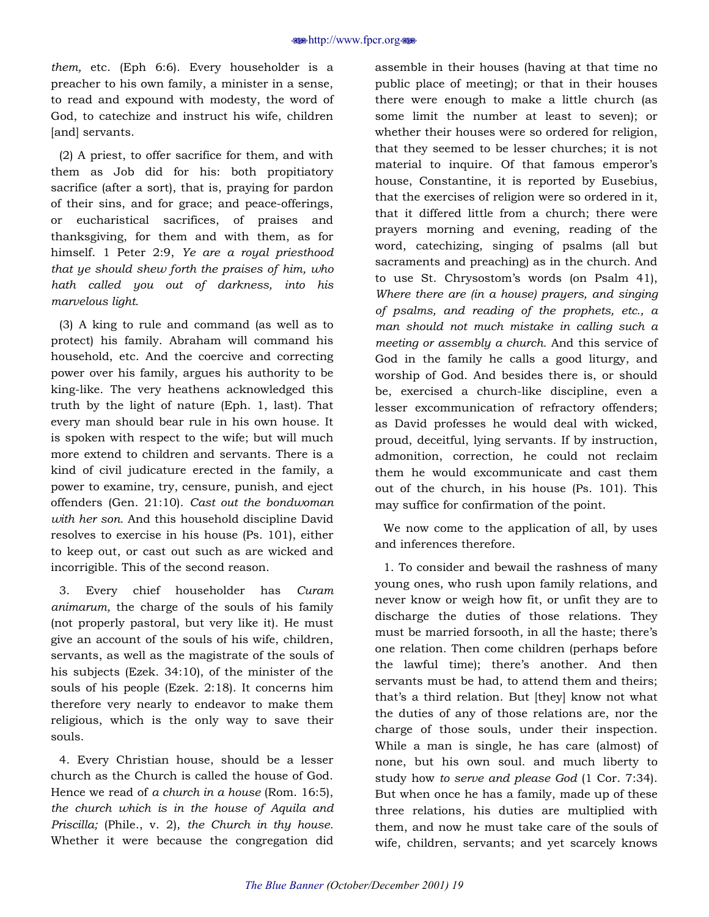*them,* etc. (Eph 6:6). Every householder is a preacher to his own family, a minister in a sense, to read and expound with modesty, the word of God, to catechize and instruct his wife, children [and] servants.

(2) A priest, to offer sacrifice for them, and with them as Job did for his: both propitiatory sacrifice (after a sort), that is, praying for pardon of their sins, and for grace; and peace-offerings, or eucharistical sacrifices, of praises and thanksgiving, for them and with them, as for himself. 1 Peter 2:9, *Ye are a royal priesthood that ye should shew forth the praises of him, who hath called you out of darkness, into his marvelous light.*

(3) A king to rule and command (as well as to protect) his family. Abraham will command his household, etc. And the coercive and correcting power over his family, argues his authority to be king-like. The very heathens acknowledged this truth by the light of nature (Eph. 1, last). That every man should bear rule in his own house. It is spoken with respect to the wife; but will much more extend to children and servants. There is a kind of civil judicature erected in the family, a power to examine, try, censure, punish, and eject offenders (Gen. 21:10). *Cast out the bondwoman with her son.* And this household discipline David resolves to exercise in his house (Ps. 101), either to keep out, or cast out such as are wicked and incorrigible. This of the second reason.

3. Every chief householder has *Curam animarum,* the charge of the souls of his family (not properly pastoral, but very like it). He must give an account of the souls of his wife, children, servants, as well as the magistrate of the souls of his subjects (Ezek. 34:10), of the minister of the souls of his people (Ezek. 2:18). It concerns him therefore very nearly to endeavor to make them religious, which is the only way to save their souls.

4. Every Christian house, should be a lesser church as the Church is called the house of God. Hence we read of *a church in a house* (Rom. 16:5), *the church which is in the house of Aquila and Priscilla;* (Phile., v. 2), *the Church in thy house.* Whether it were because the congregation did assemble in their houses (having at that time no public place of meeting); or that in their houses there were enough to make a little church (as some limit the number at least to seven); or whether their houses were so ordered for religion, that they seemed to be lesser churches; it is not material to inquire. Of that famous emperor's house, Constantine, it is reported by Eusebius, that the exercises of religion were so ordered in it, that it differed little from a church; there were prayers morning and evening, reading of the word, catechizing, singing of psalms (all but sacraments and preaching) as in the church. And to use St. Chrysostom's words (on Psalm 41), *Where there are (in a house) prayers, and singing of psalms, and reading of the prophets, etc., a man should not much mistake in calling such a meeting or assembly a church.* And this service of God in the family he calls a good liturgy, and worship of God. And besides there is, or should be, exercised a church-like discipline, even a lesser excommunication of refractory offenders; as David professes he would deal with wicked, proud, deceitful, lying servants. If by instruction, admonition, correction, he could not reclaim them he would excommunicate and cast them out of the church, in his house (Ps. 101). This may suffice for confirmation of the point.

We now come to the application of all, by uses and inferences therefore.

1. To consider and bewail the rashness of many young ones, who rush upon family relations, and never know or weigh how fit, or unfit they are to discharge the duties of those relations. They must be married forsooth, in all the haste; there's one relation. Then come children (perhaps before the lawful time); there's another. And then servants must be had, to attend them and theirs; that's a third relation. But [they] know not what the duties of any of those relations are, nor the charge of those souls, under their inspection. While a man is single, he has care (almost) of none, but his own soul. and much liberty to study how *to serve and please God* (1 Cor. 7:34). But when once he has a family, made up of these three relations, his duties are multiplied with them, and now he must take care of the souls of wife, children, servants; and yet scarcely knows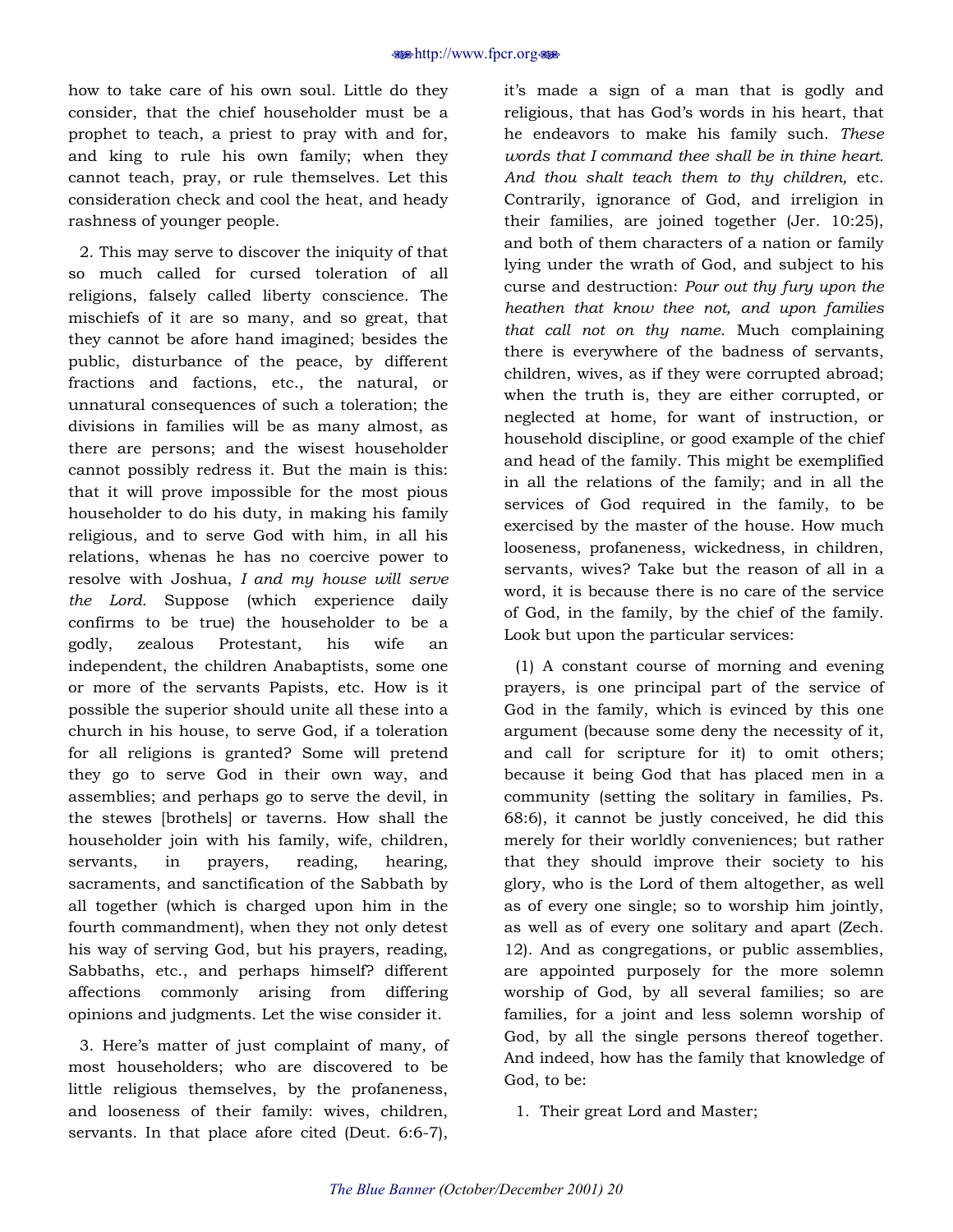how to take care of his own soul. Little do they consider, that the chief householder must be a prophet to teach, a priest to pray with and for, and king to rule his own family; when they cannot teach, pray, or rule themselves. Let this consideration check and cool the heat, and heady rashness of younger people.

2. This may serve to discover the iniquity of that so much called for cursed toleration of all religions, falsely called liberty conscience. The mischiefs of it are so many, and so great, that they cannot be afore hand imagined; besides the public, disturbance of the peace, by different fractions and factions, etc., the natural, or unnatural consequences of such a toleration; the divisions in families will be as many almost, as there are persons; and the wisest householder cannot possibly redress it. But the main is this: that it will prove impossible for the most pious householder to do his duty, in making his family religious, and to serve God with him, in all his relations, whenas he has no coercive power to resolve with Joshua, *I and my house will serve the Lord.* Suppose (which experience daily confirms to be true) the householder to be a godly, zealous Protestant, his wife an independent, the children Anabaptists, some one or more of the servants Papists, etc. How is it possible the superior should unite all these into a church in his house, to serve God, if a toleration for all religions is granted? Some will pretend they go to serve God in their own way, and assemblies; and perhaps go to serve the devil, in the stewes [brothels] or taverns. How shall the householder join with his family, wife, children, servants, in prayers, reading, hearing, sacraments, and sanctification of the Sabbath by all together (which is charged upon him in the fourth commandment), when they not only detest his way of serving God, but his prayers, reading, Sabbaths, etc., and perhaps himself? different affections commonly arising from differing opinions and judgments. Let the wise consider it.

3. Here's matter of just complaint of many, of most householders; who are discovered to be little religious themselves, by the profaneness, and looseness of their family: wives, children, servants. In that place afore cited (Deut. 6:6-7), it's made a sign of a man that is godly and religious, that has God's words in his heart, that he endeavors to make his family such. *These words that I command thee shall be in thine heart. And thou shalt teach them to thy children,* etc. Contrarily, ignorance of God, and irreligion in their families, are joined together (Jer. 10:25), and both of them characters of a nation or family lying under the wrath of God, and subject to his curse and destruction: *Pour out thy fury upon the heathen that know thee not, and upon families that call not on thy name.* Much complaining there is everywhere of the badness of servants, children, wives, as if they were corrupted abroad; when the truth is, they are either corrupted, or neglected at home, for want of instruction, or household discipline, or good example of the chief and head of the family. This might be exemplified in all the relations of the family; and in all the services of God required in the family, to be exercised by the master of the house. How much looseness, profaneness, wickedness, in children, servants, wives? Take but the reason of all in a word, it is because there is no care of the service of God, in the family, by the chief of the family. Look but upon the particular services:

(1) A constant course of morning and evening prayers, is one principal part of the service of God in the family, which is evinced by this one argument (because some deny the necessity of it, and call for scripture for it) to omit others; because it being God that has placed men in a community (setting the solitary in families, Ps. 68:6), it cannot be justly conceived, he did this merely for their worldly conveniences; but rather that they should improve their society to his glory, who is the Lord of them altogether, as well as of every one single; so to worship him jointly, as well as of every one solitary and apart (Zech. 12). And as congregations, or public assemblies, are appointed purposely for the more solemn worship of God, by all several families; so are families, for a joint and less solemn worship of God, by all the single persons thereof together. And indeed, how has the family that knowledge of God, to be:

1. Their great Lord and Master;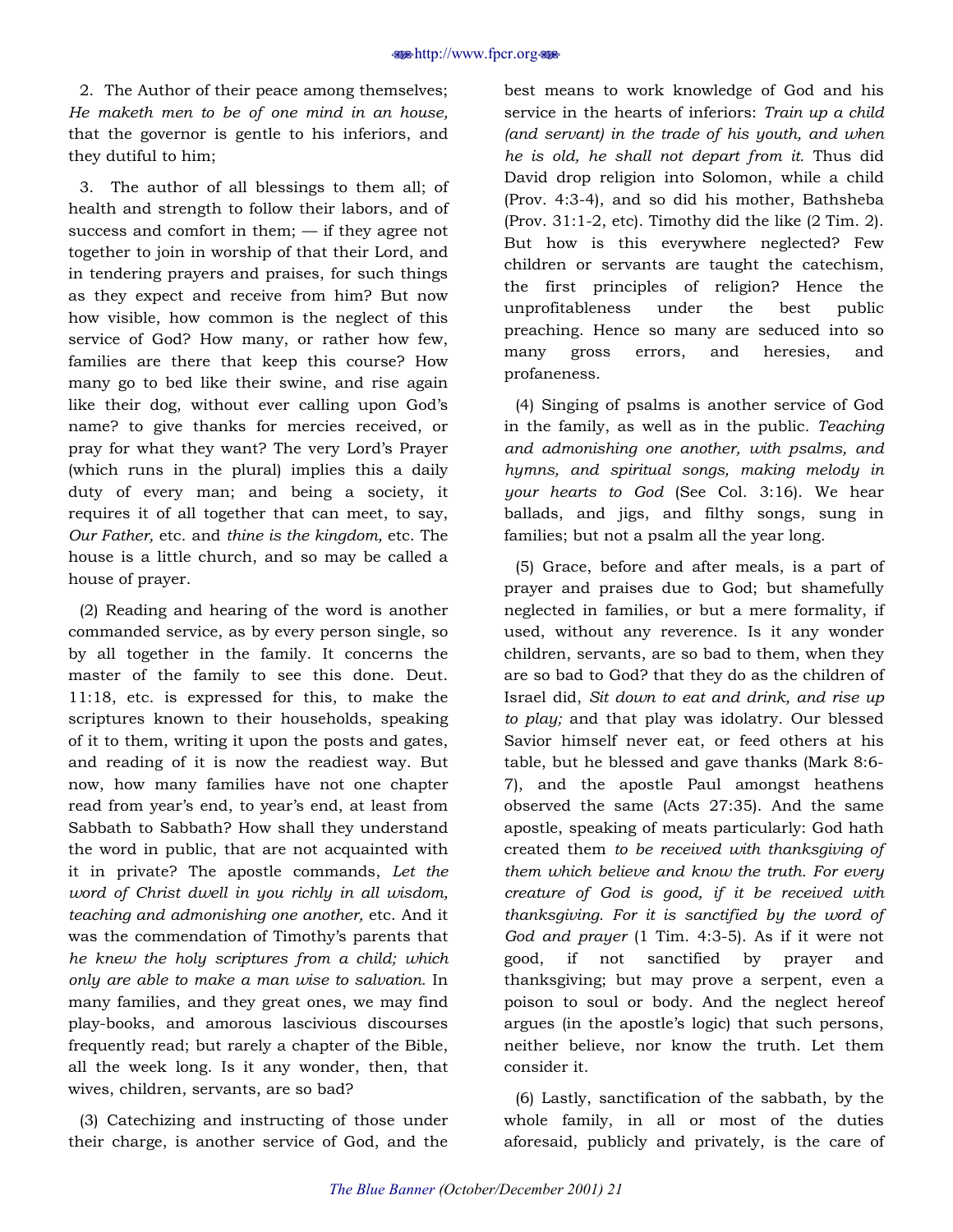2. The Author of their peace among themselves; *He maketh men to be of one mind in an house,* that the governor is gentle to his inferiors, and they dutiful to him;

3. The author of all blessings to them all; of health and strength to follow their labors, and of success and comfort in them; — if they agree not together to join in worship of that their Lord, and in tendering prayers and praises, for such things as they expect and receive from him? But now how visible, how common is the neglect of this service of God? How many, or rather how few, families are there that keep this course? How many go to bed like their swine, and rise again like their dog, without ever calling upon God's name? to give thanks for mercies received, or pray for what they want? The very Lord's Prayer (which runs in the plural) implies this a daily duty of every man; and being a society, it requires it of all together that can meet, to say, *Our Father,* etc. and *thine is the kingdom,* etc. The house is a little church, and so may be called a house of prayer.

(2) Reading and hearing of the word is another commanded service, as by every person single, so by all together in the family. It concerns the master of the family to see this done. Deut. 11:18, etc. is expressed for this, to make the scriptures known to their households, speaking of it to them, writing it upon the posts and gates, and reading of it is now the readiest way. But now, how many families have not one chapter read from year's end, to year's end, at least from Sabbath to Sabbath? How shall they understand the word in public, that are not acquainted with it in private? The apostle commands, *Let the word of Christ dwell in you richly in all wisdom, teaching and admonishing one another,* etc. And it was the commendation of Timothy's parents that *he knew the holy scriptures from a child; which only are able to make a man wise to salvation.* In many families, and they great ones, we may find play-books, and amorous lascivious discourses frequently read; but rarely a chapter of the Bible, all the week long. Is it any wonder, then, that wives, children, servants, are so bad?

(3) Catechizing and instructing of those under their charge, is another service of God, and the best means to work knowledge of God and his service in the hearts of inferiors: *Train up a child (and servant) in the trade of his youth, and when he is old, he shall not depart from it.* Thus did David drop religion into Solomon, while a child (Prov. 4:3-4), and so did his mother, Bathsheba (Prov. 31:1-2, etc). Timothy did the like (2 Tim. 2). But how is this everywhere neglected? Few children or servants are taught the catechism, the first principles of religion? Hence the unprofitableness under the best public preaching. Hence so many are seduced into so many gross errors, and heresies, and profaneness.

(4) Singing of psalms is another service of God in the family, as well as in the public. *Teaching and admonishing one another, with psalms, and hymns, and spiritual songs, making melody in your hearts to God* (See Col. 3:16). We hear ballads, and jigs, and filthy songs, sung in families; but not a psalm all the year long.

(5) Grace, before and after meals, is a part of prayer and praises due to God; but shamefully neglected in families, or but a mere formality, if used, without any reverence. Is it any wonder children, servants, are so bad to them, when they are so bad to God? that they do as the children of Israel did, *Sit down to eat and drink, and rise up to play;* and that play was idolatry. Our blessed Savior himself never eat, or feed others at his table, but he blessed and gave thanks (Mark 8:6-7), and the apostle Paul amongst heathens observed the same (Acts 27:35). And the same apostle, speaking of meats particularly: God hath created them *to be received with thanksgiving of them which believe and know the truth. For every creature of God is good, if it be received with thanksgiving. For it is sanctified by the word of God and prayer* (1 Tim. 4:3-5). As if it were not good, if not sanctified by prayer and thanksgiving; but may prove a serpent, even a poison to soul or body. And the neglect hereof argues (in the apostle's logic) that such persons, neither believe, nor know the truth. Let them consider it.

(6) Lastly, sanctification of the sabbath, by the whole family, in all or most of the duties aforesaid, publicly and privately, is the care of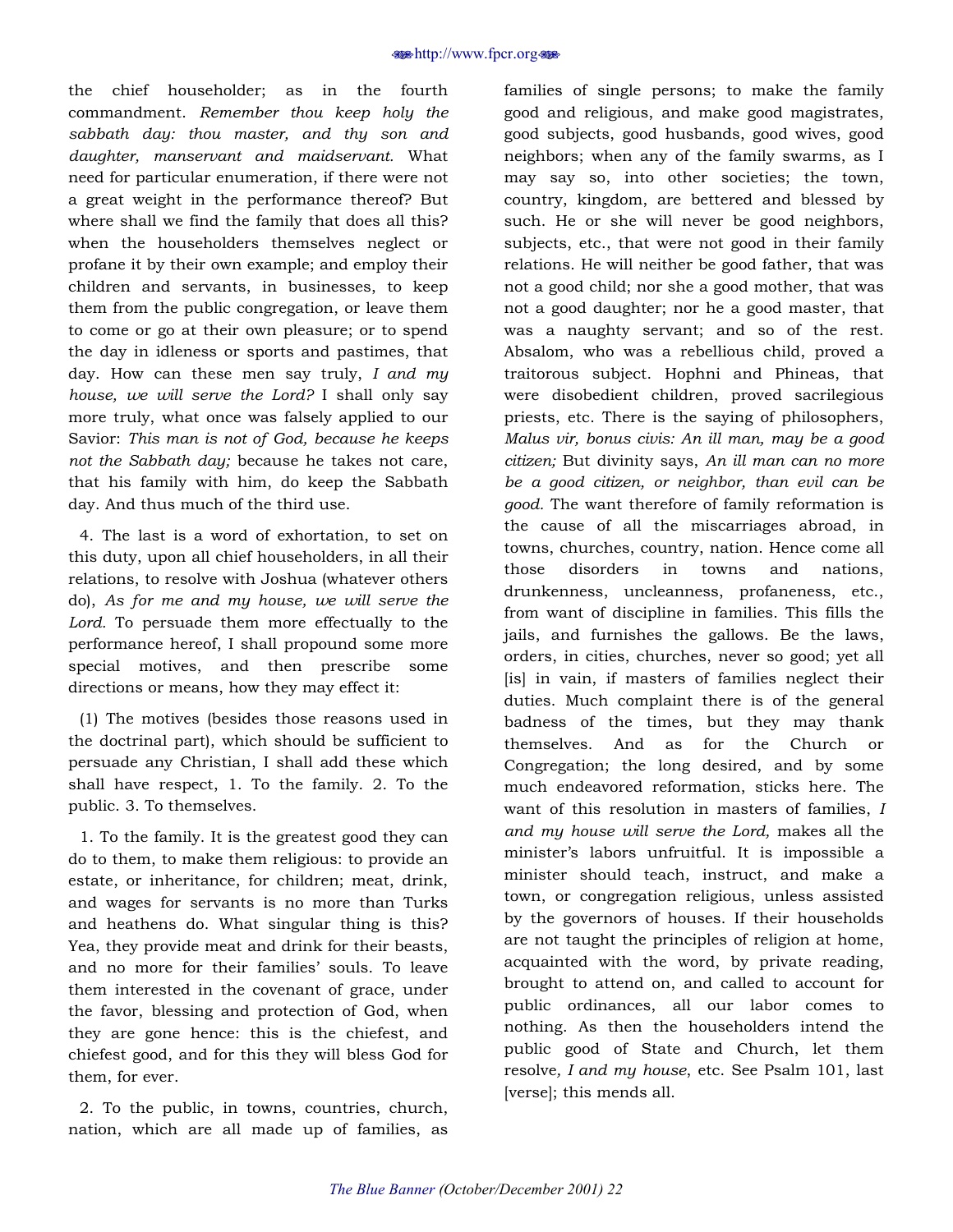the chief householder; as in the fourth commandment. *Remember thou keep holy the sabbath day: thou master, and thy son and daughter, manservant and maidservant.* What need for particular enumeration, if there were not a great weight in the performance thereof? But where shall we find the family that does all this? when the householders themselves neglect or profane it by their own example; and employ their children and servants, in businesses, to keep them from the public congregation, or leave them to come or go at their own pleasure; or to spend the day in idleness or sports and pastimes, that day. How can these men say truly, *I and my house, we will serve the Lord?* I shall only say more truly, what once was falsely applied to our Savior: *This man is not of God, because he keeps not the Sabbath day;* because he takes not care, that his family with him, do keep the Sabbath day. And thus much of the third use.

4. The last is a word of exhortation, to set on this duty, upon all chief householders, in all their relations, to resolve with Joshua (whatever others do), *As for me and my house, we will serve the Lord.* To persuade them more effectually to the performance hereof, I shall propound some more special motives, and then prescribe some directions or means, how they may effect it:

(1) The motives (besides those reasons used in the doctrinal part), which should be sufficient to persuade any Christian, I shall add these which shall have respect, 1. To the family. 2. To the public. 3. To themselves.

1. To the family. It is the greatest good they can do to them, to make them religious: to provide an estate, or inheritance, for children; meat, drink, and wages for servants is no more than Turks and heathens do. What singular thing is this? Yea, they provide meat and drink for their beasts, and no more for their families' souls. To leave them interested in the covenant of grace, under the favor, blessing and protection of God, when they are gone hence: this is the chiefest, and chiefest good, and for this they will bless God for them, for ever.

2. To the public, in towns, countries, church, nation, which are all made up of families, as families of single persons; to make the family good and religious, and make good magistrates, good subjects, good husbands, good wives, good neighbors; when any of the family swarms, as I may say so, into other societies; the town, country, kingdom, are bettered and blessed by such. He or she will never be good neighbors, subjects, etc., that were not good in their family relations. He will neither be good father, that was not a good child; nor she a good mother, that was not a good daughter; nor he a good master, that was a naughty servant; and so of the rest. Absalom, who was a rebellious child, proved a traitorous subject. Hophni and Phineas, that were disobedient children, proved sacrilegious priests, etc. There is the saying of philosophers, *Malus vir, bonus civis: An ill man, may be a good citizen;* But divinity says, *An ill man can no more be a good citizen, or neighbor, than evil can be good.* The want therefore of family reformation is the cause of all the miscarriages abroad, in towns, churches, country, nation. Hence come all those disorders in towns and nations, drunkenness, uncleanness, profaneness, etc., from want of discipline in families. This fills the jails, and furnishes the gallows. Be the laws, orders, in cities, churches, never so good; yet all [is] in vain, if masters of families neglect their duties. Much complaint there is of the general badness of the times, but they may thank themselves. And as for the Church or Congregation; the long desired, and by some much endeavored reformation, sticks here. The want of this resolution in masters of families, *I and my house will serve the Lord,* makes all the minister's labors unfruitful. It is impossible a minister should teach, instruct, and make a town, or congregation religious, unless assisted by the governors of houses. If their households are not taught the principles of religion at home, acquainted with the word, by private reading, brought to attend on, and called to account for public ordinances, all our labor comes to nothing. As then the householders intend the public good of State and Church, let them resolve*, I and my house*, etc. See Psalm 101, last [verse]; this mends all.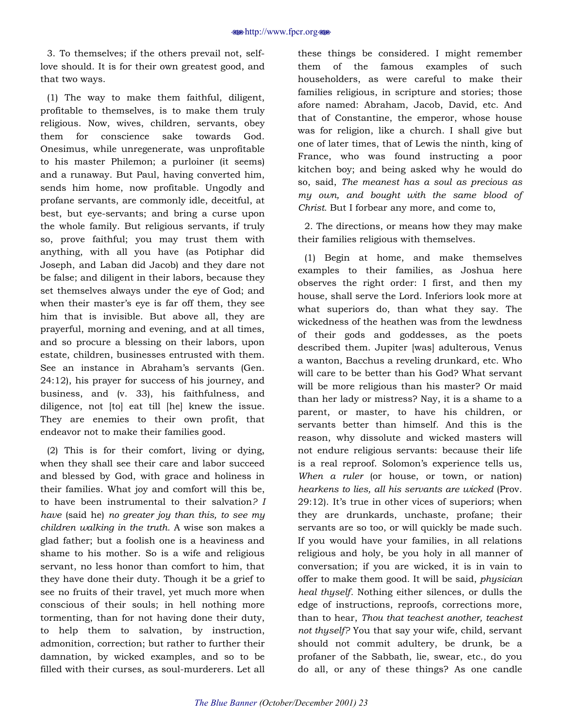3. To themselves; if the others prevail not, self-love should. It is for their own greatest good, and that two ways.

(1) The way to make them faithful, diligent, profitable to themselves, is to make them truly religious. Now, wives, children, servants, obey them for conscience sake towards God. Onesimus, while unregenerate, was unprofitable to his master Philemon; a purloiner (it seems) and a runaway. But Paul, having converted him, sends him home, now profitable. Ungodly and profane servants, are commonly idle, deceitful, at best, but eye-servants; and bring a curse upon the whole family. But religious servants, if truly so, prove faithful; you may trust them with anything, with all you have (as Potiphar did Joseph, and Laban did Jacob) and they dare not be false; and diligent in their labors, because they set themselves always under the eye of God; and when their master's eye is far off them, they see him that is invisible. But above all, they are prayerful, morning and evening, and at all times, and so procure a blessing on their labors, upon estate, children, businesses entrusted with them. See an instance in Abraham's servants (Gen. 24:12), his prayer for success of his journey, and business, and (v. 33), his faithfulness, and diligence, not [to] eat till [he] knew the issue. They are enemies to their own profit, that endeavor not to make their families good.

(2) This is for their comfort, living or dying, when they shall see their care and labor succeed and blessed by God, with grace and holiness in their families. What joy and comfort will this be, to have been instrumental to their salvation*? I have* (said he) *no greater joy than this, to see my children walking in the truth.* A wise son makes a glad father; but a foolish one is a heaviness and shame to his mother. So is a wife and religious servant, no less honor than comfort to him, that they have done their duty. Though it be a grief to see no fruits of their travel, yet much more when conscious of their souls; in hell nothing more tormenting, than for not having done their duty, to help them to salvation, by instruction, admonition, correction; but rather to further their damnation, by wicked examples, and so to be filled with their curses, as soul-murderers. Let all these things be considered. I might remember them of the famous examples of such householders, as were careful to make their families religious, in scripture and stories; those afore named: Abraham, Jacob, David, etc. And that of Constantine, the emperor, whose house was for religion, like a church. I shall give but one of later times, that of Lewis the ninth, king of France, who was found instructing a poor kitchen boy; and being asked why he would do so, said, *The meanest has a soul as precious as my own, and bought with the same blood of Christ.* But I forbear any more, and come to,

2. The directions, or means how they may make their families religious with themselves.

(1) Begin at home, and make themselves examples to their families, as Joshua here observes the right order: I first, and then my house, shall serve the Lord. Inferiors look more at what superiors do, than what they say. The wickedness of the heathen was from the lewdness of their gods and goddesses, as the poets described them. Jupiter [was] adulterous, Venus a wanton, Bacchus a reveling drunkard, etc. Who will care to be better than his God? What servant will be more religious than his master? Or maid than her lady or mistress? Nay, it is a shame to a parent, or master, to have his children, or servants better than himself. And this is the reason, why dissolute and wicked masters will not endure religious servants: because their life is a real reproof. Solomon's experience tells us, *When a ruler* (or house, or town, or nation) *hearkens to lies, all his servants are wicked* (Prov. 29:12). It's true in other vices of superiors; when they are drunkards, unchaste, profane; their servants are so too, or will quickly be made such. If you would have your families, in all relations religious and holy, be you holy in all manner of conversation; if you are wicked, it is in vain to offer to make them good. It will be said, *physician heal thyself*. Nothing either silences, or dulls the edge of instructions, reproofs, corrections more, than to hear, *Thou that teachest another, teachest not thyself?* You that say your wife, child, servant should not commit adultery, be drunk, be a profaner of the Sabbath, lie, swear, etc., do you do all, or any of these things? As one candle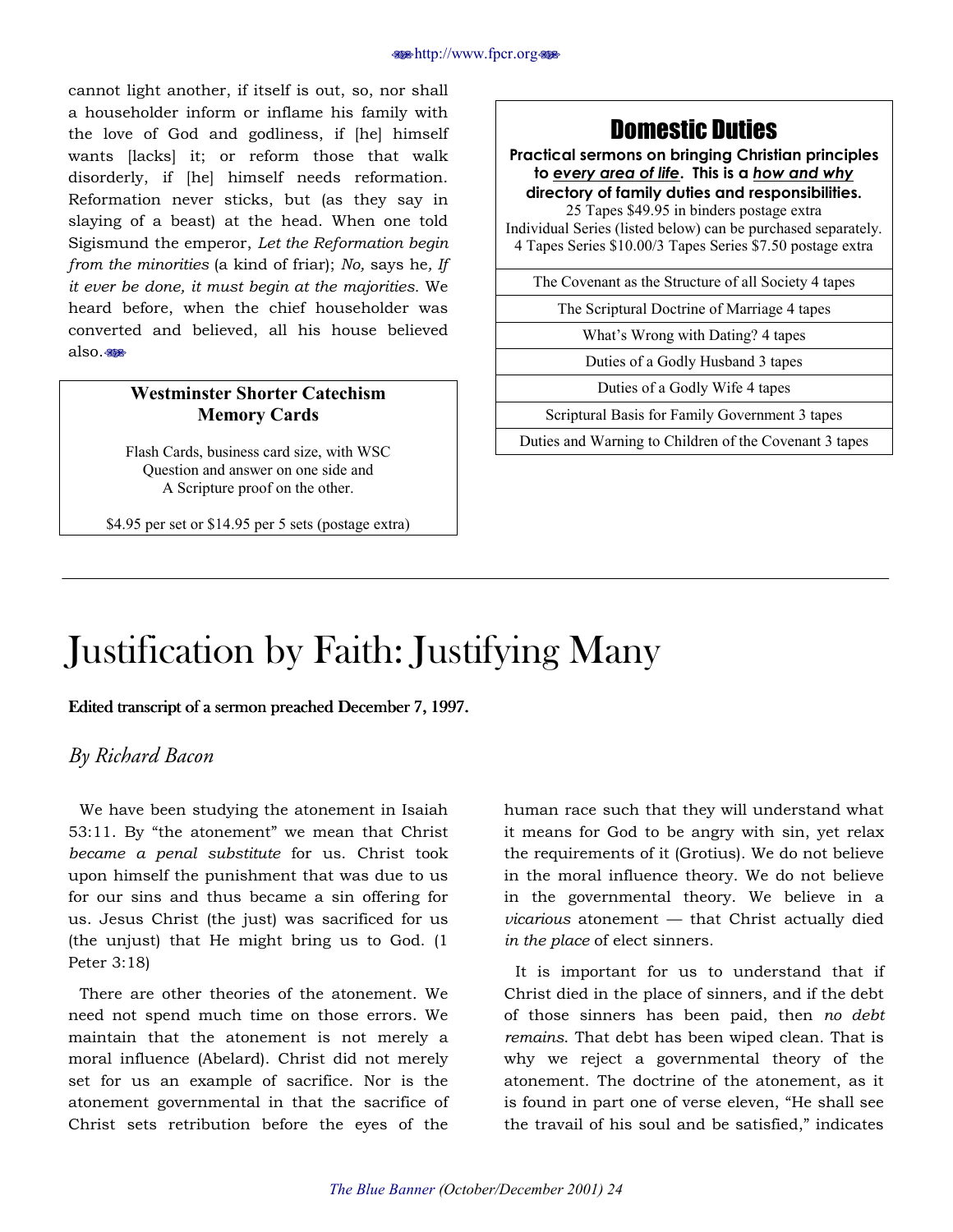cannot light another, if itself is out, so, nor shall a householder inform or inflame his family with the love of God and godliness, if [he] himself wants [lacks] it; or reform those that walk disorderly, if [he] himself needs reformation. Reformation never sticks, but (as they say in slaying of a beast) at the head. When one told Sigismund the emperor, *Let the Reformation begin from the minorities* (a kind of friar); *No,* says he*, If it ever be done, it must begin at the majorities.* We heard before, when the chief householder was converted and believed, all his house believed also.

**Westminster Shorter Catechism Memory Cards**

Flash Cards, business card size, with WSC Question and answer on one side and A Scripture proof on the other.

$4.95 per set or $14.95 per 5 sets (postage extra)

## Domestic Duties

**Practical sermons on bringing Christian principles to *every area of life*. This is a *how and why* directory of family duties and responsibilities.**

25 Tapes $49.95 in binders postage extra
Individual Series (listed below) can be purchased separately.
4 Tapes Series $10.00/3 Tapes Series $7.50 postage extra

- The Covenant as the Structure of all Society 4 tapes
- The Scriptural Doctrine of Marriage 4 tapes
- What's Wrong with Dating? 4 tapes
- Duties of a Godly Husband 3 tapes
- Duties of a Godly Wife 4 tapes
- Scriptural Basis for Family Government 3 tapes
- Duties and Warning to Children of the Covenant 3 tapes

---

# Justification by Faith: Justifying Many

**Edited transcript of a sermon preached December 7, 1997.**

*By Richard Bacon*

We have been studying the atonement in Isaiah 53:11. By "the atonement" we mean that Christ *became a penal substitute* for us. Christ took upon himself the punishment that was due to us for our sins and thus became a sin offering for us. Jesus Christ (the just) was sacrificed for us (the unjust) that He might bring us to God. (1 Peter 3:18)

There are other theories of the atonement. We need not spend much time on those errors. We maintain that the atonement is not merely a moral influence (Abelard). Christ did not merely set for us an example of sacrifice. Nor is the atonement governmental in that the sacrifice of Christ sets retribution before the eyes of the human race such that they will understand what it means for God to be angry with sin, yet relax the requirements of it (Grotius). We do not believe in the moral influence theory. We do not believe in the governmental theory. We believe in a *vicarious* atonement — that Christ actually died *in the place* of elect sinners.

It is important for us to understand that if Christ died in the place of sinners, and if the debt of those sinners has been paid, then *no debt remains*. That debt has been wiped clean. That is why we reject a governmental theory of the atonement. The doctrine of the atonement, as it is found in part one of verse eleven, "He shall see the travail of his soul and be satisfied," indicates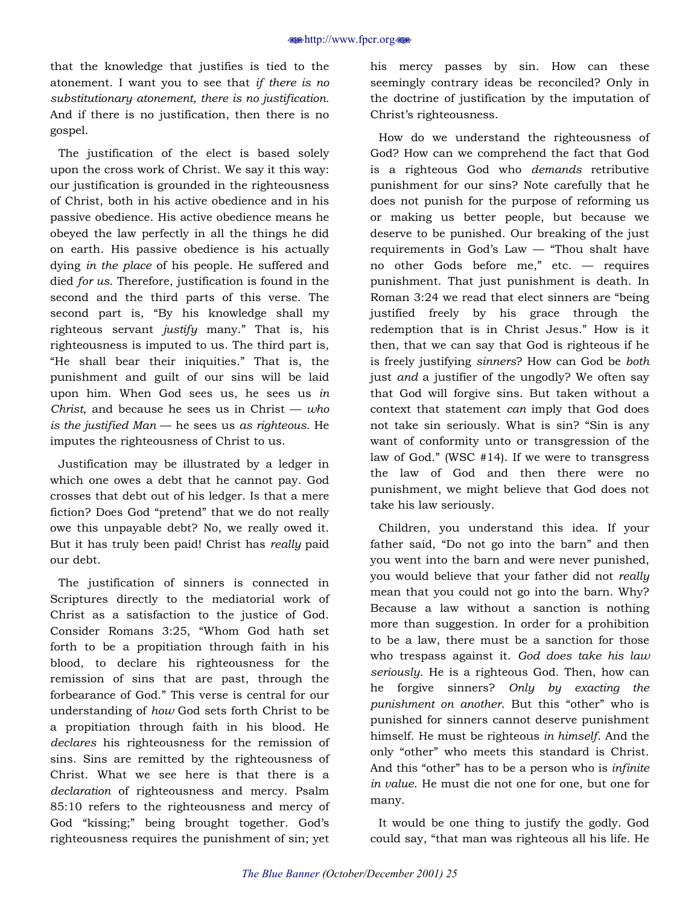that the knowledge that justifies is tied to the atonement. I want you to see that *if there is no substitutionary atonement, there is no justification*. And if there is no justification, then there is no gospel.

The justification of the elect is based solely upon the cross work of Christ. We say it this way: our justification is grounded in the righteousness of Christ, both in his active obedience and in his passive obedience. His active obedience means he obeyed the law perfectly in all the things he did on earth. His passive obedience is his actually dying *in the place* of his people. He suffered and died *for us*. Therefore, justification is found in the second and the third parts of this verse. The second part is, "By his knowledge shall my righteous servant *justify* many." That is, his righteousness is imputed to us. The third part is, "He shall bear their iniquities." That is, the punishment and guilt of our sins will be laid upon him. When God sees us, he sees us *in Christ*, and because he sees us in Christ — *who is the justified Man* — he sees us *as righteous*. He imputes the righteousness of Christ to us.

Justification may be illustrated by a ledger in which one owes a debt that he cannot pay. God crosses that debt out of his ledger. Is that a mere fiction? Does God "pretend" that we do not really owe this unpayable debt? No, we really owed it. But it has truly been paid! Christ has *really* paid our debt.

The justification of sinners is connected in Scriptures directly to the mediatorial work of Christ as a satisfaction to the justice of God. Consider Romans 3:25, "Whom God hath set forth to be a propitiation through faith in his blood, to declare his righteousness for the remission of sins that are past, through the forbearance of God." This verse is central for our understanding of *how* God sets forth Christ to be a propitiation through faith in his blood. He *declares* his righteousness for the remission of sins. Sins are remitted by the righteousness of Christ. What we see here is that there is a *declaration* of righteousness and mercy. Psalm 85:10 refers to the righteousness and mercy of God "kissing;" being brought together. God's righteousness requires the punishment of sin; yet his mercy passes by sin. How can these seemingly contrary ideas be reconciled? Only in the doctrine of justification by the imputation of Christ's righteousness.

How do we understand the righteousness of God? How can we comprehend the fact that God is a righteous God who *demands* retributive punishment for our sins? Note carefully that he does not punish for the purpose of reforming us or making us better people, but because we deserve to be punished. Our breaking of the just requirements in God's Law — "Thou shalt have no other Gods before me," etc. — requires punishment. That just punishment is death. In Roman 3:24 we read that elect sinners are "being justified freely by his grace through the redemption that is in Christ Jesus." How is it then, that we can say that God is righteous if he is freely justifying *sinners*? How can God be *both* just *and* a justifier of the ungodly? We often say that God will forgive sins. But taken without a context that statement *can* imply that God does not take sin seriously. What is sin? "Sin is any want of conformity unto or transgression of the law of God." (WSC #14). If we were to transgress the law of God and then there were no punishment, we might believe that God does not take his law seriously.

Children, you understand this idea. If your father said, "Do not go into the barn" and then you went into the barn and were never punished, you would believe that your father did not *really* mean that you could not go into the barn. Why? Because a law without a sanction is nothing more than suggestion. In order for a prohibition to be a law, there must be a sanction for those who trespass against it. *God does take his law seriously*. He is a righteous God. Then, how can he forgive sinners? *Only by exacting the punishment on another*. But this "other" who is punished for sinners cannot deserve punishment himself. He must be righteous *in himself*. And the only "other" who meets this standard is Christ. And this "other" has to be a person who is *infinite in value*. He must die not one for one, but one for many.

It would be one thing to justify the godly. God could say, "that man was righteous all his life. He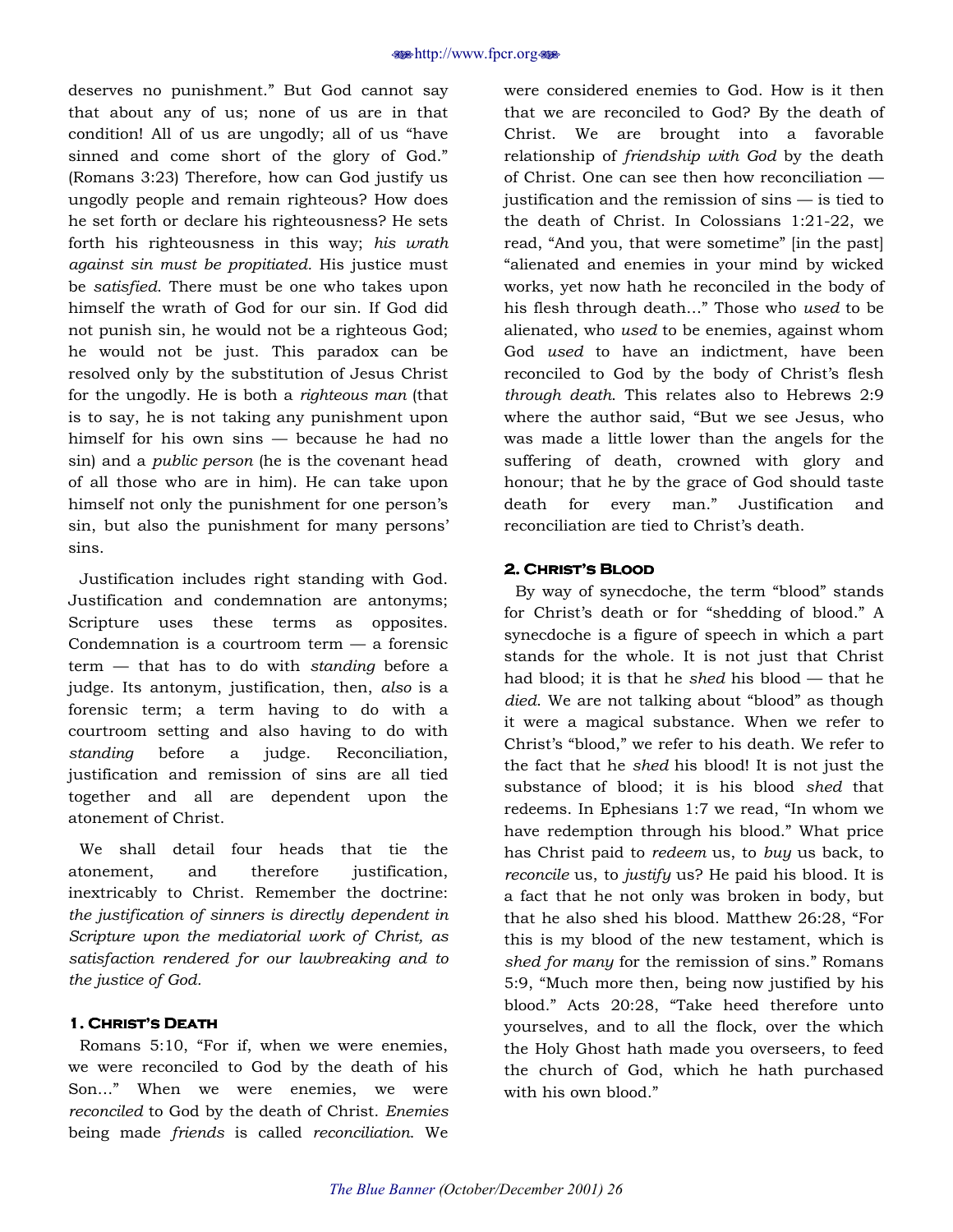deserves no punishment." But God cannot say that about any of us; none of us are in that condition! All of us are ungodly; all of us "have sinned and come short of the glory of God." (Romans 3:23) Therefore, how can God justify us ungodly people and remain righteous? How does he set forth or declare his righteousness? He sets forth his righteousness in this way; *his wrath against sin must be propitiated.* His justice must be *satisfied*. There must be one who takes upon himself the wrath of God for our sin. If God did not punish sin, he would not be a righteous God; he would not be just. This paradox can be resolved only by the substitution of Jesus Christ for the ungodly. He is both a *righteous man* (that is to say, he is not taking any punishment upon himself for his own sins — because he had no sin) and a *public person* (he is the covenant head of all those who are in him). He can take upon himself not only the punishment for one person's sin, but also the punishment for many persons' sins.

Justification includes right standing with God. Justification and condemnation are antonyms; Scripture uses these terms as opposites. Condemnation is a courtroom term — a forensic term — that has to do with *standing* before a judge. Its antonym, justification, then, *also* is a forensic term; a term having to do with a courtroom setting and also having to do with *standing* before a judge. Reconciliation, justification and remission of sins are all tied together and all are dependent upon the atonement of Christ.

We shall detail four heads that tie the atonement, and therefore justification, inextricably to Christ. Remember the doctrine: *the justification of sinners is directly dependent in Scripture upon the mediatorial work of Christ, as satisfaction rendered for our lawbreaking and to the justice of God.*

#### 1. Christ's Death

Romans 5:10, "For if, when we were enemies, we were reconciled to God by the death of his Son..." When we were enemies, we were *reconciled* to God by the death of Christ. *Enemies* being made *friends* is called *reconciliation*. We were considered enemies to God. How is it then that we are reconciled to God? By the death of Christ. We are brought into a favorable relationship of *friendship with God* by the death of Christ. One can see then how reconciliation — justification and the remission of sins — is tied to the death of Christ. In Colossians 1:21-22, we read, "And you, that were sometime" [in the past] "alienated and enemies in your mind by wicked works, yet now hath he reconciled in the body of his flesh through death..." Those who *used* to be alienated, who *used* to be enemies, against whom God *used* to have an indictment, have been reconciled to God by the body of Christ's flesh *through death*. This relates also to Hebrews 2:9 where the author said, "But we see Jesus, who was made a little lower than the angels for the suffering of death, crowned with glory and honour; that he by the grace of God should taste death for every man." Justification and reconciliation are tied to Christ's death.

#### 2. Christ's Blood

By way of synecdoche, the term "blood" stands for Christ's death or for "shedding of blood." A synecdoche is a figure of speech in which a part stands for the whole. It is not just that Christ had blood; it is that he *shed* his blood — that he *died*. We are not talking about "blood" as though it were a magical substance. When we refer to Christ's "blood," we refer to his death. We refer to the fact that he *shed* his blood! It is not just the substance of blood; it is his blood *shed* that redeems. In Ephesians 1:7 we read, "In whom we have redemption through his blood." What price has Christ paid to *redeem* us, to *buy* us back, to *reconcile* us, to *justify* us? He paid his blood. It is a fact that he not only was broken in body, but that he also shed his blood. Matthew 26:28, "For this is my blood of the new testament, which is *shed for many* for the remission of sins." Romans 5:9, "Much more then, being now justified by his blood." Acts 20:28, "Take heed therefore unto yourselves, and to all the flock, over the which the Holy Ghost hath made you overseers, to feed the church of God, which he hath purchased with his own blood."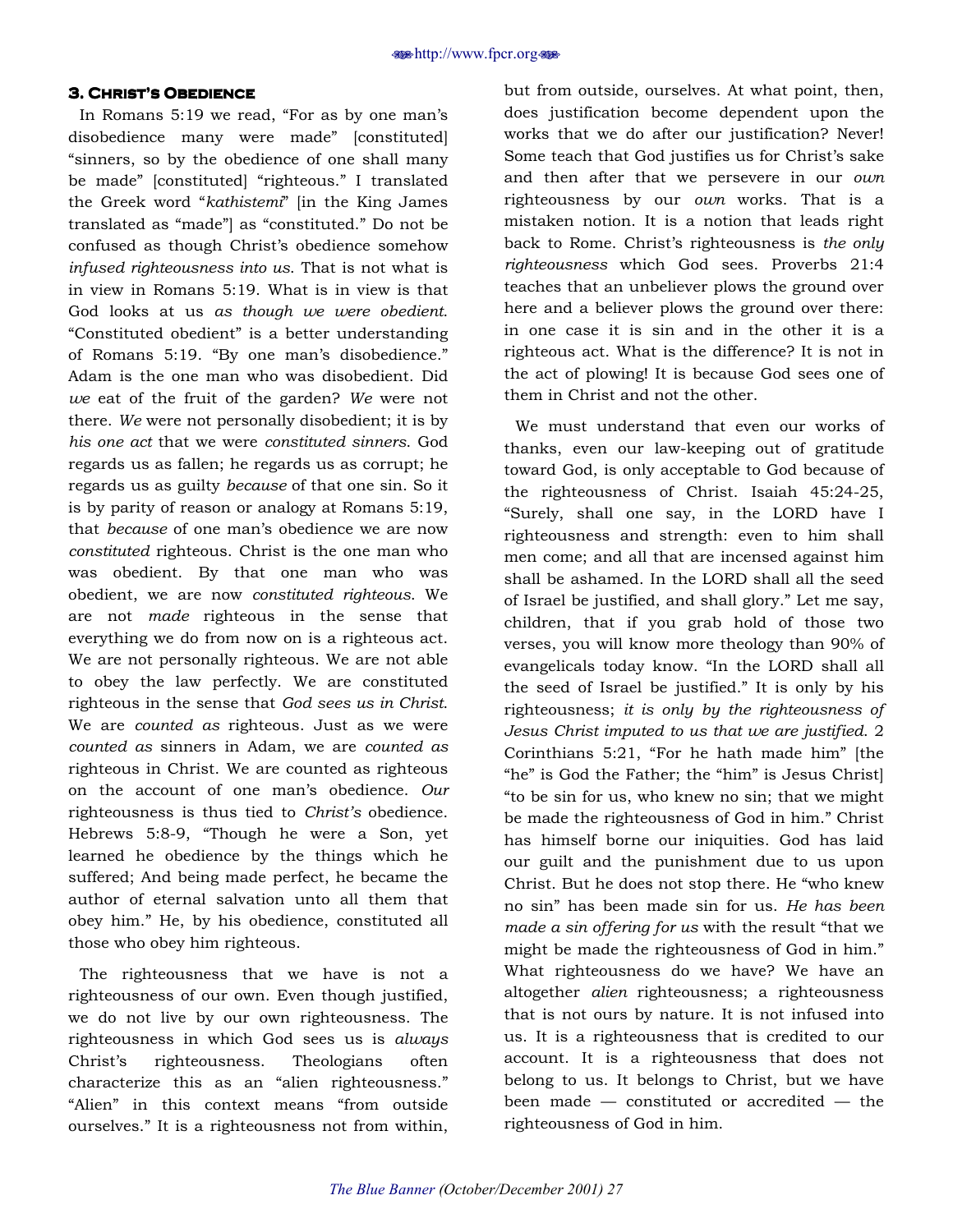### 3. Christ's Obedience

In Romans 5:19 we read, "For as by one man's disobedience many were made" [constituted] "sinners, so by the obedience of one shall many be made" [constituted] "righteous." I translated the Greek word "*kathistemi*" [in the King James translated as "made"] as "constituted." Do not be confused as though Christ's obedience somehow *infused righteousness into us*. That is not what is in view in Romans 5:19. What is in view is that God looks at us *as though we were obedient*. "Constituted obedient" is a better understanding of Romans 5:19. "By one man's disobedience." Adam is the one man who was disobedient. Did *we* eat of the fruit of the garden? *We* were not there. *We* were not personally disobedient; it is by *his one act* that we were *constituted sinners*. God regards us as fallen; he regards us as corrupt; he regards us as guilty *because* of that one sin. So it is by parity of reason or analogy at Romans 5:19, that *because* of one man's obedience we are now *constituted* righteous. Christ is the one man who was obedient. By that one man who was obedient, we are now *constituted righteous*. We are not *made* righteous in the sense that everything we do from now on is a righteous act. We are not personally righteous. We are not able to obey the law perfectly. We are constituted righteous in the sense that *God sees us in Christ*. We are *counted as* righteous. Just as we were *counted as* sinners in Adam, we are *counted as* righteous in Christ. We are counted as righteous on the account of one man's obedience. *Our* righteousness is thus tied to *Christ's* obedience. Hebrews 5:8-9, "Though he were a Son, yet learned he obedience by the things which he suffered; And being made perfect, he became the author of eternal salvation unto all them that obey him." He, by his obedience, constituted all those who obey him righteous.

The righteousness that we have is not a righteousness of our own. Even though justified, we do not live by our own righteousness. The righteousness in which God sees us is *always* Christ's righteousness. Theologians often characterize this as an "alien righteousness." "Alien" in this context means "from outside ourselves." It is a righteousness not from within, but from outside, ourselves. At what point, then, does justification become dependent upon the works that we do after our justification? Never! Some teach that God justifies us for Christ's sake and then after that we persevere in our *own* righteousness by our *own* works. That is a mistaken notion. It is a notion that leads right back to Rome. Christ's righteousness is *the only righteousness* which God sees. Proverbs 21:4 teaches that an unbeliever plows the ground over here and a believer plows the ground over there: in one case it is sin and in the other it is a righteous act. What is the difference? It is not in the act of plowing! It is because God sees one of them in Christ and not the other.

We must understand that even our works of thanks, even our law-keeping out of gratitude toward God, is only acceptable to God because of the righteousness of Christ. Isaiah 45:24-25, "Surely, shall one say, in the LORD have I righteousness and strength: even to him shall men come; and all that are incensed against him shall be ashamed. In the LORD shall all the seed of Israel be justified, and shall glory." Let me say, children, that if you grab hold of those two verses, you will know more theology than 90% of evangelicals today know. "In the LORD shall all the seed of Israel be justified." It is only by his righteousness; *it is only by the righteousness of Jesus Christ imputed to us that we are justified.* 2 Corinthians 5:21, "For he hath made him" [the "he" is God the Father; the "him" is Jesus Christ] "to be sin for us, who knew no sin; that we might be made the righteousness of God in him." Christ has himself borne our iniquities. God has laid our guilt and the punishment due to us upon Christ. But he does not stop there. He "who knew no sin" has been made sin for us. *He has been made a sin offering for us* with the result "that we might be made the righteousness of God in him." What righteousness do we have? We have an altogether *alien* righteousness; a righteousness that is not ours by nature. It is not infused into us. It is a righteousness that is credited to our account. It is a righteousness that does not belong to us. It belongs to Christ, but we have been made — constituted or accredited — the righteousness of God in him.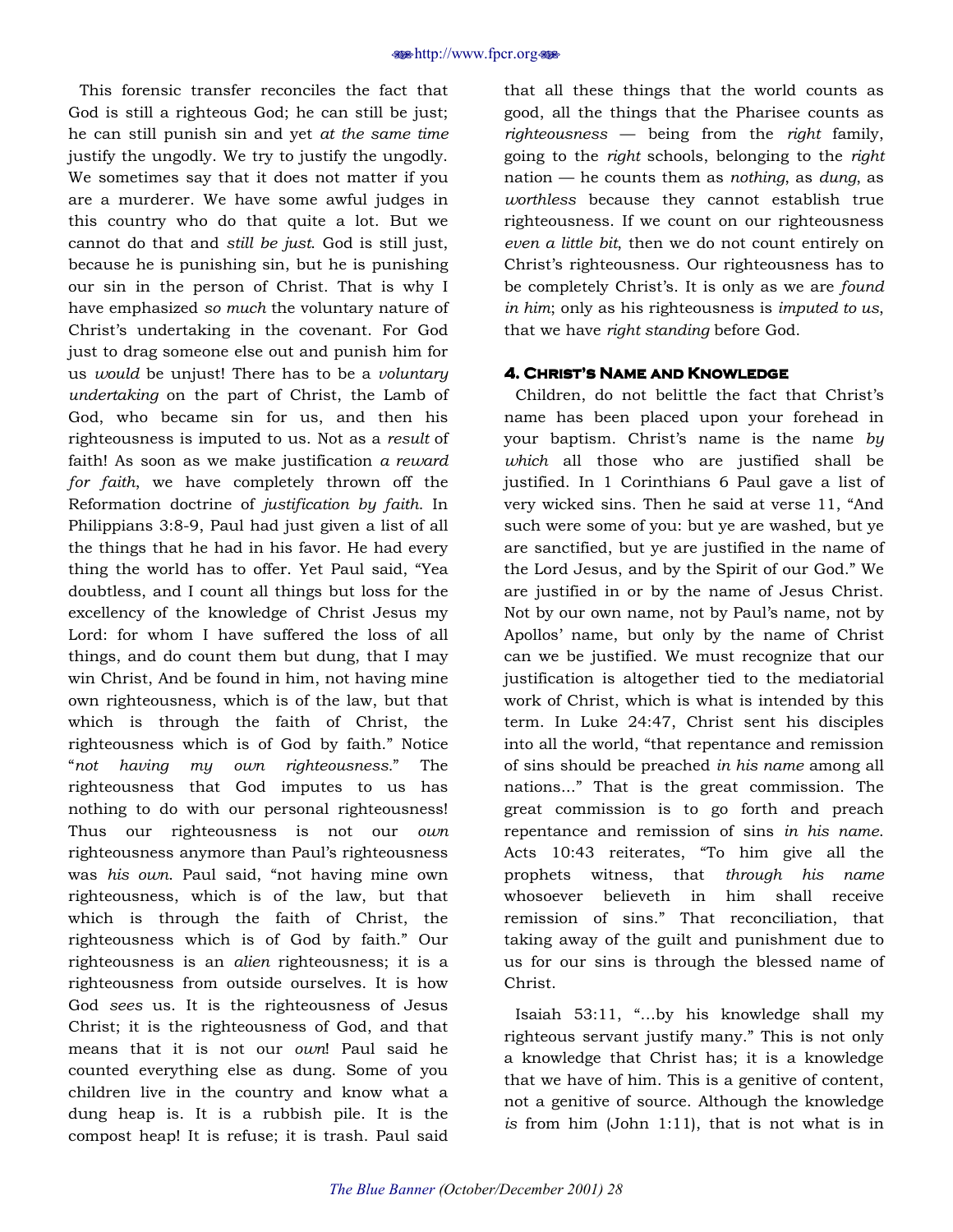This forensic transfer reconciles the fact that God is still a righteous God; he can still be just; he can still punish sin and yet *at the same time* justify the ungodly. We try to justify the ungodly. We sometimes say that it does not matter if you are a murderer. We have some awful judges in this country who do that quite a lot. But we cannot do that and *still be just*. God is still just, because he is punishing sin, but he is punishing our sin in the person of Christ. That is why I have emphasized *so much* the voluntary nature of Christ's undertaking in the covenant. For God just to drag someone else out and punish him for us *would* be unjust! There has to be a *voluntary undertaking* on the part of Christ, the Lamb of God, who became sin for us, and then his righteousness is imputed to us. Not as a *result* of faith! As soon as we make justification *a reward for faith*, we have completely thrown off the Reformation doctrine of *justification by faith*. In Philippians 3:8-9, Paul had just given a list of all the things that he had in his favor. He had every thing the world has to offer. Yet Paul said, "Yea doubtless, and I count all things but loss for the excellency of the knowledge of Christ Jesus my Lord: for whom I have suffered the loss of all things, and do count them but dung, that I may win Christ, And be found in him, not having mine own righteousness, which is of the law, but that which is through the faith of Christ, the righteousness which is of God by faith." Notice "*not having my own righteousness.*" The righteousness that God imputes to us has nothing to do with our personal righteousness! Thus our righteousness is not our *own* righteousness anymore than Paul's righteousness was *his own*. Paul said, "not having mine own righteousness, which is of the law, but that which is through the faith of Christ, the righteousness which is of God by faith." Our righteousness is an *alien* righteousness; it is a righteousness from outside ourselves. It is how God *sees* us. It is the righteousness of Jesus Christ; it is the righteousness of God, and that means that it is not our *own*! Paul said he counted everything else as dung. Some of you children live in the country and know what a dung heap is. It is a rubbish pile. It is the compost heap! It is refuse; it is trash. Paul said that all these things that the world counts as good, all the things that the Pharisee counts as *righteousness* — being from the *right* family, going to the *right* schools, belonging to the *right* nation — he counts them as *nothing*, as *dung*, as *worthless* because they cannot establish true righteousness. If we count on our righteousness *even a little bit*, then we do not count entirely on Christ's righteousness. Our righteousness has to be completely Christ's. It is only as we are *found in him*; only as his righteousness is *imputed to us*, that we have *right standing* before God.

### 4. Christ's Name and Knowledge

Children, do not belittle the fact that Christ's name has been placed upon your forehead in your baptism. Christ's name is the name *by which* all those who are justified shall be justified. In 1 Corinthians 6 Paul gave a list of very wicked sins. Then he said at verse 11, "And such were some of you: but ye are washed, but ye are sanctified, but ye are justified in the name of the Lord Jesus, and by the Spirit of our God." We are justified in or by the name of Jesus Christ. Not by our own name, not by Paul's name, not by Apollos' name, but only by the name of Christ can we be justified. We must recognize that our justification is altogether tied to the mediatorial work of Christ, which is what is intended by this term. In Luke 24:47, Christ sent his disciples into all the world, "that repentance and remission of sins should be preached *in his name* among all nations..." That is the great commission. The great commission is to go forth and preach repentance and remission of sins *in his name*. Acts 10:43 reiterates, "To him give all the prophets witness, that *through his name* whosoever believeth in him shall receive remission of sins." That reconciliation, that taking away of the guilt and punishment due to us for our sins is through the blessed name of Christ.

Isaiah 53:11, "...by his knowledge shall my righteous servant justify many." This is not only a knowledge that Christ has; it is a knowledge that we have of him. This is a genitive of content, not a genitive of source. Although the knowledge *is* from him (John 1:11), that is not what is in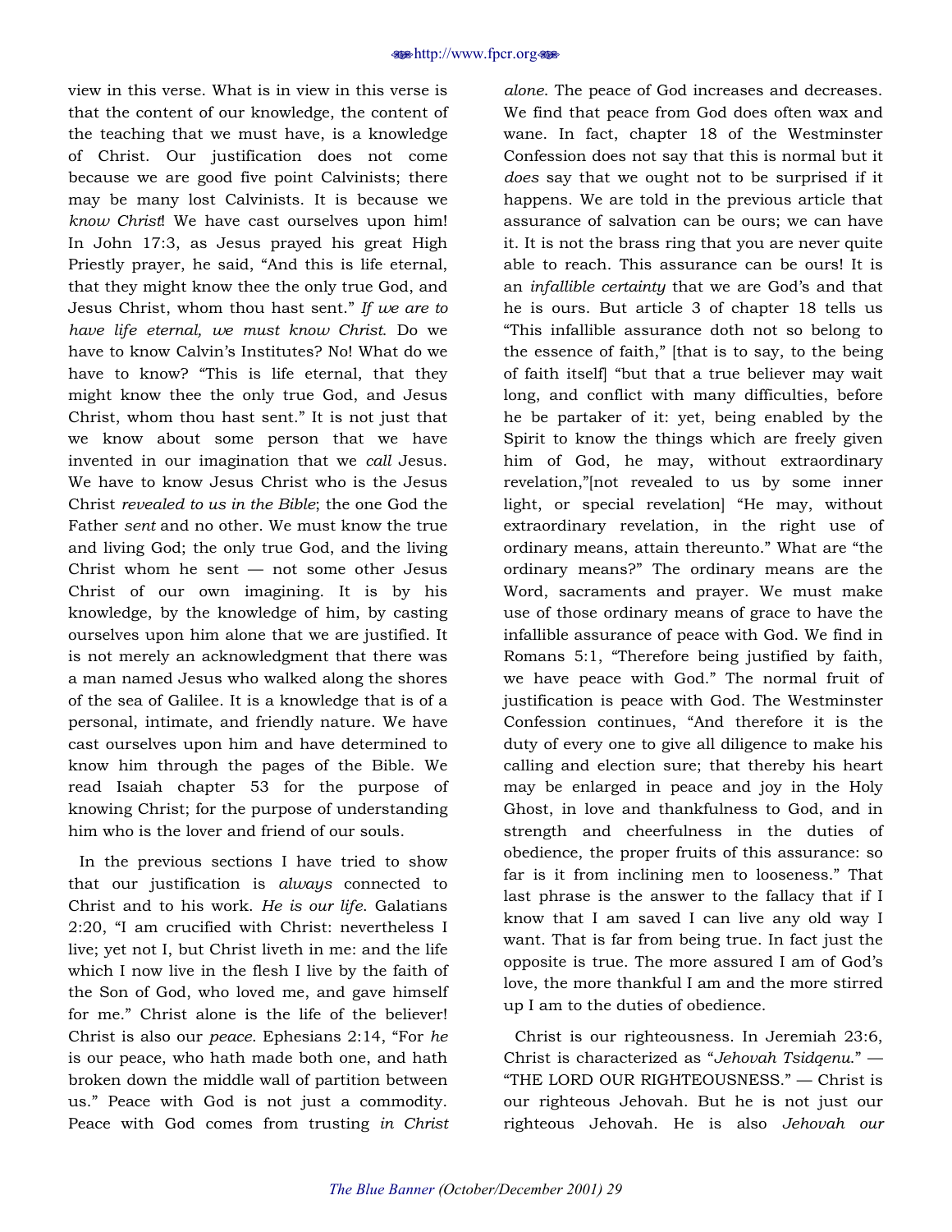view in this verse. What is in view in this verse is that the content of our knowledge, the content of the teaching that we must have, is a knowledge of Christ. Our justification does not come because we are good five point Calvinists; there may be many lost Calvinists. It is because we *know Christ*! We have cast ourselves upon him! In John 17:3, as Jesus prayed his great High Priestly prayer, he said, "And this is life eternal, that they might know thee the only true God, and Jesus Christ, whom thou hast sent." *If we are to have life eternal, we must know Christ*. Do we have to know Calvin's Institutes? No! What do we have to know? "This is life eternal, that they might know thee the only true God, and Jesus Christ, whom thou hast sent." It is not just that we know about some person that we have invented in our imagination that we *call* Jesus. We have to know Jesus Christ who is the Jesus Christ *revealed to us in the Bible*; the one God the Father *sent* and no other. We must know the true and living God; the only true God, and the living Christ whom he sent — not some other Jesus Christ of our own imagining. It is by his knowledge, by the knowledge of him, by casting ourselves upon him alone that we are justified. It is not merely an acknowledgment that there was a man named Jesus who walked along the shores of the sea of Galilee. It is a knowledge that is of a personal, intimate, and friendly nature. We have cast ourselves upon him and have determined to know him through the pages of the Bible. We read Isaiah chapter 53 for the purpose of knowing Christ; for the purpose of understanding him who is the lover and friend of our souls.

In the previous sections I have tried to show that our justification is *always* connected to Christ and to his work. *He is our life*. Galatians 2:20, "I am crucified with Christ: nevertheless I live; yet not I, but Christ liveth in me: and the life which I now live in the flesh I live by the faith of the Son of God, who loved me, and gave himself for me." Christ alone is the life of the believer! Christ is also our *peace*. Ephesians 2:14, "For *he* is our peace, who hath made both one, and hath broken down the middle wall of partition between us." Peace with God is not just a commodity. Peace with God comes from trusting *in Christ alone*. The peace of God increases and decreases. We find that peace from God does often wax and wane. In fact, chapter 18 of the Westminster Confession does not say that this is normal but it *does* say that we ought not to be surprised if it happens. We are told in the previous article that assurance of salvation can be ours; we can have it. It is not the brass ring that you are never quite able to reach. This assurance can be ours! It is an *infallible certainty* that we are God's and that he is ours. But article 3 of chapter 18 tells us "This infallible assurance doth not so belong to the essence of faith," [that is to say, to the being of faith itself] "but that a true believer may wait long, and conflict with many difficulties, before he be partaker of it: yet, being enabled by the Spirit to know the things which are freely given him of God, he may, without extraordinary revelation,"[not revealed to us by some inner light, or special revelation] "He may, without extraordinary revelation, in the right use of ordinary means, attain thereunto." What are "the ordinary means?" The ordinary means are the Word, sacraments and prayer. We must make use of those ordinary means of grace to have the infallible assurance of peace with God. We find in Romans 5:1, "Therefore being justified by faith, we have peace with God." The normal fruit of justification is peace with God. The Westminster Confession continues, "And therefore it is the duty of every one to give all diligence to make his calling and election sure; that thereby his heart may be enlarged in peace and joy in the Holy Ghost, in love and thankfulness to God, and in strength and cheerfulness in the duties of obedience, the proper fruits of this assurance: so far is it from inclining men to looseness." That last phrase is the answer to the fallacy that if I know that I am saved I can live any old way I want. That is far from being true. In fact just the opposite is true. The more assured I am of God's love, the more thankful I am and the more stirred up I am to the duties of obedience.

Christ is our righteousness. In Jeremiah 23:6, Christ is characterized as "*Jehovah Tsidqenu*." — "THE LORD OUR RIGHTEOUSNESS." — Christ is our righteous Jehovah. But he is not just our righteous Jehovah. He is also *Jehovah our*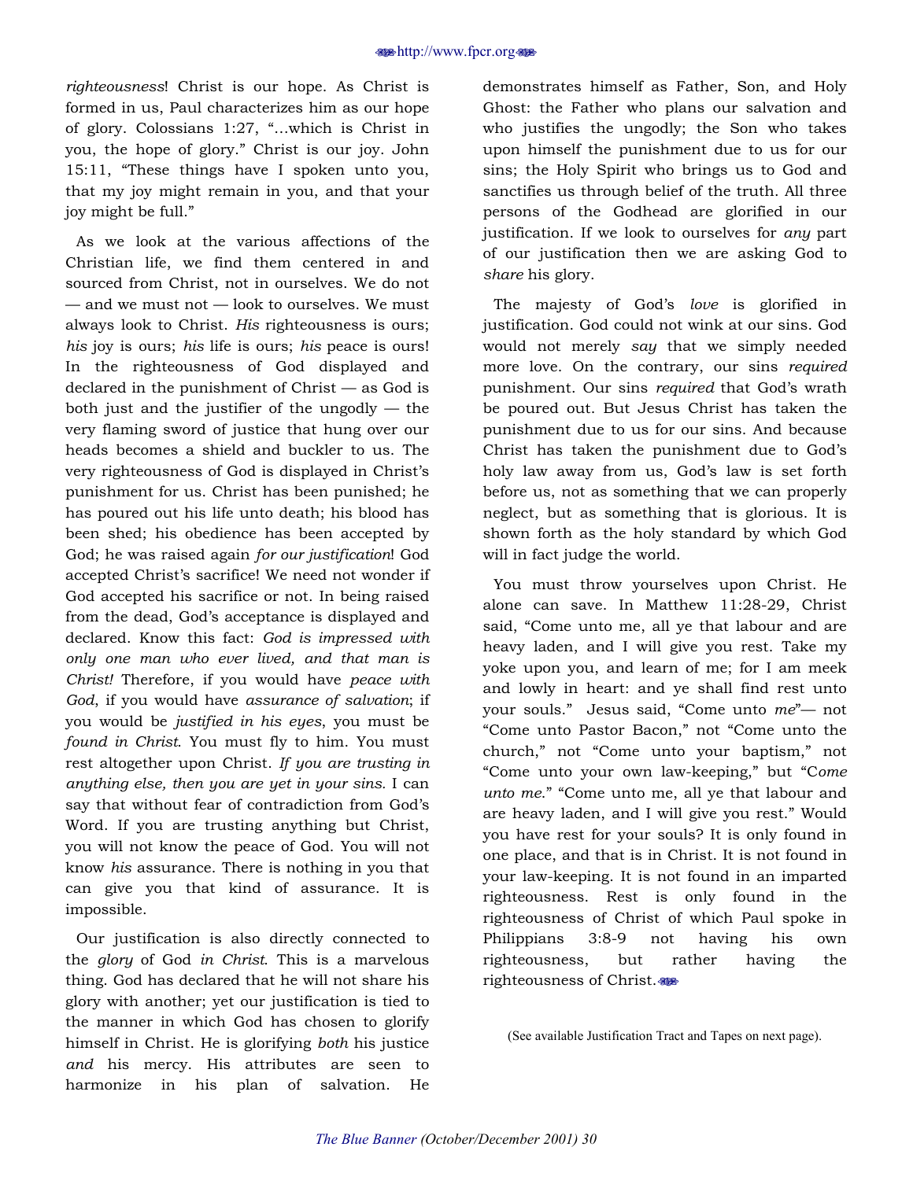*righteousness*! Christ is our hope. As Christ is formed in us, Paul characterizes him as our hope of glory. Colossians 1:27, "…which is Christ in you, the hope of glory." Christ is our joy. John 15:11, "These things have I spoken unto you, that my joy might remain in you, and that your joy might be full."

As we look at the various affections of the Christian life, we find them centered in and sourced from Christ, not in ourselves. We do not — and we must not — look to ourselves. We must always look to Christ. *His* righteousness is ours; *his* joy is ours; *his* life is ours; *his* peace is ours! In the righteousness of God displayed and declared in the punishment of Christ — as God is both just and the justifier of the ungodly — the very flaming sword of justice that hung over our heads becomes a shield and buckler to us. The very righteousness of God is displayed in Christ's punishment for us. Christ has been punished; he has poured out his life unto death; his blood has been shed; his obedience has been accepted by God; he was raised again *for our justification*! God accepted Christ's sacrifice! We need not wonder if God accepted his sacrifice or not. In being raised from the dead, God's acceptance is displayed and declared. Know this fact: *God is impressed with only one man who ever lived, and that man is Christ!* Therefore, if you would have *peace with God*, if you would have *assurance of salvation*; if you would be *justified in his eyes*, you must be *found in Christ*. You must fly to him. You must rest altogether upon Christ. *If you are trusting in anything else, then you are yet in your sins*. I can say that without fear of contradiction from God's Word. If you are trusting anything but Christ, you will not know the peace of God. You will not know *his* assurance. There is nothing in you that can give you that kind of assurance. It is impossible.

Our justification is also directly connected to the *glory* of God *in Christ*. This is a marvelous thing. God has declared that he will not share his glory with another; yet our justification is tied to the manner in which God has chosen to glorify himself in Christ. He is glorifying *both* his justice *and* his mercy. His attributes are seen to harmonize in his plan of salvation. He demonstrates himself as Father, Son, and Holy Ghost: the Father who plans our salvation and who justifies the ungodly; the Son who takes upon himself the punishment due to us for our sins; the Holy Spirit who brings us to God and sanctifies us through belief of the truth. All three persons of the Godhead are glorified in our justification. If we look to ourselves for *any* part of our justification then we are asking God to *share* his glory.

The majesty of God's *love* is glorified in justification. God could not wink at our sins. God would not merely *say* that we simply needed more love. On the contrary, our sins *required* punishment. Our sins *required* that God's wrath be poured out. But Jesus Christ has taken the punishment due to us for our sins. And because Christ has taken the punishment due to God's holy law away from us, God's law is set forth before us, not as something that we can properly neglect, but as something that is glorious. It is shown forth as the holy standard by which God will in fact judge the world.

You must throw yourselves upon Christ. He alone can save. In Matthew 11:28-29, Christ said, "Come unto me, all ye that labour and are heavy laden, and I will give you rest. Take my yoke upon you, and learn of me; for I am meek and lowly in heart: and ye shall find rest unto your souls." Jesus said, "Come unto *me*"— not "Come unto Pastor Bacon," not "Come unto the church," not "Come unto your baptism," not "Come unto your own law-keeping," but "C*ome unto me*." "Come unto me, all ye that labour and are heavy laden, and I will give you rest." Would you have rest for your souls? It is only found in one place, and that is in Christ. It is not found in your law-keeping. It is not found in an imparted righteousness. Rest is only found in the righteousness of Christ of which Paul spoke in Philippians 3:8-9 not having his own righteousness, but rather having the righteousness of Christ.

(See available Justification Tract and Tapes on next page).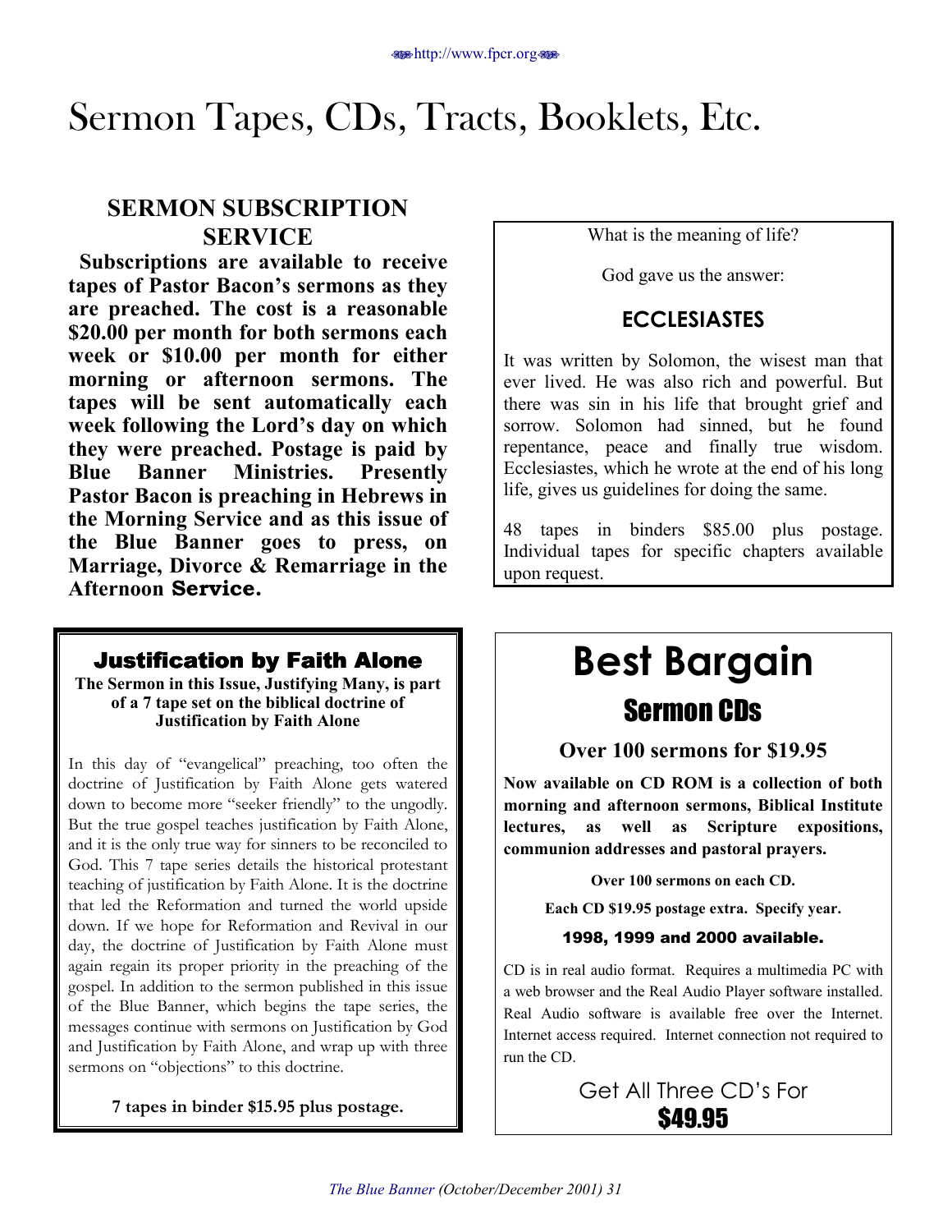# Sermon Tapes, CDs, Tracts, Booklets, Etc.

## SERMON SUBSCRIPTION SERVICE

**Subscriptions are available to receive tapes of Pastor Bacon's sermons as they are preached. The cost is a reasonable $20.00 per month for both sermons each week or $10.00 per month for either morning or afternoon sermons. The tapes will be sent automatically each week following the Lord's day on which they were preached. Postage is paid by Blue Banner Ministries. Presently Pastor Bacon is preaching in Hebrews in the Morning Service and as this issue of the Blue Banner goes to press, on Marriage, Divorce & Remarriage in the Afternoon Service.**

## Justification by Faith Alone

**The Sermon in this Issue, Justifying Many, is part of a 7 tape set on the biblical doctrine of Justification by Faith Alone**

In this day of "evangelical" preaching, too often the doctrine of Justification by Faith Alone gets watered down to become more "seeker friendly" to the ungodly. But the true gospel teaches justification by Faith Alone, and it is the only true way for sinners to be reconciled to God. This 7 tape series details the historical protestant teaching of justification by Faith Alone. It is the doctrine that led the Reformation and turned the world upside down. If we hope for Reformation and Revival in our day, the doctrine of Justification by Faith Alone must again regain its proper priority in the preaching of the gospel. In addition to the sermon published in this issue of the Blue Banner, which begins the tape series, the messages continue with sermons on Justification by God and Justification by Faith Alone, and wrap up with three sermons on "objections" to this doctrine.

**7 tapes in binder $15.95 plus postage.**

What is the meaning of life?

God gave us the answer:

## ECCLESIASTES

It was written by Solomon, the wisest man that ever lived. He was also rich and powerful. But there was sin in his life that brought grief and sorrow. Solomon had sinned, but he found repentance, peace and finally true wisdom. Ecclesiastes, which he wrote at the end of his long life, gives us guidelines for doing the same.

48 tapes in binders $85.00 plus postage. Individual tapes for specific chapters available upon request.

## Best Bargain

## Sermon CDs

### Over 100 sermons for $19.95

**Now available on CD ROM is a collection of both morning and afternoon sermons, Biblical Institute lectures, as well as Scripture expositions, communion addresses and pastoral prayers.**

**Over 100 sermons on each CD.**

**Each CD $19.95 postage extra. Specify year.**

**1998, 1999 and 2000 available.**

CD is in real audio format. Requires a multimedia PC with a web browser and the Real Audio Player software installed. Real Audio software is available free over the Internet. Internet access required. Internet connection not required to run the CD.

Get All Three CD's For **$49.95**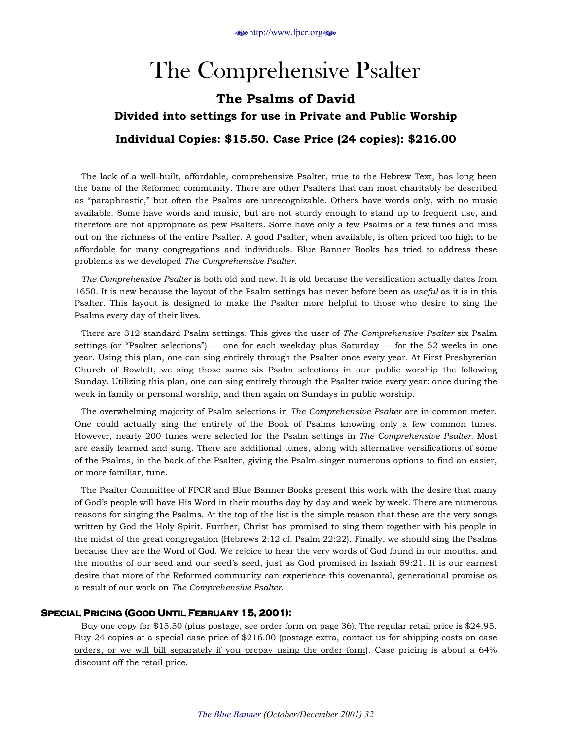# The Comprehensive Psalter

## The Psalms of David

### Divided into settings for use in Private and Public Worship

### Individual Copies: $15.50. Case Price (24 copies): $216.00

The lack of a well-built, affordable, comprehensive Psalter, true to the Hebrew Text, has long been the bane of the Reformed community. There are other Psalters that can most charitably be described as "paraphrastic," but often the Psalms are unrecognizable. Others have words only, with no music available. Some have words and music, but are not sturdy enough to stand up to frequent use, and therefore are not appropriate as pew Psalters. Some have only a few Psalms or a few tunes and miss out on the richness of the entire Psalter. A good Psalter, when available, is often priced too high to be affordable for many congregations and individuals. Blue Banner Books has tried to address these problems as we developed *The Comprehensive Psalter.*

*The Comprehensive Psalter* is both old and new. It is old because the versification actually dates from 1650. It is new because the layout of the Psalm settings has never before been as *useful* as it is in this Psalter. This layout is designed to make the Psalter more helpful to those who desire to sing the Psalms every day of their lives.

There are 312 standard Psalm settings. This gives the user of *The Comprehensive Psalter* six Psalm settings (or "Psalter selections") — one for each weekday plus Saturday — for the 52 weeks in one year. Using this plan, one can sing entirely through the Psalter once every year. At First Presbyterian Church of Rowlett, we sing those same six Psalm selections in our public worship the following Sunday. Utilizing this plan, one can sing entirely through the Psalter twice every year: once during the week in family or personal worship, and then again on Sundays in public worship.

The overwhelming majority of Psalm selections in *The Comprehensive Psalter* are in common meter. One could actually sing the entirety of the Book of Psalms knowing only a few common tunes. However, nearly 200 tunes were selected for the Psalm settings in *The Comprehensive Psalter.* Most are easily learned and sung. There are additional tunes, along with alternative versifications of some of the Psalms, in the back of the Psalter, giving the Psalm-singer numerous options to find an easier, or more familiar, tune.

The Psalter Committee of FPCR and Blue Banner Books present this work with the desire that many of God's people will have His Word in their mouths day by day and week by week. There are numerous reasons for singing the Psalms. At the top of the list is the simple reason that these are the very songs written by God the Holy Spirit. Further, Christ has promised to sing them together with his people in the midst of the great congregation (Hebrews 2:12 cf. Psalm 22:22). Finally, we should sing the Psalms because they are the Word of God. We rejoice to hear the very words of God found in our mouths, and the mouths of our seed and our seed's seed, just as God promised in Isaiah 59:21. It is our earnest desire that more of the Reformed community can experience this covenantal, generational promise as a result of our work on *The Comprehensive Psalter.*

#### Special Pricing (Good Until February 15, 2001):

Buy one copy for $15.50 (plus postage, see order form on page 36). The regular retail price is $24.95. Buy 24 copies at a special case price of $216.00 (postage extra, contact us for shipping costs on case orders, or we will bill separately if you prepay using the order form). Case pricing is about a 64% discount off the retail price.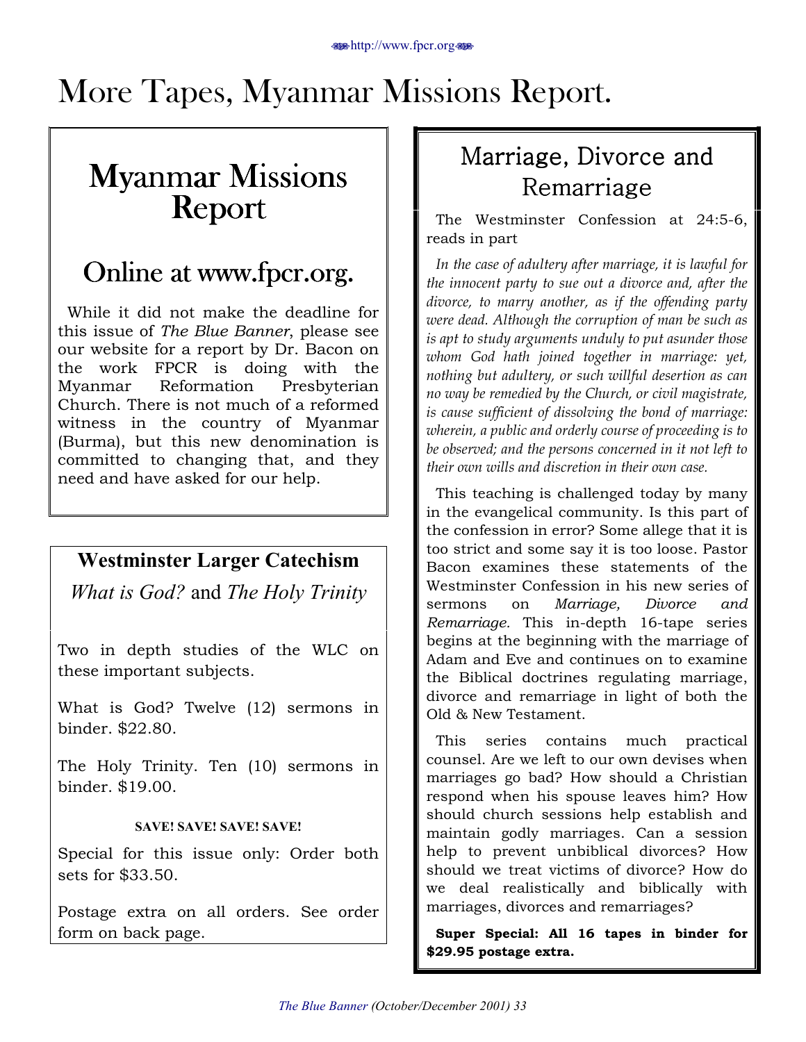# More Tapes, Myanmar Missions Report.

## Myanmar Missions Report

### Online at www.fpcr.org.

While it did not make the deadline for this issue of *The Blue Banner*, please see our website for a report by Dr. Bacon on the work FPCR is doing with the Myanmar Reformation Presbyterian Church. There is not much of a reformed witness in the country of Myanmar (Burma), but this new denomination is committed to changing that, and they need and have asked for our help.

## Westminster Larger Catechism

### *What is God?* and *The Holy Trinity*

Two in depth studies of the WLC on these important subjects.

What is God? Twelve (12) sermons in binder. $22.80.

The Holy Trinity. Ten (10) sermons in binder. $19.00.

**SAVE! SAVE! SAVE! SAVE!**

Special for this issue only: Order both sets for $33.50.

Postage extra on all orders. See order form on back page.

## Marriage, Divorce and Remarriage

The Westminster Confession at 24:5-6, reads in part

*In the case of adultery after marriage, it is lawful for the innocent party to sue out a divorce and, after the divorce, to marry another, as if the offending party were dead. Although the corruption of man be such as is apt to study arguments unduly to put asunder those whom God hath joined together in marriage: yet, nothing but adultery, or such willful desertion as can no way be remedied by the Church, or civil magistrate, is cause sufficient of dissolving the bond of marriage: wherein, a public and orderly course of proceeding is to be observed; and the persons concerned in it not left to their own wills and discretion in their own case.*

This teaching is challenged today by many in the evangelical community. Is this part of the confession in error? Some allege that it is too strict and some say it is too loose. Pastor Bacon examines these statements of the Westminster Confession in his new series of sermons on *Marriage, Divorce and Remarriage.* This in-depth 16-tape series begins at the beginning with the marriage of Adam and Eve and continues on to examine the Biblical doctrines regulating marriage, divorce and remarriage in light of both the Old & New Testament.

This series contains much practical counsel. Are we left to our own devises when marriages go bad? How should a Christian respond when his spouse leaves him? How should church sessions help establish and maintain godly marriages. Can a session help to prevent unbiblical divorces? How should we treat victims of divorce? How do we deal realistically and biblically with marriages, divorces and remarriages?

**Super Special: All 16 tapes in binder for $29.95 postage extra.**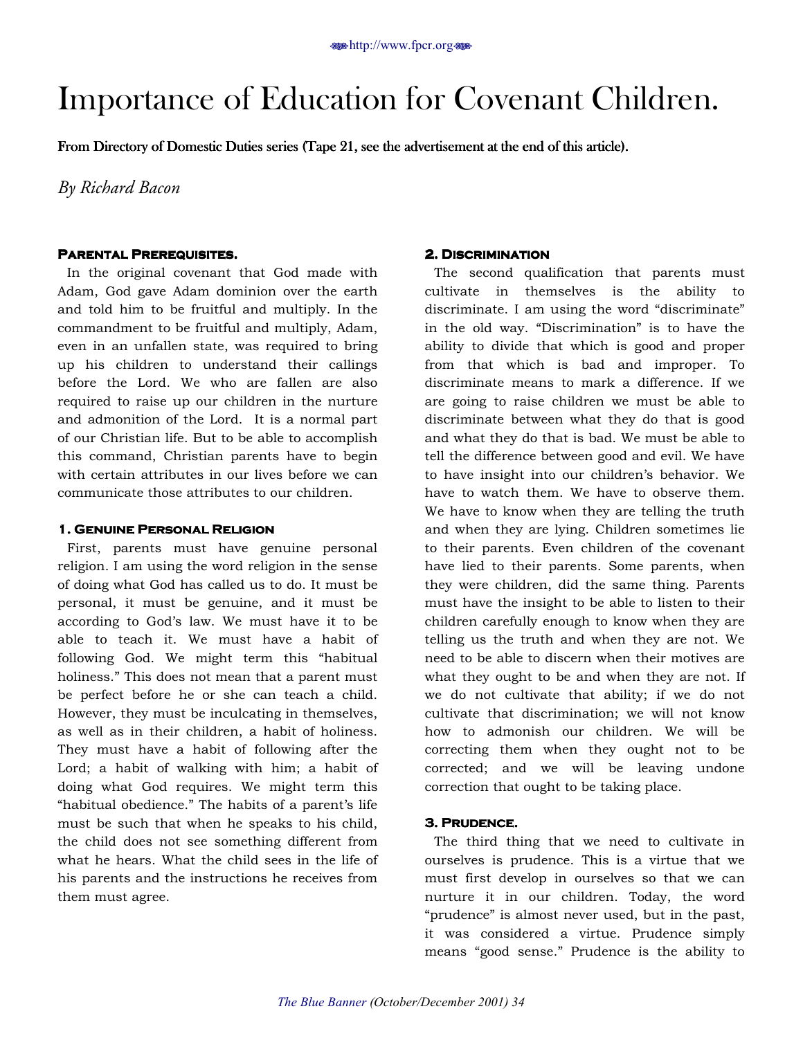# Importance of Education for Covenant Children.

**From Directory of Domestic Duties series (Tape 21, see the advertisement at the end of this article).**

*By Richard Bacon*

### Parental Prerequisites.

In the original covenant that God made with Adam, God gave Adam dominion over the earth and told him to be fruitful and multiply. In the commandment to be fruitful and multiply, Adam, even in an unfallen state, was required to bring up his children to understand their callings before the Lord. We who are fallen are also required to raise up our children in the nurture and admonition of the Lord. It is a normal part of our Christian life. But to be able to accomplish this command, Christian parents have to begin with certain attributes in our lives before we can communicate those attributes to our children.

### 1. Genuine Personal Religion

First, parents must have genuine personal religion. I am using the word religion in the sense of doing what God has called us to do. It must be personal, it must be genuine, and it must be according to God's law. We must have it to be able to teach it. We must have a habit of following God. We might term this "habitual holiness." This does not mean that a parent must be perfect before he or she can teach a child. However, they must be inculcating in themselves, as well as in their children, a habit of holiness. They must have a habit of following after the Lord; a habit of walking with him; a habit of doing what God requires. We might term this "habitual obedience." The habits of a parent's life must be such that when he speaks to his child, the child does not see something different from what he hears. What the child sees in the life of his parents and the instructions he receives from them must agree.

### 2. Discrimination

The second qualification that parents must cultivate in themselves is the ability to discriminate. I am using the word "discriminate" in the old way. "Discrimination" is to have the ability to divide that which is good and proper from that which is bad and improper. To discriminate means to mark a difference. If we are going to raise children we must be able to discriminate between what they do that is good and what they do that is bad. We must be able to tell the difference between good and evil. We have to have insight into our children's behavior. We have to watch them. We have to observe them. We have to know when they are telling the truth and when they are lying. Children sometimes lie to their parents. Even children of the covenant have lied to their parents. Some parents, when they were children, did the same thing. Parents must have the insight to be able to listen to their children carefully enough to know when they are telling us the truth and when they are not. We need to be able to discern when their motives are what they ought to be and when they are not. If we do not cultivate that ability; if we do not cultivate that discrimination; we will not know how to admonish our children. We will be correcting them when they ought not to be corrected; and we will be leaving undone correction that ought to be taking place.

### 3. Prudence.

The third thing that we need to cultivate in ourselves is prudence. This is a virtue that we must first develop in ourselves so that we can nurture it in our children. Today, the word "prudence" is almost never used, but in the past, it was considered a virtue. Prudence simply means "good sense." Prudence is the ability to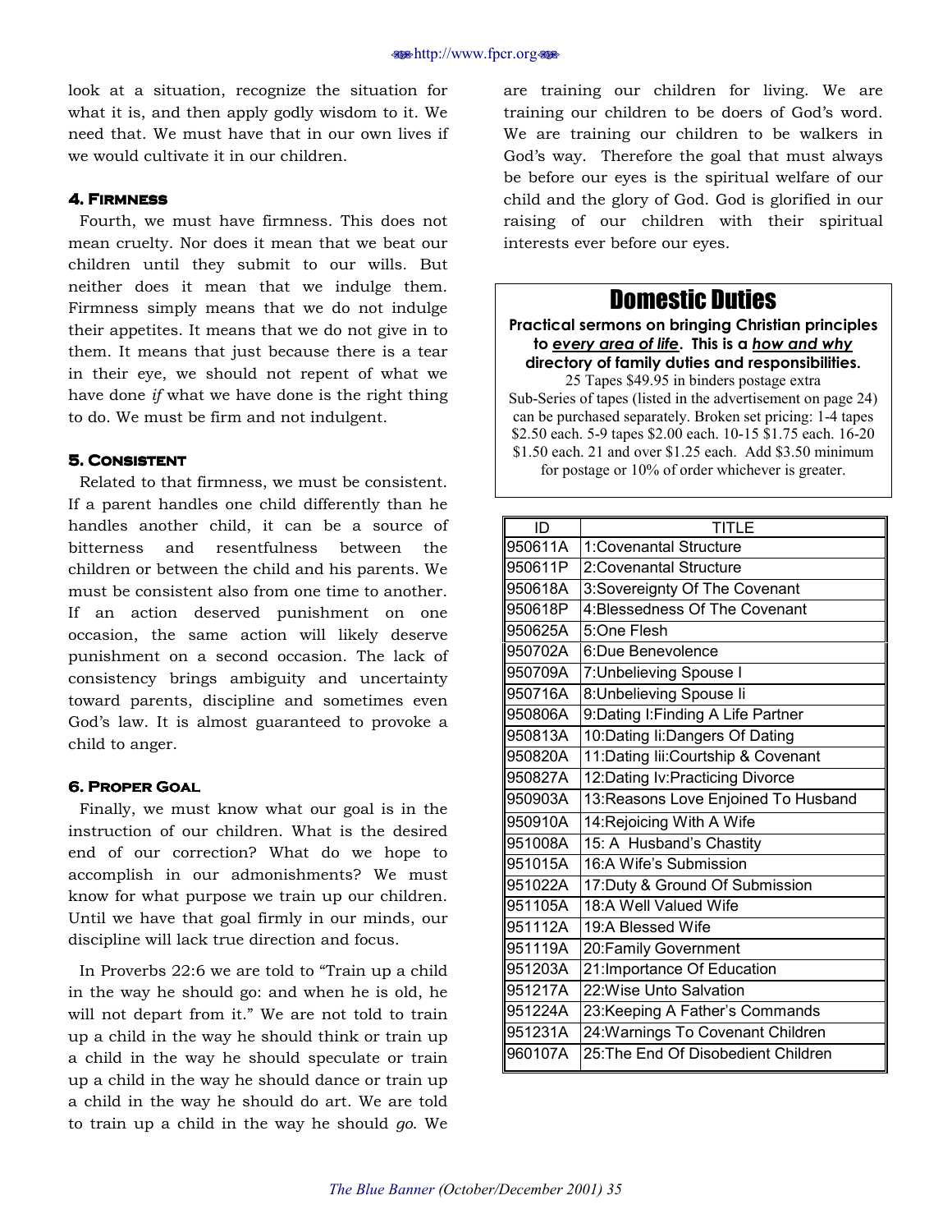look at a situation, recognize the situation for what it is, and then apply godly wisdom to it. We need that. We must have that in our own lives if we would cultivate it in our children.

#### 4. Firmness

Fourth, we must have firmness. This does not mean cruelty. Nor does it mean that we beat our children until they submit to our wills. But neither does it mean that we indulge them. Firmness simply means that we do not indulge their appetites. It means that we do not give in to them. It means that just because there is a tear in their eye, we should not repent of what we have done *if* what we have done is the right thing to do. We must be firm and not indulgent.

#### 5. Consistent

Related to that firmness, we must be consistent. If a parent handles one child differently than he handles another child, it can be a source of bitterness and resentfulness between the children or between the child and his parents. We must be consistent also from one time to another. If an action deserved punishment on one occasion, the same action will likely deserve punishment on a second occasion. The lack of consistency brings ambiguity and uncertainty toward parents, discipline and sometimes even God's law. It is almost guaranteed to provoke a child to anger.

#### 6. Proper Goal

Finally, we must know what our goal is in the instruction of our children. What is the desired end of our correction? What do we hope to accomplish in our admonishments? We must know for what purpose we train up our children. Until we have that goal firmly in our minds, our discipline will lack true direction and focus.

In Proverbs 22:6 we are told to "Train up a child in the way he should go: and when he is old, he will not depart from it." We are not told to train up a child in the way he should think or train up a child in the way he should speculate or train up a child in the way he should dance or train up a child in the way he should do art. We are told to train up a child in the way he should *go*. We are training our children for living. We are training our children to be doers of God's word. We are training our children to be walkers in God's way. Therefore the goal that must always be before our eyes is the spiritual welfare of our child and the glory of God. God is glorified in our raising of our children with their spiritual interests ever before our eyes.

## Domestic Duties

**Practical sermons on bringing Christian principles to *__every area of life__*. This is a *__how and why__* directory of family duties and responsibilities.**

25 Tapes $49.95 in binders postage extra

Sub-Series of tapes (listed in the advertisement on page 24) can be purchased separately. Broken set pricing: 1-4 tapes $2.50 each. 5-9 tapes $2.00 each. 10-15 $1.75 each. 16-20 $1.50 each. 21 and over $1.25 each. Add $3.50 minimum for postage or 10% of order whichever is greater.

| ID | TITLE |
|---|---|
| 950611A | 1:Covenantal Structure |
| 950611P | 2:Covenantal Structure |
| 950618A | 3:Sovereignty Of The Covenant |
| 950618P | 4:Blessedness Of The Covenant |
| 950625A | 5:One Flesh |
| 950702A | 6:Due Benevolence |
| 950709A | 7:Unbelieving Spouse I |
| 950716A | 8:Unbelieving Spouse Ii |
| 950806A | 9:Dating I:Finding A Life Partner |
| 950813A | 10:Dating Ii:Dangers Of Dating |
| 950820A | 11:Dating Iii:Courtship & Covenant |
| 950827A | 12:Dating Iv:Practicing Divorce |
| 950903A | 13:Reasons Love Enjoined To Husband |
| 950910A | 14:Rejoicing With A Wife |
| 951008A | 15: A Husband's Chastity |
| 951015A | 16:A Wife's Submission |
| 951022A | 17:Duty & Ground Of Submission |
| 951105A | 18:A Well Valued Wife |
| 951112A | 19:A Blessed Wife |
| 951119A | 20:Family Government |
| 951203A | 21:Importance Of Education |
| 951217A | 22:Wise Unto Salvation |
| 951224A | 23:Keeping A Father's Commands |
| 951231A | 24:Warnings To Covenant Children |
| 960107A | 25:The End Of Disobedient Children |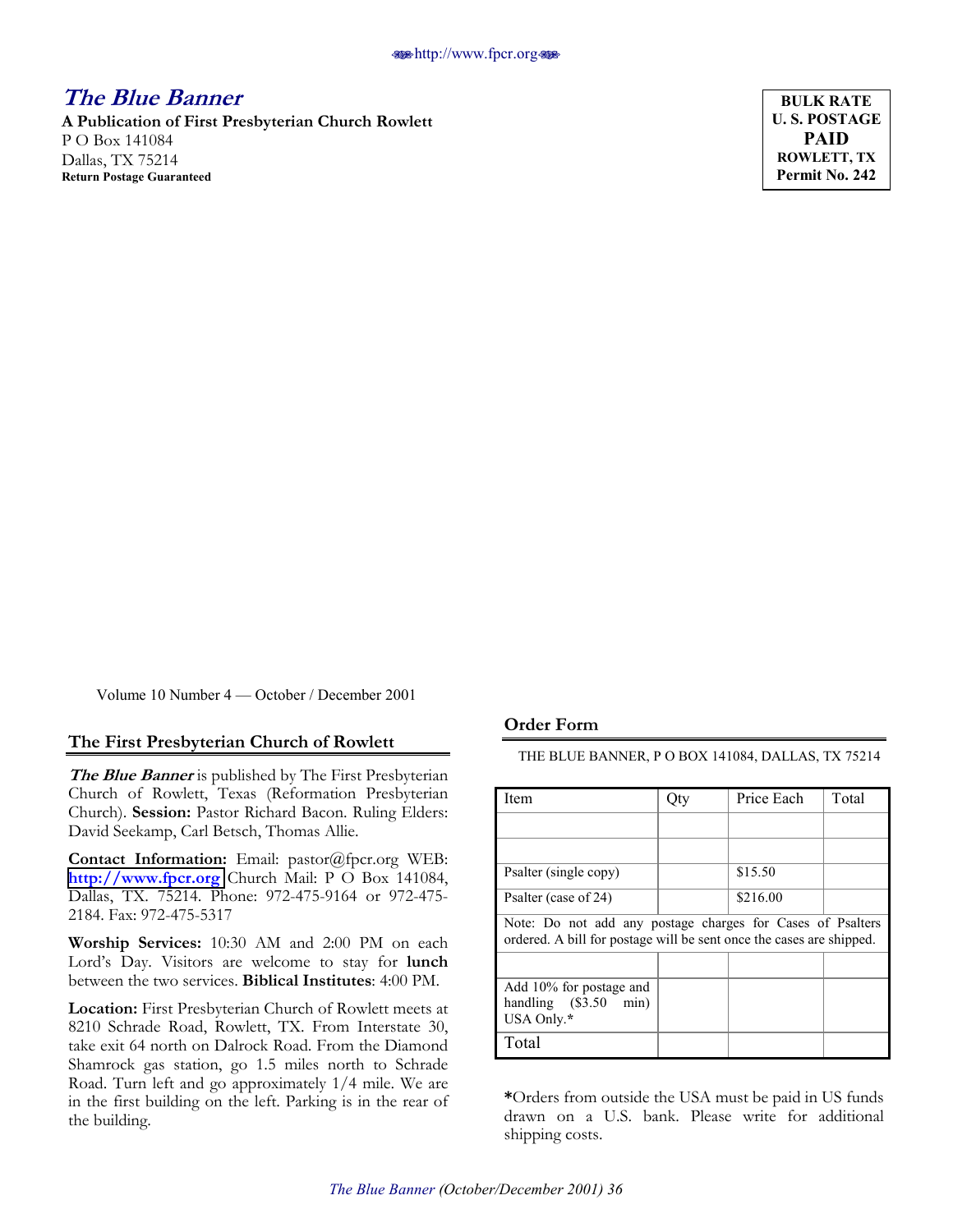## *The Blue Banner*

**A Publication of First Presbyterian Church Rowlett**
P O Box 141084
Dallas, TX 75214
**Return Postage Guaranteed**

**BULK RATE**
**U. S. POSTAGE**
**PAID**
**ROWLETT, TX**
**Permit No. 242**

Volume 10 Number 4 — October / December 2001

### The First Presbyterian Church of Rowlett

***The Blue Banner*** is published by The First Presbyterian Church of Rowlett, Texas (Reformation Presbyterian Church). **Session:** Pastor Richard Bacon. Ruling Elders: David Seekamp, Carl Betsch, Thomas Allie.

**Contact Information:** Email: pastor@fpcr.org WEB: **http://www.fpcr.org** Church Mail: P O Box 141084, Dallas, TX. 75214. Phone: 972-475-9164 or 972-475-2184. Fax: 972-475-5317

**Worship Services:** 10:30 AM and 2:00 PM on each Lord's Day. Visitors are welcome to stay for **lunch** between the two services. **Biblical Institutes**: 4:00 PM.

**Location:** First Presbyterian Church of Rowlett meets at 8210 Schrade Road, Rowlett, TX. From Interstate 30, take exit 64 north on Dalrock Road. From the Diamond Shamrock gas station, go 1.5 miles north to Schrade Road. Turn left and go approximately 1/4 mile. We are in the first building on the left. Parking is in the rear of the building.

### Order Form

THE BLUE BANNER, P O BOX 141084, DALLAS, TX 75214

| Item | Qty | Price Each | Total |
|---|---|---|---|
| | | | |
| | | | |
| Psalter (single copy) | | $15.50 | |
| Psalter (case of 24) | | $216.00 | |
| Note: Do not add any postage charges for Cases of Psalters ordered. A bill for postage will be sent once the cases are shipped. | | | |
| | | | |
| Add 10% for postage and handling ($3.50 min) USA Only.* | | | |
| Total | | | |

**\***Orders from outside the USA must be paid in US funds drawn on a U.S. bank. Please write for additional shipping costs.